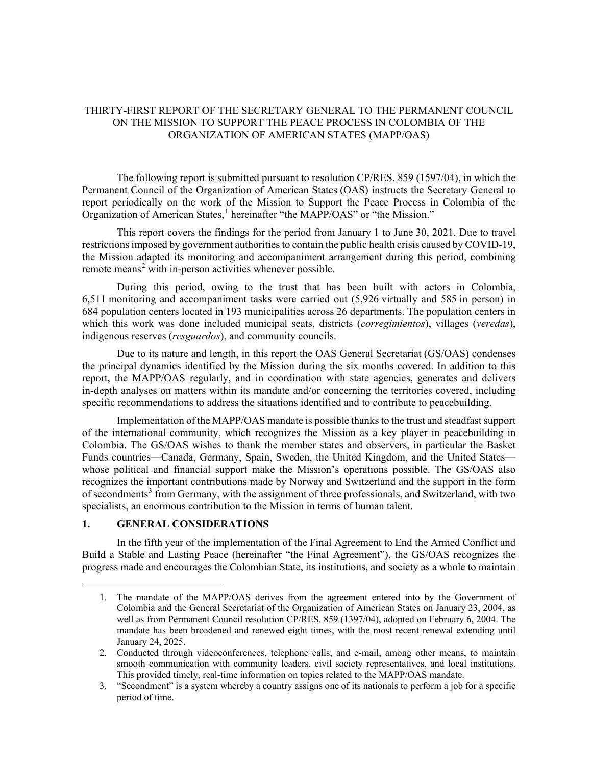# THIRTY-FIRST REPORT OF THE SECRETARY GENERAL TO THE PERMANENT COUNCIL ON THE MISSION TO SUPPORT THE PEACE PROCESS IN COLOMBIA OF THE ORGANIZATION OF AMERICAN STATES (MAPP/OAS)

The following report is submitted pursuant to resolution CP/RES. 859 (1597/04), in which the Permanent Council of the Organization of American States (OAS) instructs the Secretary General to report periodically on the work of the Mission to Support the Peace Process in Colombia of the Organization of American States,[1] hereinafter "the MAPP/OAS" or "the Mission."

This report covers the findings for the period from January 1 to June 30, 2021. Due to travel restrictions imposed by government authorities to contain the public health crisis caused by COVID-19, the Mission adapted its monitoring and accompaniment arrangement during this period, combining remote means[2] with in-person activities whenever possible.

During this period, owing to the trust that has been built with actors in Colombia, 6,511 monitoring and accompaniment tasks were carried out (5,926 virtually and 585 in person) in 684 population centers located in 193 municipalities across 26 departments. The population centers in which this work was done included municipal seats, districts (*corregimientos*), villages (*veredas*), indigenous reserves (*resguardos*), and community councils.

Due to its nature and length, in this report the OAS General Secretariat (GS/OAS) condenses the principal dynamics identified by the Mission during the six months covered. In addition to this report, the MAPP/OAS regularly, and in coordination with state agencies, generates and delivers in-depth analyses on matters within its mandate and/or concerning the territories covered, including specific recommendations to address the situations identified and to contribute to peacebuilding.

Implementation of the MAPP/OAS mandate is possible thanks to the trust and steadfast support of the international community, which recognizes the Mission as a key player in peacebuilding in Colombia. The GS/OAS wishes to thank the member states and observers, in particular the Basket Funds countries—Canada, Germany, Spain, Sweden, the United Kingdom, and the United States—whose political and financial support make the Mission's operations possible. The GS/OAS also recognizes the important contributions made by Norway and Switzerland and the support in the form of secondments[3] from Germany, with the assignment of three professionals, and Switzerland, with two specialists, an enormous contribution to the Mission in terms of human talent.

## 1. GENERAL CONSIDERATIONS

In the fifth year of the implementation of the Final Agreement to End the Armed Conflict and Build a Stable and Lasting Peace (hereinafter "the Final Agreement"), the GS/OAS recognizes the progress made and encourages the Colombian State, its institutions, and society as a whole to maintain

---

1. The mandate of the MAPP/OAS derives from the agreement entered into by the Government of Colombia and the General Secretariat of the Organization of American States on January 23, 2004, as well as from Permanent Council resolution CP/RES. 859 (1397/04), adopted on February 6, 2004. The mandate has been broadened and renewed eight times, with the most recent renewal extending until January 24, 2025.
2. Conducted through videoconferences, telephone calls, and e-mail, among other means, to maintain smooth communication with community leaders, civil society representatives, and local institutions. This provided timely, real-time information on topics related to the MAPP/OAS mandate.
3. "Secondment" is a system whereby a country assigns one of its nationals to perform a job for a specific period of time.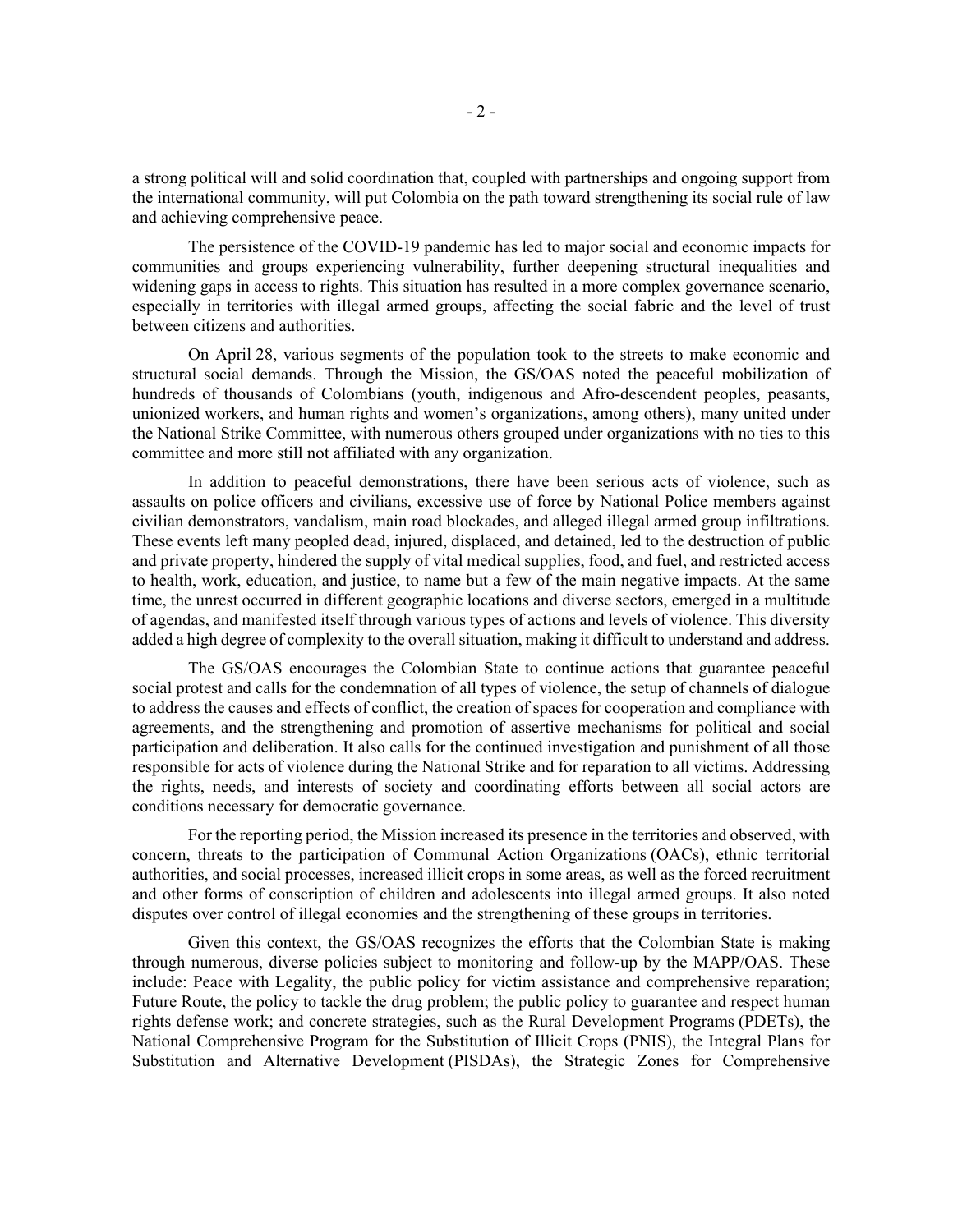a strong political will and solid coordination that, coupled with partnerships and ongoing support from the international community, will put Colombia on the path toward strengthening its social rule of law and achieving comprehensive peace.

The persistence of the COVID-19 pandemic has led to major social and economic impacts for communities and groups experiencing vulnerability, further deepening structural inequalities and widening gaps in access to rights. This situation has resulted in a more complex governance scenario, especially in territories with illegal armed groups, affecting the social fabric and the level of trust between citizens and authorities.

On April 28, various segments of the population took to the streets to make economic and structural social demands. Through the Mission, the GS/OAS noted the peaceful mobilization of hundreds of thousands of Colombians (youth, indigenous and Afro-descendent peoples, peasants, unionized workers, and human rights and women's organizations, among others), many united under the National Strike Committee, with numerous others grouped under organizations with no ties to this committee and more still not affiliated with any organization.

In addition to peaceful demonstrations, there have been serious acts of violence, such as assaults on police officers and civilians, excessive use of force by National Police members against civilian demonstrators, vandalism, main road blockades, and alleged illegal armed group infiltrations. These events left many peopled dead, injured, displaced, and detained, led to the destruction of public and private property, hindered the supply of vital medical supplies, food, and fuel, and restricted access to health, work, education, and justice, to name but a few of the main negative impacts. At the same time, the unrest occurred in different geographic locations and diverse sectors, emerged in a multitude of agendas, and manifested itself through various types of actions and levels of violence. This diversity added a high degree of complexity to the overall situation, making it difficult to understand and address.

The GS/OAS encourages the Colombian State to continue actions that guarantee peaceful social protest and calls for the condemnation of all types of violence, the setup of channels of dialogue to address the causes and effects of conflict, the creation of spaces for cooperation and compliance with agreements, and the strengthening and promotion of assertive mechanisms for political and social participation and deliberation. It also calls for the continued investigation and punishment of all those responsible for acts of violence during the National Strike and for reparation to all victims. Addressing the rights, needs, and interests of society and coordinating efforts between all social actors are conditions necessary for democratic governance.

For the reporting period, the Mission increased its presence in the territories and observed, with concern, threats to the participation of Communal Action Organizations (OACs), ethnic territorial authorities, and social processes, increased illicit crops in some areas, as well as the forced recruitment and other forms of conscription of children and adolescents into illegal armed groups. It also noted disputes over control of illegal economies and the strengthening of these groups in territories.

Given this context, the GS/OAS recognizes the efforts that the Colombian State is making through numerous, diverse policies subject to monitoring and follow-up by the MAPP/OAS. These include: Peace with Legality, the public policy for victim assistance and comprehensive reparation; Future Route, the policy to tackle the drug problem; the public policy to guarantee and respect human rights defense work; and concrete strategies, such as the Rural Development Programs (PDETs), the National Comprehensive Program for the Substitution of Illicit Crops (PNIS), the Integral Plans for Substitution and Alternative Development (PISDAs), the Strategic Zones for Comprehensive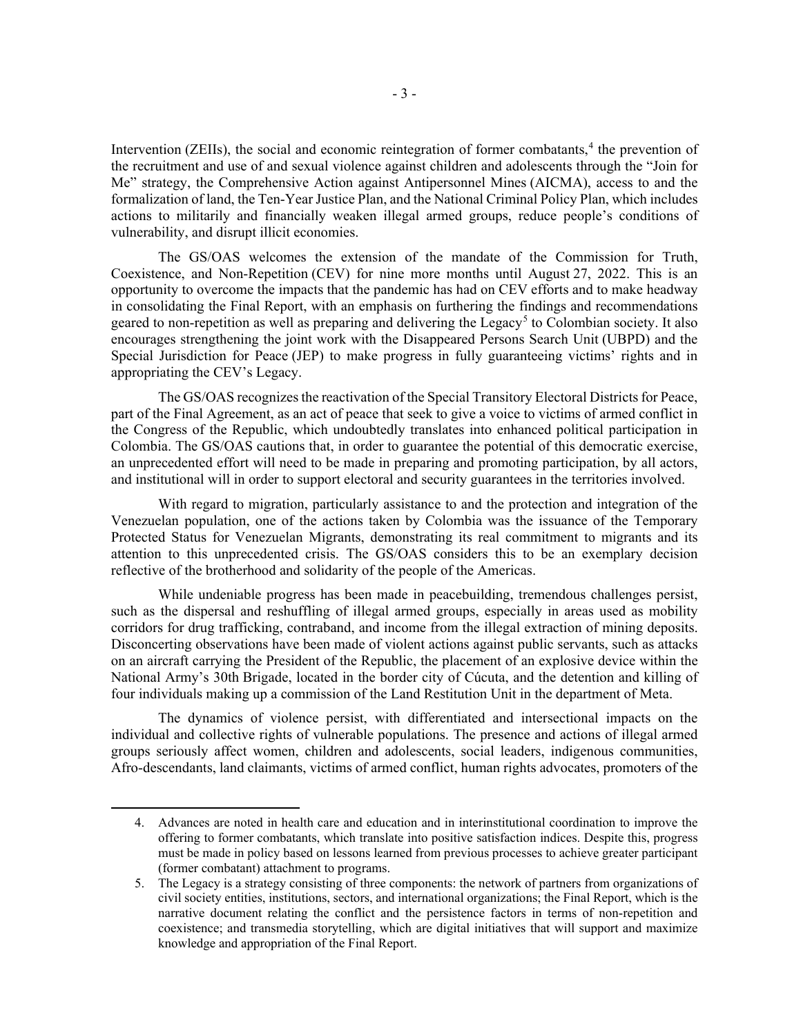Intervention (ZEIIs), the social and economic reintegration of former combatants,[4] the prevention of the recruitment and use of and sexual violence against children and adolescents through the "Join for Me" strategy, the Comprehensive Action against Antipersonnel Mines (AICMA), access to and the formalization of land, the Ten-Year Justice Plan, and the National Criminal Policy Plan, which includes actions to militarily and financially weaken illegal armed groups, reduce people's conditions of vulnerability, and disrupt illicit economies.

The GS/OAS welcomes the extension of the mandate of the Commission for Truth, Coexistence, and Non-Repetition (CEV) for nine more months until August 27, 2022. This is an opportunity to overcome the impacts that the pandemic has had on CEV efforts and to make headway in consolidating the Final Report, with an emphasis on furthering the findings and recommendations geared to non-repetition as well as preparing and delivering the Legacy[5] to Colombian society. It also encourages strengthening the joint work with the Disappeared Persons Search Unit (UBPD) and the Special Jurisdiction for Peace (JEP) to make progress in fully guaranteeing victims' rights and in appropriating the CEV's Legacy.

The GS/OAS recognizes the reactivation of the Special Transitory Electoral Districts for Peace, part of the Final Agreement, as an act of peace that seek to give a voice to victims of armed conflict in the Congress of the Republic, which undoubtedly translates into enhanced political participation in Colombia. The GS/OAS cautions that, in order to guarantee the potential of this democratic exercise, an unprecedented effort will need to be made in preparing and promoting participation, by all actors, and institutional will in order to support electoral and security guarantees in the territories involved.

With regard to migration, particularly assistance to and the protection and integration of the Venezuelan population, one of the actions taken by Colombia was the issuance of the Temporary Protected Status for Venezuelan Migrants, demonstrating its real commitment to migrants and its attention to this unprecedented crisis. The GS/OAS considers this to be an exemplary decision reflective of the brotherhood and solidarity of the people of the Americas.

While undeniable progress has been made in peacebuilding, tremendous challenges persist, such as the dispersal and reshuffling of illegal armed groups, especially in areas used as mobility corridors for drug trafficking, contraband, and income from the illegal extraction of mining deposits. Disconcerting observations have been made of violent actions against public servants, such as attacks on an aircraft carrying the President of the Republic, the placement of an explosive device within the National Army's 30th Brigade, located in the border city of Cúcuta, and the detention and killing of four individuals making up a commission of the Land Restitution Unit in the department of Meta.

The dynamics of violence persist, with differentiated and intersectional impacts on the individual and collective rights of vulnerable populations. The presence and actions of illegal armed groups seriously affect women, children and adolescents, social leaders, indigenous communities, Afro-descendants, land claimants, victims of armed conflict, human rights advocates, promoters of the

---

4. Advances are noted in health care and education and in interinstitutional coordination to improve the offering to former combatants, which translate into positive satisfaction indices. Despite this, progress must be made in policy based on lessons learned from previous processes to achieve greater participant (former combatant) attachment to programs.

5. The Legacy is a strategy consisting of three components: the network of partners from organizations of civil society entities, institutions, sectors, and international organizations; the Final Report, which is the narrative document relating the conflict and the persistence factors in terms of non-repetition and coexistence; and transmedia storytelling, which are digital initiatives that will support and maximize knowledge and appropriation of the Final Report.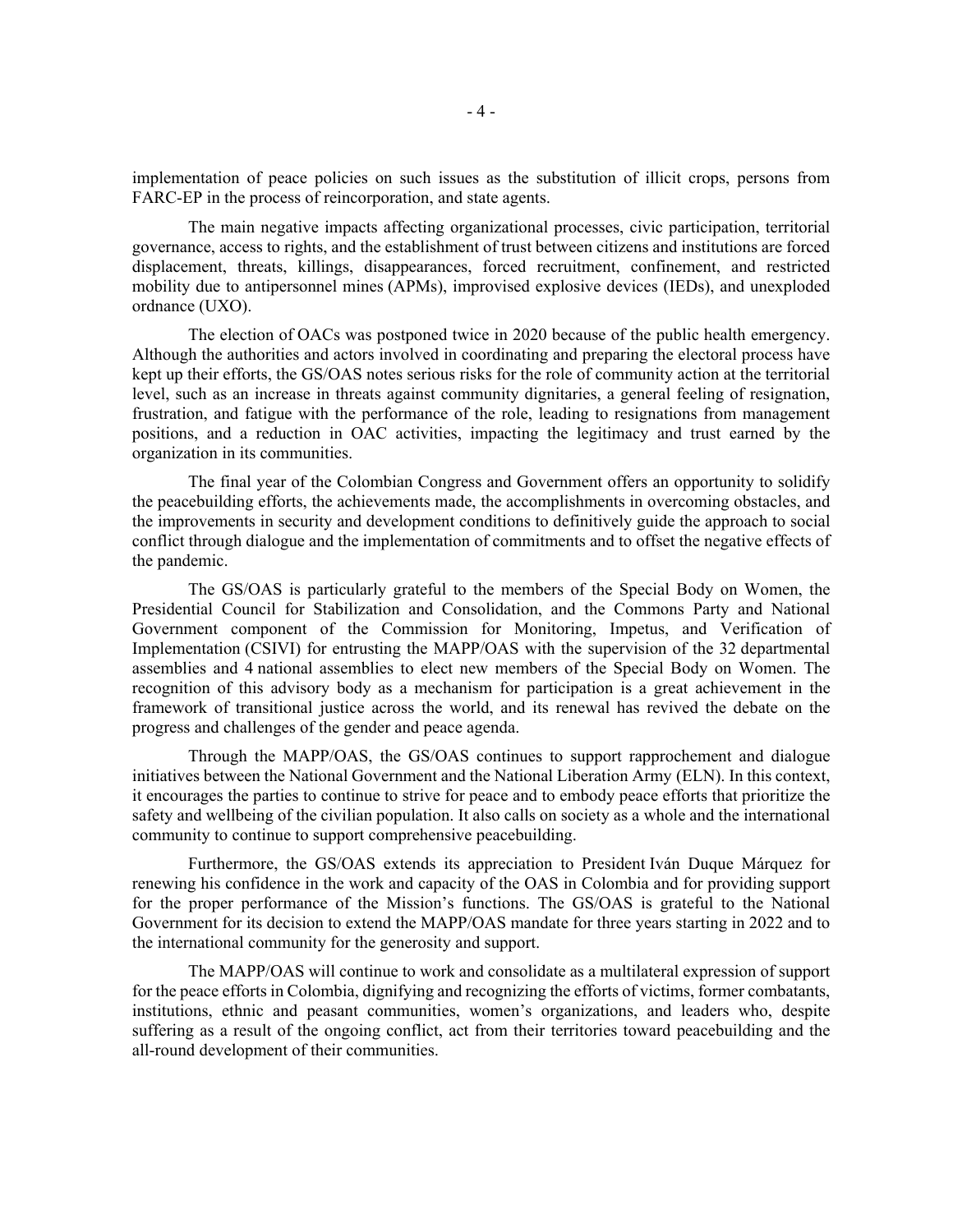implementation of peace policies on such issues as the substitution of illicit crops, persons from FARC-EP in the process of reincorporation, and state agents.

The main negative impacts affecting organizational processes, civic participation, territorial governance, access to rights, and the establishment of trust between citizens and institutions are forced displacement, threats, killings, disappearances, forced recruitment, confinement, and restricted mobility due to antipersonnel mines (APMs), improvised explosive devices (IEDs), and unexploded ordnance (UXO).

The election of OACs was postponed twice in 2020 because of the public health emergency. Although the authorities and actors involved in coordinating and preparing the electoral process have kept up their efforts, the GS/OAS notes serious risks for the role of community action at the territorial level, such as an increase in threats against community dignitaries, a general feeling of resignation, frustration, and fatigue with the performance of the role, leading to resignations from management positions, and a reduction in OAC activities, impacting the legitimacy and trust earned by the organization in its communities.

The final year of the Colombian Congress and Government offers an opportunity to solidify the peacebuilding efforts, the achievements made, the accomplishments in overcoming obstacles, and the improvements in security and development conditions to definitively guide the approach to social conflict through dialogue and the implementation of commitments and to offset the negative effects of the pandemic.

The GS/OAS is particularly grateful to the members of the Special Body on Women, the Presidential Council for Stabilization and Consolidation, and the Commons Party and National Government component of the Commission for Monitoring, Impetus, and Verification of Implementation (CSIVI) for entrusting the MAPP/OAS with the supervision of the 32 departmental assemblies and 4 national assemblies to elect new members of the Special Body on Women. The recognition of this advisory body as a mechanism for participation is a great achievement in the framework of transitional justice across the world, and its renewal has revived the debate on the progress and challenges of the gender and peace agenda.

Through the MAPP/OAS, the GS/OAS continues to support rapprochement and dialogue initiatives between the National Government and the National Liberation Army (ELN). In this context, it encourages the parties to continue to strive for peace and to embody peace efforts that prioritize the safety and wellbeing of the civilian population. It also calls on society as a whole and the international community to continue to support comprehensive peacebuilding.

Furthermore, the GS/OAS extends its appreciation to President Iván Duque Márquez for renewing his confidence in the work and capacity of the OAS in Colombia and for providing support for the proper performance of the Mission's functions. The GS/OAS is grateful to the National Government for its decision to extend the MAPP/OAS mandate for three years starting in 2022 and to the international community for the generosity and support.

The MAPP/OAS will continue to work and consolidate as a multilateral expression of support for the peace efforts in Colombia, dignifying and recognizing the efforts of victims, former combatants, institutions, ethnic and peasant communities, women's organizations, and leaders who, despite suffering as a result of the ongoing conflict, act from their territories toward peacebuilding and the all-round development of their communities.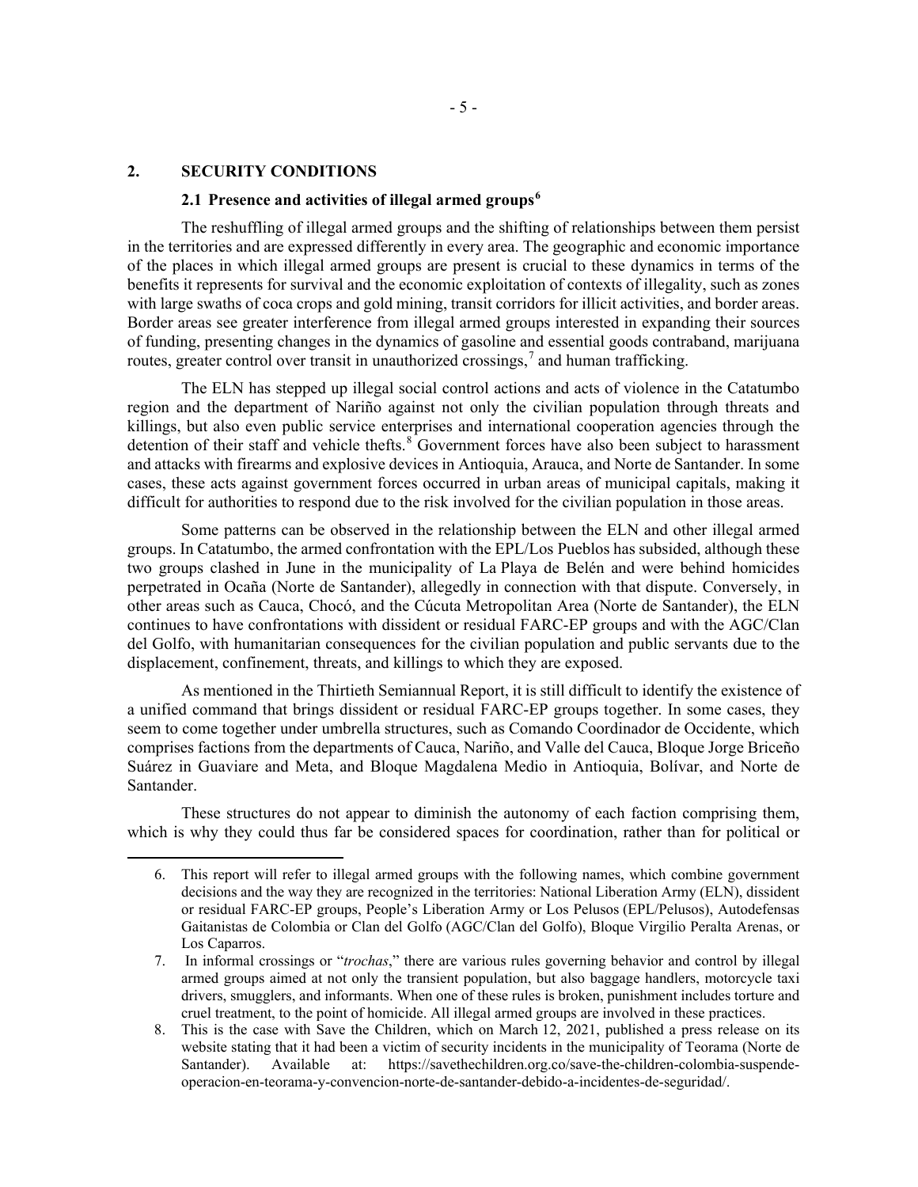## 2. SECURITY CONDITIONS

### 2.1 Presence and activities of illegal armed groups[6]

The reshuffling of illegal armed groups and the shifting of relationships between them persist in the territories and are expressed differently in every area. The geographic and economic importance of the places in which illegal armed groups are present is crucial to these dynamics in terms of the benefits it represents for survival and the economic exploitation of contexts of illegality, such as zones with large swaths of coca crops and gold mining, transit corridors for illicit activities, and border areas. Border areas see greater interference from illegal armed groups interested in expanding their sources of funding, presenting changes in the dynamics of gasoline and essential goods contraband, marijuana routes, greater control over transit in unauthorized crossings,[7] and human trafficking.

The ELN has stepped up illegal social control actions and acts of violence in the Catatumbo region and the department of Nariño against not only the civilian population through threats and killings, but also even public service enterprises and international cooperation agencies through the detention of their staff and vehicle thefts.[8] Government forces have also been subject to harassment and attacks with firearms and explosive devices in Antioquia, Arauca, and Norte de Santander. In some cases, these acts against government forces occurred in urban areas of municipal capitals, making it difficult for authorities to respond due to the risk involved for the civilian population in those areas.

Some patterns can be observed in the relationship between the ELN and other illegal armed groups. In Catatumbo, the armed confrontation with the EPL/Los Pueblos has subsided, although these two groups clashed in June in the municipality of La Playa de Belén and were behind homicides perpetrated in Ocaña (Norte de Santander), allegedly in connection with that dispute. Conversely, in other areas such as Cauca, Chocó, and the Cúcuta Metropolitan Area (Norte de Santander), the ELN continues to have confrontations with dissident or residual FARC-EP groups and with the AGC/Clan del Golfo, with humanitarian consequences for the civilian population and public servants due to the displacement, confinement, threats, and killings to which they are exposed.

As mentioned in the Thirtieth Semiannual Report, it is still difficult to identify the existence of a unified command that brings dissident or residual FARC-EP groups together. In some cases, they seem to come together under umbrella structures, such as Comando Coordinador de Occidente, which comprises factions from the departments of Cauca, Nariño, and Valle del Cauca, Bloque Jorge Briceño Suárez in Guaviare and Meta, and Bloque Magdalena Medio in Antioquia, Bolívar, and Norte de Santander.

These structures do not appear to diminish the autonomy of each faction comprising them, which is why they could thus far be considered spaces for coordination, rather than for political or

---

6. This report will refer to illegal armed groups with the following names, which combine government decisions and the way they are recognized in the territories: National Liberation Army (ELN), dissident or residual FARC-EP groups, People's Liberation Army or Los Pelusos (EPL/Pelusos), Autodefensas Gaitanistas de Colombia or Clan del Golfo (AGC/Clan del Golfo), Bloque Virgilio Peralta Arenas, or Los Caparros.

7. In informal crossings or "*trochas*," there are various rules governing behavior and control by illegal armed groups aimed at not only the transient population, but also baggage handlers, motorcycle taxi drivers, smugglers, and informants. When one of these rules is broken, punishment includes torture and cruel treatment, to the point of homicide. All illegal armed groups are involved in these practices.

8. This is the case with Save the Children, which on March 12, 2021, published a press release on its website stating that it had been a victim of security incidents in the municipality of Teorama (Norte de Santander). Available at: https://savethechildren.org.co/save-the-children-colombia-suspende-operacion-en-teorama-y-convencion-norte-de-santander-debido-a-incidentes-de-seguridad/.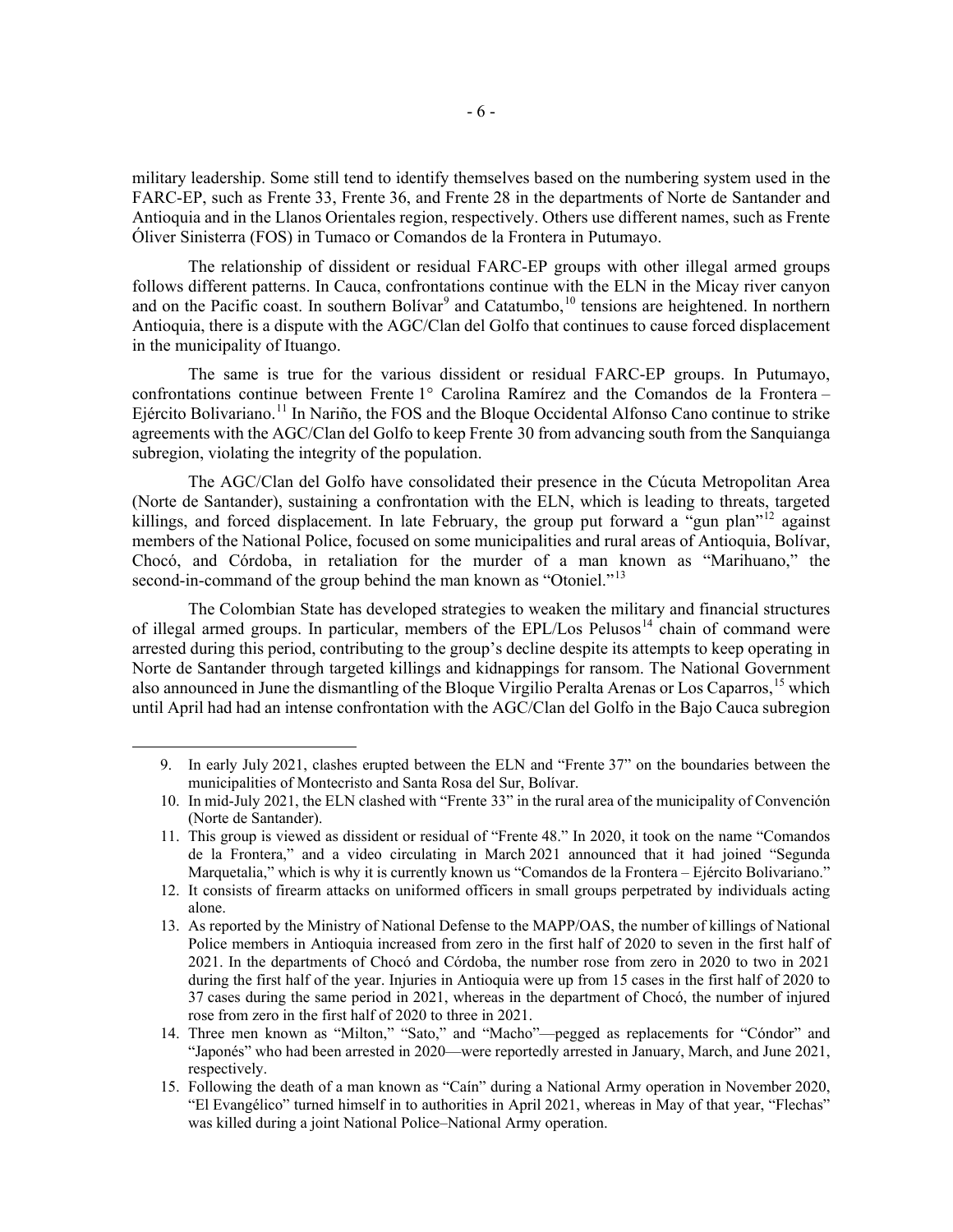military leadership. Some still tend to identify themselves based on the numbering system used in the FARC-EP, such as Frente 33, Frente 36, and Frente 28 in the departments of Norte de Santander and Antioquia and in the Llanos Orientales region, respectively. Others use different names, such as Frente Óliver Sinisterra (FOS) in Tumaco or Comandos de la Frontera in Putumayo.

The relationship of dissident or residual FARC-EP groups with other illegal armed groups follows different patterns. In Cauca, confrontations continue with the ELN in the Micay river canyon and on the Pacific coast. In southern Bolívar[9] and Catatumbo,[10] tensions are heightened. In northern Antioquia, there is a dispute with the AGC/Clan del Golfo that continues to cause forced displacement in the municipality of Ituango.

The same is true for the various dissident or residual FARC-EP groups. In Putumayo, confrontations continue between Frente 1° Carolina Ramírez and the Comandos de la Frontera – Ejército Bolivariano.[11] In Nariño, the FOS and the Bloque Occidental Alfonso Cano continue to strike agreements with the AGC/Clan del Golfo to keep Frente 30 from advancing south from the Sanquianga subregion, violating the integrity of the population.

The AGC/Clan del Golfo have consolidated their presence in the Cúcuta Metropolitan Area (Norte de Santander), sustaining a confrontation with the ELN, which is leading to threats, targeted killings, and forced displacement. In late February, the group put forward a "gun plan"[12] against members of the National Police, focused on some municipalities and rural areas of Antioquia, Bolívar, Chocó, and Córdoba, in retaliation for the murder of a man known as "Marihuano," the second-in-command of the group behind the man known as "Otoniel."[13]

The Colombian State has developed strategies to weaken the military and financial structures of illegal armed groups. In particular, members of the EPL/Los Pelusos[14] chain of command were arrested during this period, contributing to the group's decline despite its attempts to keep operating in Norte de Santander through targeted killings and kidnappings for ransom. The National Government also announced in June the dismantling of the Bloque Virgilio Peralta Arenas or Los Caparros,[15] which until April had had an intense confrontation with the AGC/Clan del Golfo in the Bajo Cauca subregion

---

9. In early July 2021, clashes erupted between the ELN and "Frente 37" on the boundaries between the municipalities of Montecristo and Santa Rosa del Sur, Bolívar.
10. In mid-July 2021, the ELN clashed with "Frente 33" in the rural area of the municipality of Convención (Norte de Santander).
11. This group is viewed as dissident or residual of "Frente 48." In 2020, it took on the name "Comandos de la Frontera," and a video circulating in March 2021 announced that it had joined "Segunda Marquetalia," which is why it is currently known us "Comandos de la Frontera – Ejército Bolivariano."
12. It consists of firearm attacks on uniformed officers in small groups perpetrated by individuals acting alone.
13. As reported by the Ministry of National Defense to the MAPP/OAS, the number of killings of National Police members in Antioquia increased from zero in the first half of 2020 to seven in the first half of 2021. In the departments of Chocó and Córdoba, the number rose from zero in 2020 to two in 2021 during the first half of the year. Injuries in Antioquia were up from 15 cases in the first half of 2020 to 37 cases during the same period in 2021, whereas in the department of Chocó, the number of injured rose from zero in the first half of 2020 to three in 2021.
14. Three men known as "Milton," "Sato," and "Macho"—pegged as replacements for "Cóndor" and "Japonés" who had been arrested in 2020—were reportedly arrested in January, March, and June 2021, respectively.
15. Following the death of a man known as "Caín" during a National Army operation in November 2020, "El Evangélico" turned himself in to authorities in April 2021, whereas in May of that year, "Flechas" was killed during a joint National Police–National Army operation.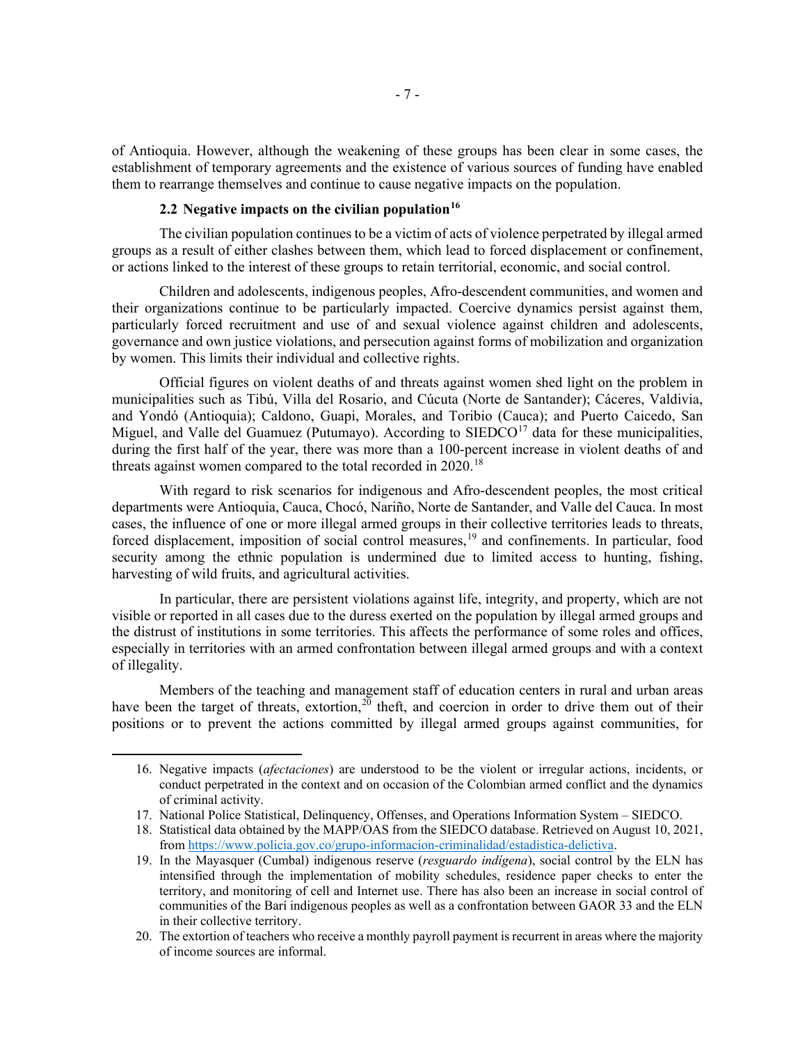of Antioquia. However, although the weakening of these groups has been clear in some cases, the establishment of temporary agreements and the existence of various sources of funding have enabled them to rearrange themselves and continue to cause negative impacts on the population.

### 2.2 Negative impacts on the civilian population[16]

The civilian population continues to be a victim of acts of violence perpetrated by illegal armed groups as a result of either clashes between them, which lead to forced displacement or confinement, or actions linked to the interest of these groups to retain territorial, economic, and social control.

Children and adolescents, indigenous peoples, Afro-descendent communities, and women and their organizations continue to be particularly impacted. Coercive dynamics persist against them, particularly forced recruitment and use of and sexual violence against children and adolescents, governance and own justice violations, and persecution against forms of mobilization and organization by women. This limits their individual and collective rights.

Official figures on violent deaths of and threats against women shed light on the problem in municipalities such as Tibú, Villa del Rosario, and Cúcuta (Norte de Santander); Cáceres, Valdivia, and Yondó (Antioquia); Caldono, Guapi, Morales, and Toribio (Cauca); and Puerto Caicedo, San Miguel, and Valle del Guamuez (Putumayo). According to SIEDCO[17] data for these municipalities, during the first half of the year, there was more than a 100-percent increase in violent deaths of and threats against women compared to the total recorded in 2020.[18]

With regard to risk scenarios for indigenous and Afro-descendent peoples, the most critical departments were Antioquia, Cauca, Chocó, Nariño, Norte de Santander, and Valle del Cauca. In most cases, the influence of one or more illegal armed groups in their collective territories leads to threats, forced displacement, imposition of social control measures,[19] and confinements. In particular, food security among the ethnic population is undermined due to limited access to hunting, fishing, harvesting of wild fruits, and agricultural activities.

In particular, there are persistent violations against life, integrity, and property, which are not visible or reported in all cases due to the duress exerted on the population by illegal armed groups and the distrust of institutions in some territories. This affects the performance of some roles and offices, especially in territories with an armed confrontation between illegal armed groups and with a context of illegality.

Members of the teaching and management staff of education centers in rural and urban areas have been the target of threats, extortion,[20] theft, and coercion in order to drive them out of their positions or to prevent the actions committed by illegal armed groups against communities, for

---

16. Negative impacts (*afectaciones*) are understood to be the violent or irregular actions, incidents, or conduct perpetrated in the context and on occasion of the Colombian armed conflict and the dynamics of criminal activity.
17. National Police Statistical, Delinquency, Offenses, and Operations Information System – SIEDCO.
18. Statistical data obtained by the MAPP/OAS from the SIEDCO database. Retrieved on August 10, 2021, from https://www.policia.gov.co/grupo-informacion-criminalidad/estadistica-delictiva.
19. In the Mayasquer (Cumbal) indigenous reserve (*resguardo indígena*), social control by the ELN has intensified through the implementation of mobility schedules, residence paper checks to enter the territory, and monitoring of cell and Internet use. There has also been an increase in social control of communities of the Barí indigenous peoples as well as a confrontation between GAOR 33 and the ELN in their collective territory.
20. The extortion of teachers who receive a monthly payroll payment is recurrent in areas where the majority of income sources are informal.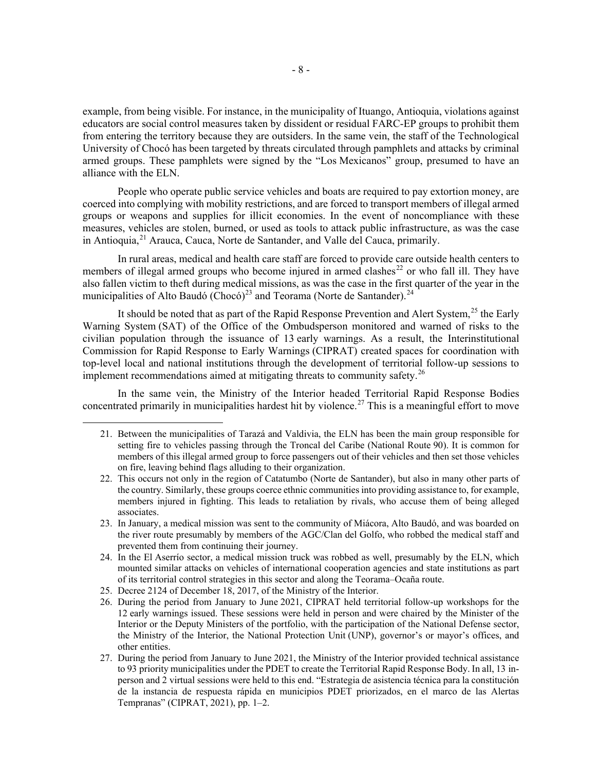example, from being visible. For instance, in the municipality of Ituango, Antioquia, violations against educators are social control measures taken by dissident or residual FARC-EP groups to prohibit them from entering the territory because they are outsiders. In the same vein, the staff of the Technological University of Chocó has been targeted by threats circulated through pamphlets and attacks by criminal armed groups. These pamphlets were signed by the "Los Mexicanos" group, presumed to have an alliance with the ELN.

People who operate public service vehicles and boats are required to pay extortion money, are coerced into complying with mobility restrictions, and are forced to transport members of illegal armed groups or weapons and supplies for illicit economies. In the event of noncompliance with these measures, vehicles are stolen, burned, or used as tools to attack public infrastructure, as was the case in Antioquia,[21] Arauca, Cauca, Norte de Santander, and Valle del Cauca, primarily.

In rural areas, medical and health care staff are forced to provide care outside health centers to members of illegal armed groups who become injured in armed clashes[22] or who fall ill. They have also fallen victim to theft during medical missions, as was the case in the first quarter of the year in the municipalities of Alto Baudó (Chocó)[23] and Teorama (Norte de Santander).[24]

It should be noted that as part of the Rapid Response Prevention and Alert System,[25] the Early Warning System (SAT) of the Office of the Ombudsperson monitored and warned of risks to the civilian population through the issuance of 13 early warnings. As a result, the Interinstitutional Commission for Rapid Response to Early Warnings (CIPRAT) created spaces for coordination with top-level local and national institutions through the development of territorial follow-up sessions to implement recommendations aimed at mitigating threats to community safety.[26]

In the same vein, the Ministry of the Interior headed Territorial Rapid Response Bodies concentrated primarily in municipalities hardest hit by violence.[27] This is a meaningful effort to move

---

21. Between the municipalities of Tarazá and Valdivia, the ELN has been the main group responsible for setting fire to vehicles passing through the Troncal del Caribe (National Route 90). It is common for members of this illegal armed group to force passengers out of their vehicles and then set those vehicles on fire, leaving behind flags alluding to their organization.
22. This occurs not only in the region of Catatumbo (Norte de Santander), but also in many other parts of the country. Similarly, these groups coerce ethnic communities into providing assistance to, for example, members injured in fighting. This leads to retaliation by rivals, who accuse them of being alleged associates.
23. In January, a medical mission was sent to the community of Miácora, Alto Baudó, and was boarded on the river route presumably by members of the AGC/Clan del Golfo, who robbed the medical staff and prevented them from continuing their journey.
24. In the El Aserrío sector, a medical mission truck was robbed as well, presumably by the ELN, which mounted similar attacks on vehicles of international cooperation agencies and state institutions as part of its territorial control strategies in this sector and along the Teorama–Ocaña route.
25. Decree 2124 of December 18, 2017, of the Ministry of the Interior.
26. During the period from January to June 2021, CIPRAT held territorial follow-up workshops for the 12 early warnings issued. These sessions were held in person and were chaired by the Minister of the Interior or the Deputy Ministers of the portfolio, with the participation of the National Defense sector, the Ministry of the Interior, the National Protection Unit (UNP), governor's or mayor's offices, and other entities.
27. During the period from January to June 2021, the Ministry of the Interior provided technical assistance to 93 priority municipalities under the PDET to create the Territorial Rapid Response Body. In all, 13 in-person and 2 virtual sessions were held to this end. "Estrategia de asistencia técnica para la constitución de la instancia de respuesta rápida en municipios PDET priorizados, en el marco de las Alertas Tempranas" (CIPRAT, 2021), pp. 1–2.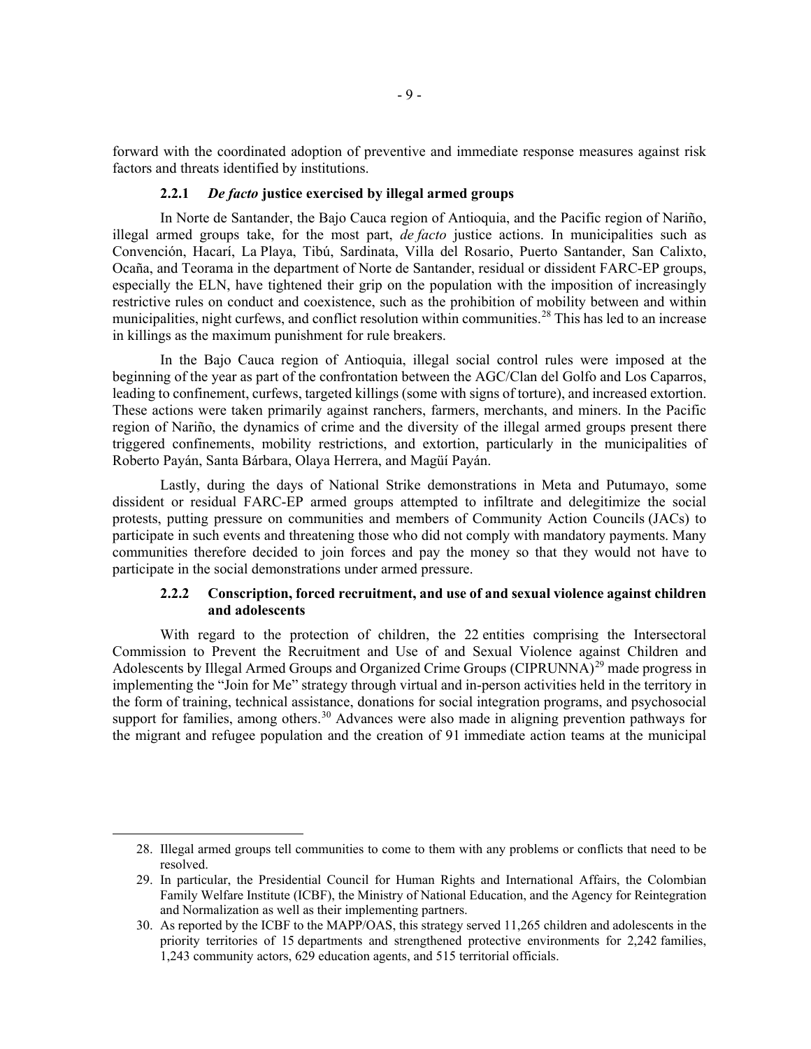forward with the coordinated adoption of preventive and immediate response measures against risk factors and threats identified by institutions.

#### 2.2.1 *De facto* justice exercised by illegal armed groups

In Norte de Santander, the Bajo Cauca region of Antioquia, and the Pacific region of Nariño, illegal armed groups take, for the most part, *de facto* justice actions. In municipalities such as Convención, Hacarí, La Playa, Tibú, Sardinata, Villa del Rosario, Puerto Santander, San Calixto, Ocaña, and Teorama in the department of Norte de Santander, residual or dissident FARC-EP groups, especially the ELN, have tightened their grip on the population with the imposition of increasingly restrictive rules on conduct and coexistence, such as the prohibition of mobility between and within municipalities, night curfews, and conflict resolution within communities.[28] This has led to an increase in killings as the maximum punishment for rule breakers.

In the Bajo Cauca region of Antioquia, illegal social control rules were imposed at the beginning of the year as part of the confrontation between the AGC/Clan del Golfo and Los Caparros, leading to confinement, curfews, targeted killings (some with signs of torture), and increased extortion. These actions were taken primarily against ranchers, farmers, merchants, and miners. In the Pacific region of Nariño, the dynamics of crime and the diversity of the illegal armed groups present there triggered confinements, mobility restrictions, and extortion, particularly in the municipalities of Roberto Payán, Santa Bárbara, Olaya Herrera, and Magüí Payán.

Lastly, during the days of National Strike demonstrations in Meta and Putumayo, some dissident or residual FARC-EP armed groups attempted to infiltrate and delegitimize the social protests, putting pressure on communities and members of Community Action Councils (JACs) to participate in such events and threatening those who did not comply with mandatory payments. Many communities therefore decided to join forces and pay the money so that they would not have to participate in the social demonstrations under armed pressure.

#### 2.2.2 Conscription, forced recruitment, and use of and sexual violence against children and adolescents

With regard to the protection of children, the 22 entities comprising the Intersectoral Commission to Prevent the Recruitment and Use of and Sexual Violence against Children and Adolescents by Illegal Armed Groups and Organized Crime Groups (CIPRUNNA)[29] made progress in implementing the "Join for Me" strategy through virtual and in-person activities held in the territory in the form of training, technical assistance, donations for social integration programs, and psychosocial support for families, among others.[30] Advances were also made in aligning prevention pathways for the migrant and refugee population and the creation of 91 immediate action teams at the municipal

---

28. Illegal armed groups tell communities to come to them with any problems or conflicts that need to be resolved.
29. In particular, the Presidential Council for Human Rights and International Affairs, the Colombian Family Welfare Institute (ICBF), the Ministry of National Education, and the Agency for Reintegration and Normalization as well as their implementing partners.
30. As reported by the ICBF to the MAPP/OAS, this strategy served 11,265 children and adolescents in the priority territories of 15 departments and strengthened protective environments for 2,242 families, 1,243 community actors, 629 education agents, and 515 territorial officials.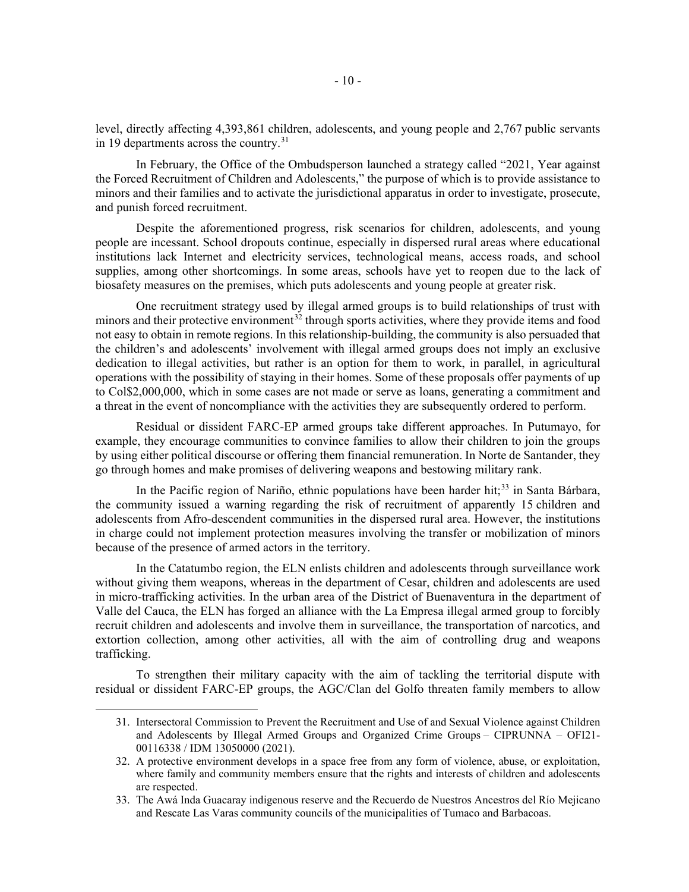level, directly affecting 4,393,861 children, adolescents, and young people and 2,767 public servants in 19 departments across the country.[31]

In February, the Office of the Ombudsperson launched a strategy called "2021, Year against the Forced Recruitment of Children and Adolescents," the purpose of which is to provide assistance to minors and their families and to activate the jurisdictional apparatus in order to investigate, prosecute, and punish forced recruitment.

Despite the aforementioned progress, risk scenarios for children, adolescents, and young people are incessant. School dropouts continue, especially in dispersed rural areas where educational institutions lack Internet and electricity services, technological means, access roads, and school supplies, among other shortcomings. In some areas, schools have yet to reopen due to the lack of biosafety measures on the premises, which puts adolescents and young people at greater risk.

One recruitment strategy used by illegal armed groups is to build relationships of trust with minors and their protective environment[32] through sports activities, where they provide items and food not easy to obtain in remote regions. In this relationship-building, the community is also persuaded that the children's and adolescents' involvement with illegal armed groups does not imply an exclusive dedication to illegal activities, but rather is an option for them to work, in parallel, in agricultural operations with the possibility of staying in their homes. Some of these proposals offer payments of up to Col$2,000,000, which in some cases are not made or serve as loans, generating a commitment and a threat in the event of noncompliance with the activities they are subsequently ordered to perform.

Residual or dissident FARC-EP armed groups take different approaches. In Putumayo, for example, they encourage communities to convince families to allow their children to join the groups by using either political discourse or offering them financial remuneration. In Norte de Santander, they go through homes and make promises of delivering weapons and bestowing military rank.

In the Pacific region of Nariño, ethnic populations have been harder hit;[33] in Santa Bárbara, the community issued a warning regarding the risk of recruitment of apparently 15 children and adolescents from Afro-descendent communities in the dispersed rural area. However, the institutions in charge could not implement protection measures involving the transfer or mobilization of minors because of the presence of armed actors in the territory.

In the Catatumbo region, the ELN enlists children and adolescents through surveillance work without giving them weapons, whereas in the department of Cesar, children and adolescents are used in micro-trafficking activities. In the urban area of the District of Buenaventura in the department of Valle del Cauca, the ELN has forged an alliance with the La Empresa illegal armed group to forcibly recruit children and adolescents and involve them in surveillance, the transportation of narcotics, and extortion collection, among other activities, all with the aim of controlling drug and weapons trafficking.

To strengthen their military capacity with the aim of tackling the territorial dispute with residual or dissident FARC-EP groups, the AGC/Clan del Golfo threaten family members to allow

---

31. Intersectoral Commission to Prevent the Recruitment and Use of and Sexual Violence against Children and Adolescents by Illegal Armed Groups and Organized Crime Groups – CIPRUNNA – OFI21-00116338 / IDM 13050000 (2021).
32. A protective environment develops in a space free from any form of violence, abuse, or exploitation, where family and community members ensure that the rights and interests of children and adolescents are respected.
33. The Awá Inda Guacaray indigenous reserve and the Recuerdo de Nuestros Ancestros del Río Mejicano and Rescate Las Varas community councils of the municipalities of Tumaco and Barbacoas.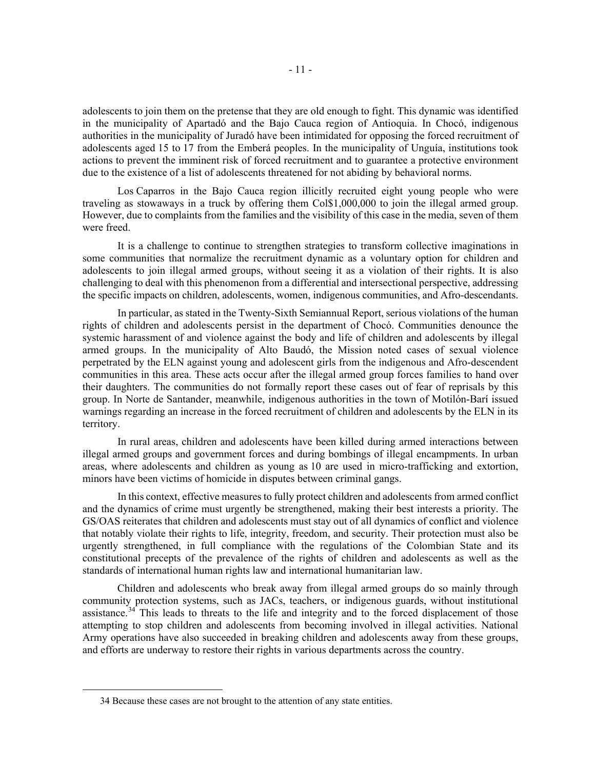adolescents to join them on the pretense that they are old enough to fight. This dynamic was identified in the municipality of Apartadó and the Bajo Cauca region of Antioquia. In Chocó, indigenous authorities in the municipality of Juradó have been intimidated for opposing the forced recruitment of adolescents aged 15 to 17 from the Emberá peoples. In the municipality of Unguía, institutions took actions to prevent the imminent risk of forced recruitment and to guarantee a protective environment due to the existence of a list of adolescents threatened for not abiding by behavioral norms.

Los Caparros in the Bajo Cauca region illicitly recruited eight young people who were traveling as stowaways in a truck by offering them Col$1,000,000 to join the illegal armed group. However, due to complaints from the families and the visibility of this case in the media, seven of them were freed.

It is a challenge to continue to strengthen strategies to transform collective imaginations in some communities that normalize the recruitment dynamic as a voluntary option for children and adolescents to join illegal armed groups, without seeing it as a violation of their rights. It is also challenging to deal with this phenomenon from a differential and intersectional perspective, addressing the specific impacts on children, adolescents, women, indigenous communities, and Afro-descendants.

In particular, as stated in the Twenty-Sixth Semiannual Report, serious violations of the human rights of children and adolescents persist in the department of Chocó. Communities denounce the systemic harassment of and violence against the body and life of children and adolescents by illegal armed groups. In the municipality of Alto Baudó, the Mission noted cases of sexual violence perpetrated by the ELN against young and adolescent girls from the indigenous and Afro-descendent communities in this area. These acts occur after the illegal armed group forces families to hand over their daughters. The communities do not formally report these cases out of fear of reprisals by this group. In Norte de Santander, meanwhile, indigenous authorities in the town of Motilón-Barí issued warnings regarding an increase in the forced recruitment of children and adolescents by the ELN in its territory.

In rural areas, children and adolescents have been killed during armed interactions between illegal armed groups and government forces and during bombings of illegal encampments. In urban areas, where adolescents and children as young as 10 are used in micro-trafficking and extortion, minors have been victims of homicide in disputes between criminal gangs.

In this context, effective measures to fully protect children and adolescents from armed conflict and the dynamics of crime must urgently be strengthened, making their best interests a priority. The GS/OAS reiterates that children and adolescents must stay out of all dynamics of conflict and violence that notably violate their rights to life, integrity, freedom, and security. Their protection must also be urgently strengthened, in full compliance with the regulations of the Colombian State and its constitutional precepts of the prevalence of the rights of children and adolescents as well as the standards of international human rights law and international humanitarian law.

Children and adolescents who break away from illegal armed groups do so mainly through community protection systems, such as JACs, teachers, or indigenous guards, without institutional assistance.[34] This leads to threats to the life and integrity and to the forced displacement of those attempting to stop children and adolescents from becoming involved in illegal activities. National Army operations have also succeeded in breaking children and adolescents away from these groups, and efforts are underway to restore their rights in various departments across the country.

34 Because these cases are not brought to the attention of any state entities.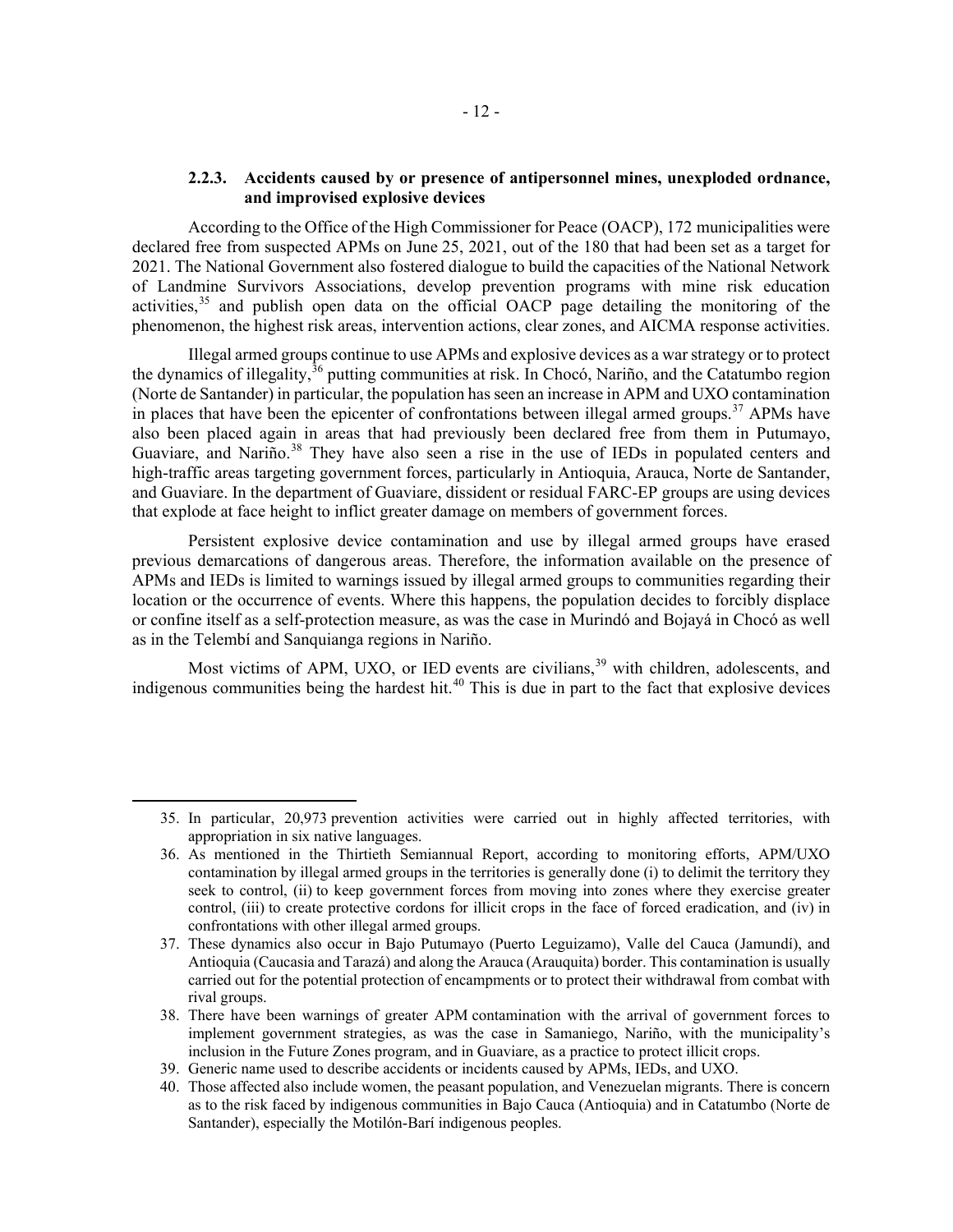### 2.2.3. Accidents caused by or presence of antipersonnel mines, unexploded ordnance, and improvised explosive devices

According to the Office of the High Commissioner for Peace (OACP), 172 municipalities were declared free from suspected APMs on June 25, 2021, out of the 180 that had been set as a target for 2021. The National Government also fostered dialogue to build the capacities of the National Network of Landmine Survivors Associations, develop prevention programs with mine risk education activities,[35] and publish open data on the official OACP page detailing the monitoring of the phenomenon, the highest risk areas, intervention actions, clear zones, and AICMA response activities.

Illegal armed groups continue to use APMs and explosive devices as a war strategy or to protect the dynamics of illegality,[36] putting communities at risk. In Chocó, Nariño, and the Catatumbo region (Norte de Santander) in particular, the population has seen an increase in APM and UXO contamination in places that have been the epicenter of confrontations between illegal armed groups.[37] APMs have also been placed again in areas that had previously been declared free from them in Putumayo, Guaviare, and Nariño.[38] They have also seen a rise in the use of IEDs in populated centers and high-traffic areas targeting government forces, particularly in Antioquia, Arauca, Norte de Santander, and Guaviare. In the department of Guaviare, dissident or residual FARC-EP groups are using devices that explode at face height to inflict greater damage on members of government forces.

Persistent explosive device contamination and use by illegal armed groups have erased previous demarcations of dangerous areas. Therefore, the information available on the presence of APMs and IEDs is limited to warnings issued by illegal armed groups to communities regarding their location or the occurrence of events. Where this happens, the population decides to forcibly displace or confine itself as a self-protection measure, as was the case in Murindó and Bojayá in Chocó as well as in the Telembí and Sanquianga regions in Nariño.

Most victims of APM, UXO, or IED events are civilians,[39] with children, adolescents, and indigenous communities being the hardest hit.[40] This is due in part to the fact that explosive devices

---

35. In particular, 20,973 prevention activities were carried out in highly affected territories, with appropriation in six native languages.
36. As mentioned in the Thirtieth Semiannual Report, according to monitoring efforts, APM/UXO contamination by illegal armed groups in the territories is generally done (i) to delimit the territory they seek to control, (ii) to keep government forces from moving into zones where they exercise greater control, (iii) to create protective cordons for illicit crops in the face of forced eradication, and (iv) in confrontations with other illegal armed groups.
37. These dynamics also occur in Bajo Putumayo (Puerto Leguizamo), Valle del Cauca (Jamundí), and Antioquia (Caucasia and Tarazá) and along the Arauca (Arauquita) border. This contamination is usually carried out for the potential protection of encampments or to protect their withdrawal from combat with rival groups.
38. There have been warnings of greater APM contamination with the arrival of government forces to implement government strategies, as was the case in Samaniego, Nariño, with the municipality's inclusion in the Future Zones program, and in Guaviare, as a practice to protect illicit crops.
39. Generic name used to describe accidents or incidents caused by APMs, IEDs, and UXO.
40. Those affected also include women, the peasant population, and Venezuelan migrants. There is concern as to the risk faced by indigenous communities in Bajo Cauca (Antioquia) and in Catatumbo (Norte de Santander), especially the Motilón-Barí indigenous peoples.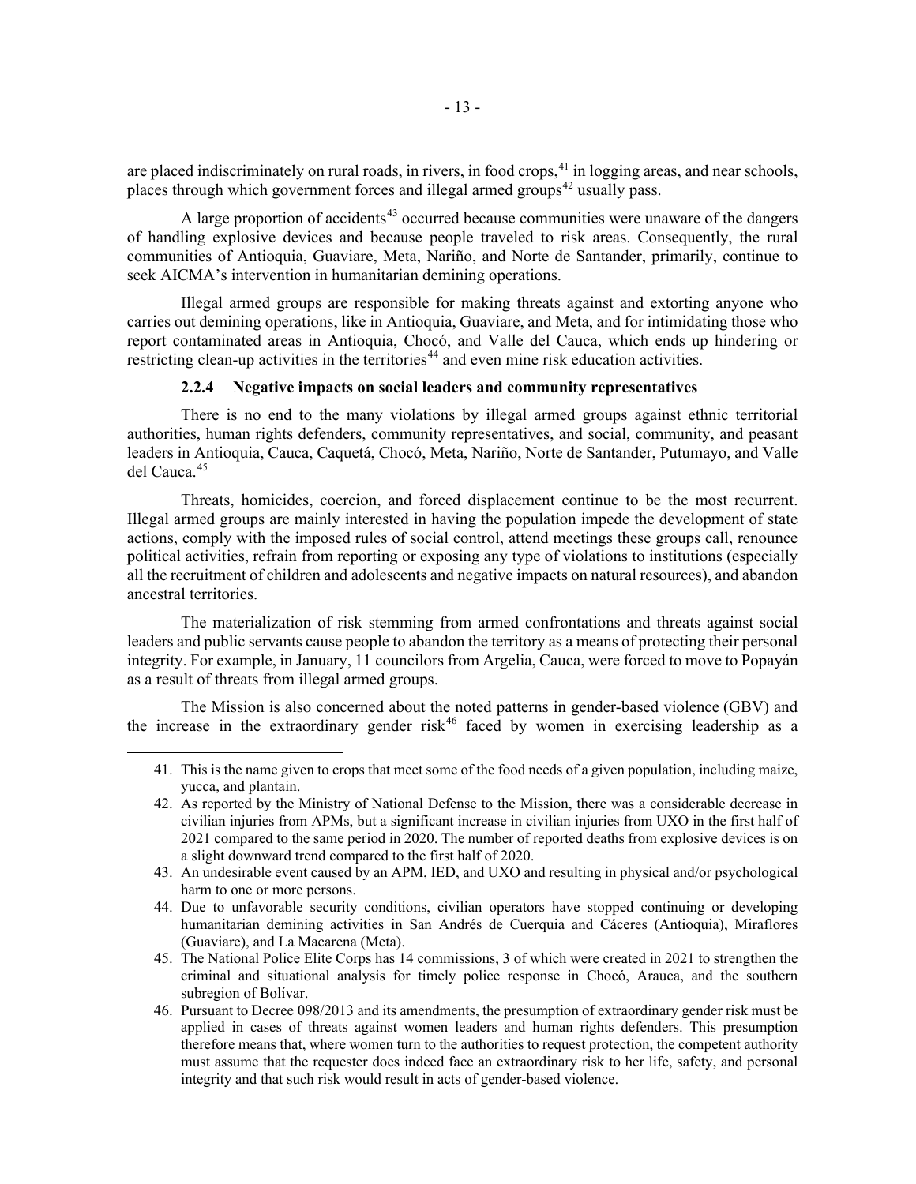are placed indiscriminately on rural roads, in rivers, in food crops,[41] in logging areas, and near schools, places through which government forces and illegal armed groups[42] usually pass.

A large proportion of accidents[43] occurred because communities were unaware of the dangers of handling explosive devices and because people traveled to risk areas. Consequently, the rural communities of Antioquia, Guaviare, Meta, Nariño, and Norte de Santander, primarily, continue to seek AICMA's intervention in humanitarian demining operations.

Illegal armed groups are responsible for making threats against and extorting anyone who carries out demining operations, like in Antioquia, Guaviare, and Meta, and for intimidating those who report contaminated areas in Antioquia, Chocó, and Valle del Cauca, which ends up hindering or restricting clean-up activities in the territories[44] and even mine risk education activities.

#### 2.2.4 Negative impacts on social leaders and community representatives

There is no end to the many violations by illegal armed groups against ethnic territorial authorities, human rights defenders, community representatives, and social, community, and peasant leaders in Antioquia, Cauca, Caquetá, Chocó, Meta, Nariño, Norte de Santander, Putumayo, and Valle del Cauca.[45]

Threats, homicides, coercion, and forced displacement continue to be the most recurrent. Illegal armed groups are mainly interested in having the population impede the development of state actions, comply with the imposed rules of social control, attend meetings these groups call, renounce political activities, refrain from reporting or exposing any type of violations to institutions (especially all the recruitment of children and adolescents and negative impacts on natural resources), and abandon ancestral territories.

The materialization of risk stemming from armed confrontations and threats against social leaders and public servants cause people to abandon the territory as a means of protecting their personal integrity. For example, in January, 11 councilors from Argelia, Cauca, were forced to move to Popayán as a result of threats from illegal armed groups.

The Mission is also concerned about the noted patterns in gender-based violence (GBV) and the increase in the extraordinary gender risk[46] faced by women in exercising leadership as a

---

41. This is the name given to crops that meet some of the food needs of a given population, including maize, yucca, and plantain.
42. As reported by the Ministry of National Defense to the Mission, there was a considerable decrease in civilian injuries from APMs, but a significant increase in civilian injuries from UXO in the first half of 2021 compared to the same period in 2020. The number of reported deaths from explosive devices is on a slight downward trend compared to the first half of 2020.
43. An undesirable event caused by an APM, IED, and UXO and resulting in physical and/or psychological harm to one or more persons.
44. Due to unfavorable security conditions, civilian operators have stopped continuing or developing humanitarian demining activities in San Andrés de Cuerquia and Cáceres (Antioquia), Miraflores (Guaviare), and La Macarena (Meta).
45. The National Police Elite Corps has 14 commissions, 3 of which were created in 2021 to strengthen the criminal and situational analysis for timely police response in Chocó, Arauca, and the southern subregion of Bolívar.
46. Pursuant to Decree 098/2013 and its amendments, the presumption of extraordinary gender risk must be applied in cases of threats against women leaders and human rights defenders. This presumption therefore means that, where women turn to the authorities to request protection, the competent authority must assume that the requester does indeed face an extraordinary risk to her life, safety, and personal integrity and that such risk would result in acts of gender-based violence.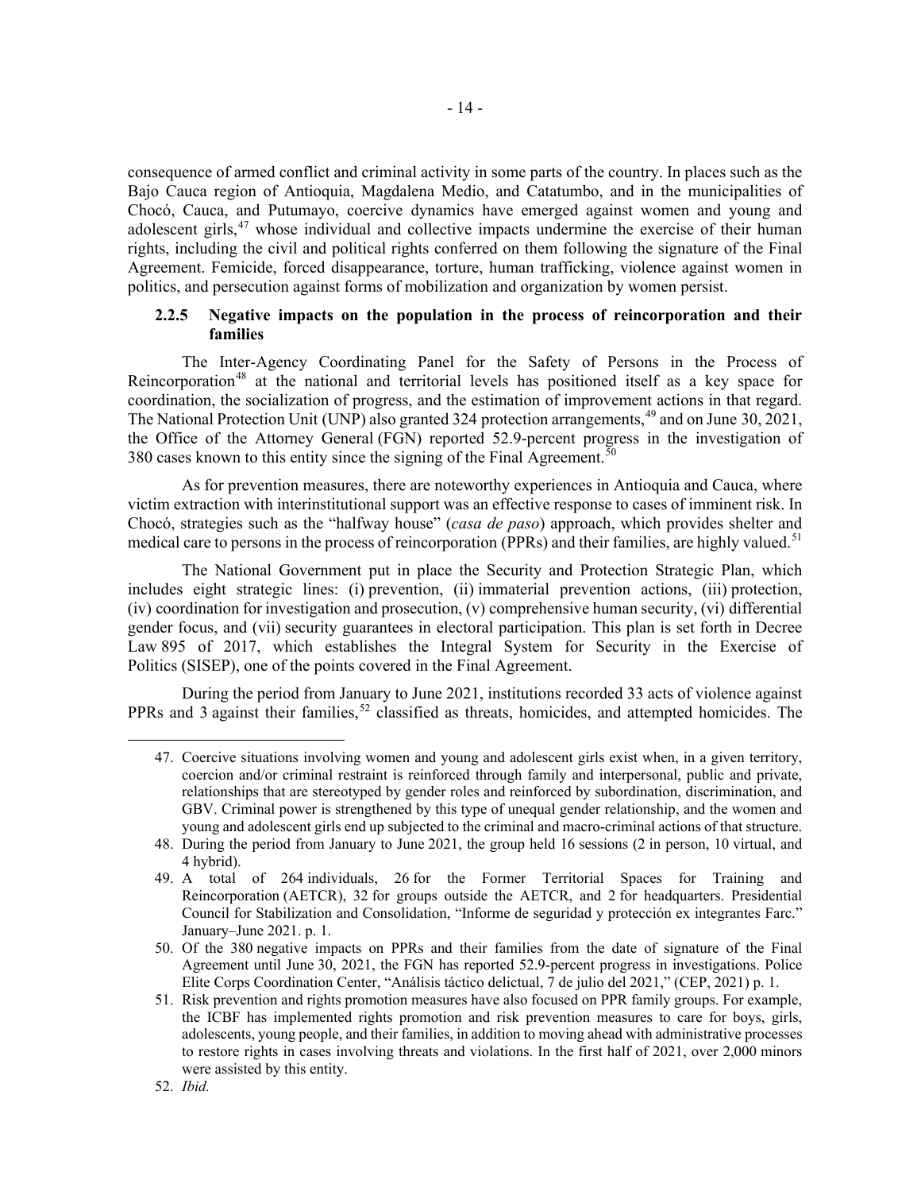consequence of armed conflict and criminal activity in some parts of the country. In places such as the Bajo Cauca region of Antioquia, Magdalena Medio, and Catatumbo, and in the municipalities of Chocó, Cauca, and Putumayo, coercive dynamics have emerged against women and young and adolescent girls,[47] whose individual and collective impacts undermine the exercise of their human rights, including the civil and political rights conferred on them following the signature of the Final Agreement. Femicide, forced disappearance, torture, human trafficking, violence against women in politics, and persecution against forms of mobilization and organization by women persist.

### 2.2.5 Negative impacts on the population in the process of reincorporation and their families

The Inter-Agency Coordinating Panel for the Safety of Persons in the Process of Reincorporation[48] at the national and territorial levels has positioned itself as a key space for coordination, the socialization of progress, and the estimation of improvement actions in that regard. The National Protection Unit (UNP) also granted 324 protection arrangements,[49] and on June 30, 2021, the Office of the Attorney General (FGN) reported 52.9-percent progress in the investigation of 380 cases known to this entity since the signing of the Final Agreement.[50]

As for prevention measures, there are noteworthy experiences in Antioquia and Cauca, where victim extraction with interinstitutional support was an effective response to cases of imminent risk. In Chocó, strategies such as the "halfway house" (*casa de paso*) approach, which provides shelter and medical care to persons in the process of reincorporation (PPRs) and their families, are highly valued.[51]

The National Government put in place the Security and Protection Strategic Plan, which includes eight strategic lines: (i) prevention, (ii) immaterial prevention actions, (iii) protection, (iv) coordination for investigation and prosecution, (v) comprehensive human security, (vi) differential gender focus, and (vii) security guarantees in electoral participation. This plan is set forth in Decree Law 895 of 2017, which establishes the Integral System for Security in the Exercise of Politics (SISEP), one of the points covered in the Final Agreement.

During the period from January to June 2021, institutions recorded 33 acts of violence against PPRs and 3 against their families,[52] classified as threats, homicides, and attempted homicides. The

---

47. Coercive situations involving women and young and adolescent girls exist when, in a given territory, coercion and/or criminal restraint is reinforced through family and interpersonal, public and private, relationships that are stereotyped by gender roles and reinforced by subordination, discrimination, and GBV. Criminal power is strengthened by this type of unequal gender relationship, and the women and young and adolescent girls end up subjected to the criminal and macro-criminal actions of that structure.
48. During the period from January to June 2021, the group held 16 sessions (2 in person, 10 virtual, and 4 hybrid).
49. A total of 264 individuals, 26 for the Former Territorial Spaces for Training and Reincorporation (AETCR), 32 for groups outside the AETCR, and 2 for headquarters. Presidential Council for Stabilization and Consolidation, "Informe de seguridad y protección ex integrantes Farc." January–June 2021. p. 1.
50. Of the 380 negative impacts on PPRs and their families from the date of signature of the Final Agreement until June 30, 2021, the FGN has reported 52.9-percent progress in investigations. Police Elite Corps Coordination Center, "Análisis táctico delictual, 7 de julio del 2021," (CEP, 2021) p. 1.
51. Risk prevention and rights promotion measures have also focused on PPR family groups. For example, the ICBF has implemented rights promotion and risk prevention measures to care for boys, girls, adolescents, young people, and their families, in addition to moving ahead with administrative processes to restore rights in cases involving threats and violations. In the first half of 2021, over 2,000 minors were assisted by this entity.
52. *Ibid.*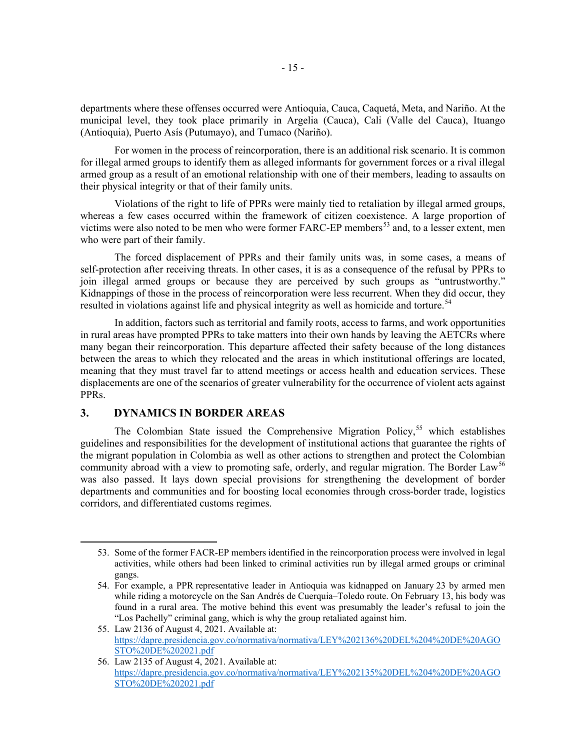departments where these offenses occurred were Antioquia, Cauca, Caquetá, Meta, and Nariño. At the municipal level, they took place primarily in Argelia (Cauca), Cali (Valle del Cauca), Ituango (Antioquia), Puerto Asís (Putumayo), and Tumaco (Nariño).

For women in the process of reincorporation, there is an additional risk scenario. It is common for illegal armed groups to identify them as alleged informants for government forces or a rival illegal armed group as a result of an emotional relationship with one of their members, leading to assaults on their physical integrity or that of their family units.

Violations of the right to life of PPRs were mainly tied to retaliation by illegal armed groups, whereas a few cases occurred within the framework of citizen coexistence. A large proportion of victims were also noted to be men who were former FARC-EP members[53] and, to a lesser extent, men who were part of their family.

The forced displacement of PPRs and their family units was, in some cases, a means of self-protection after receiving threats. In other cases, it is as a consequence of the refusal by PPRs to join illegal armed groups or because they are perceived by such groups as "untrustworthy." Kidnappings of those in the process of reincorporation were less recurrent. When they did occur, they resulted in violations against life and physical integrity as well as homicide and torture.[54]

In addition, factors such as territorial and family roots, access to farms, and work opportunities in rural areas have prompted PPRs to take matters into their own hands by leaving the AETCRs where many began their reincorporation. This departure affected their safety because of the long distances between the areas to which they relocated and the areas in which institutional offerings are located, meaning that they must travel far to attend meetings or access health and education services. These displacements are one of the scenarios of greater vulnerability for the occurrence of violent acts against PPRs.

## 3. DYNAMICS IN BORDER AREAS

The Colombian State issued the Comprehensive Migration Policy,[55] which establishes guidelines and responsibilities for the development of institutional actions that guarantee the rights of the migrant population in Colombia as well as other actions to strengthen and protect the Colombian community abroad with a view to promoting safe, orderly, and regular migration. The Border Law[56] was also passed. It lays down special provisions for strengthening the development of border departments and communities and for boosting local economies through cross-border trade, logistics corridors, and differentiated customs regimes.

---

53. Some of the former FACR-EP members identified in the reincorporation process were involved in legal activities, while others had been linked to criminal activities run by illegal armed groups or criminal gangs.

54. For example, a PPR representative leader in Antioquia was kidnapped on January 23 by armed men while riding a motorcycle on the San Andrés de Cuerquia–Toledo route. On February 13, his body was found in a rural area. The motive behind this event was presumably the leader's refusal to join the "Los Pachelly" criminal gang, which is why the group retaliated against him.

55. Law 2136 of August 4, 2021. Available at: https://dapre.presidencia.gov.co/normativa/normativa/LEY%202136%20DEL%204%20DE%20AGOSTO%20DE%202021.pdf

56. Law 2135 of August 4, 2021. Available at: https://dapre.presidencia.gov.co/normativa/normativa/LEY%202135%20DEL%204%20DE%20AGOSTO%20DE%202021.pdf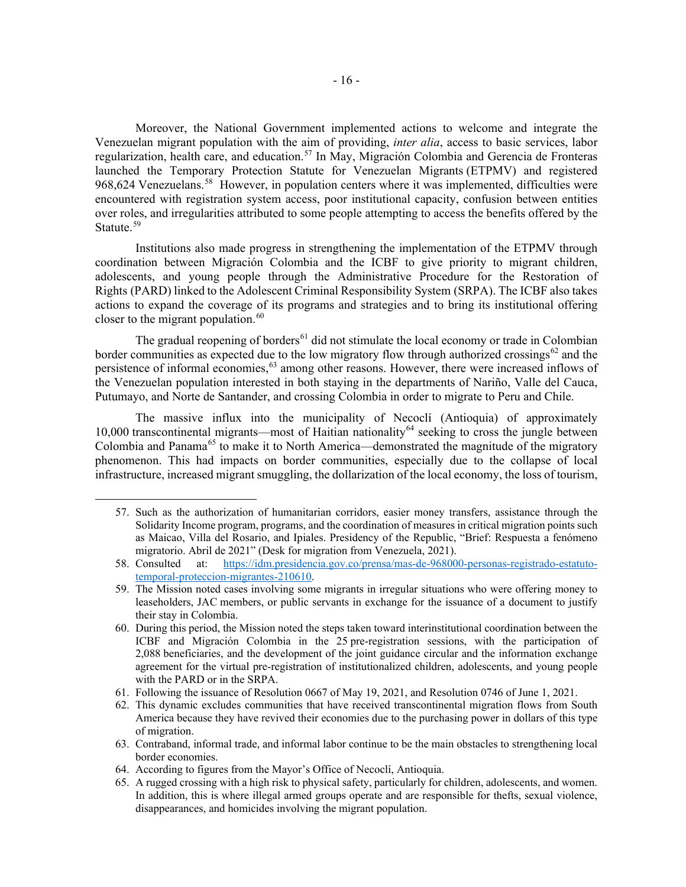Moreover, the National Government implemented actions to welcome and integrate the Venezuelan migrant population with the aim of providing, *inter alia*, access to basic services, labor regularization, health care, and education.[57] In May, Migración Colombia and Gerencia de Fronteras launched the Temporary Protection Statute for Venezuelan Migrants (ETPMV) and registered 968,624 Venezuelans.[58] However, in population centers where it was implemented, difficulties were encountered with registration system access, poor institutional capacity, confusion between entities over roles, and irregularities attributed to some people attempting to access the benefits offered by the Statute.[59]

Institutions also made progress in strengthening the implementation of the ETPMV through coordination between Migración Colombia and the ICBF to give priority to migrant children, adolescents, and young people through the Administrative Procedure for the Restoration of Rights (PARD) linked to the Adolescent Criminal Responsibility System (SRPA). The ICBF also takes actions to expand the coverage of its programs and strategies and to bring its institutional offering closer to the migrant population.[60]

The gradual reopening of borders[61] did not stimulate the local economy or trade in Colombian border communities as expected due to the low migratory flow through authorized crossings[62] and the persistence of informal economies,[63] among other reasons. However, there were increased inflows of the Venezuelan population interested in both staying in the departments of Nariño, Valle del Cauca, Putumayo, and Norte de Santander, and crossing Colombia in order to migrate to Peru and Chile.

The massive influx into the municipality of Necoclí (Antioquia) of approximately 10,000 transcontinental migrants—most of Haitian nationality[64] seeking to cross the jungle between Colombia and Panama[65] to make it to North America—demonstrated the magnitude of the migratory phenomenon. This had impacts on border communities, especially due to the collapse of local infrastructure, increased migrant smuggling, the dollarization of the local economy, the loss of tourism,

---

57. Such as the authorization of humanitarian corridors, easier money transfers, assistance through the Solidarity Income program, programs, and the coordination of measures in critical migration points such as Maicao, Villa del Rosario, and Ipiales. Presidency of the Republic, "Brief: Respuesta a fenómeno migratorio. Abril de 2021" (Desk for migration from Venezuela, 2021).
58. Consulted at: https://idm.presidencia.gov.co/prensa/mas-de-968000-personas-registrado-estatuto-temporal-proteccion-migrantes-210610.
59. The Mission noted cases involving some migrants in irregular situations who were offering money to leaseholders, JAC members, or public servants in exchange for the issuance of a document to justify their stay in Colombia.
60. During this period, the Mission noted the steps taken toward interinstitutional coordination between the ICBF and Migración Colombia in the 25 pre-registration sessions, with the participation of 2,088 beneficiaries, and the development of the joint guidance circular and the information exchange agreement for the virtual pre-registration of institutionalized children, adolescents, and young people with the PARD or in the SRPA.
61. Following the issuance of Resolution 0667 of May 19, 2021, and Resolution 0746 of June 1, 2021.
62. This dynamic excludes communities that have received transcontinental migration flows from South America because they have revived their economies due to the purchasing power in dollars of this type of migration.
63. Contraband, informal trade, and informal labor continue to be the main obstacles to strengthening local border economies.
64. According to figures from the Mayor's Office of Necoclí, Antioquia.
65. A rugged crossing with a high risk to physical safety, particularly for children, adolescents, and women. In addition, this is where illegal armed groups operate and are responsible for thefts, sexual violence, disappearances, and homicides involving the migrant population.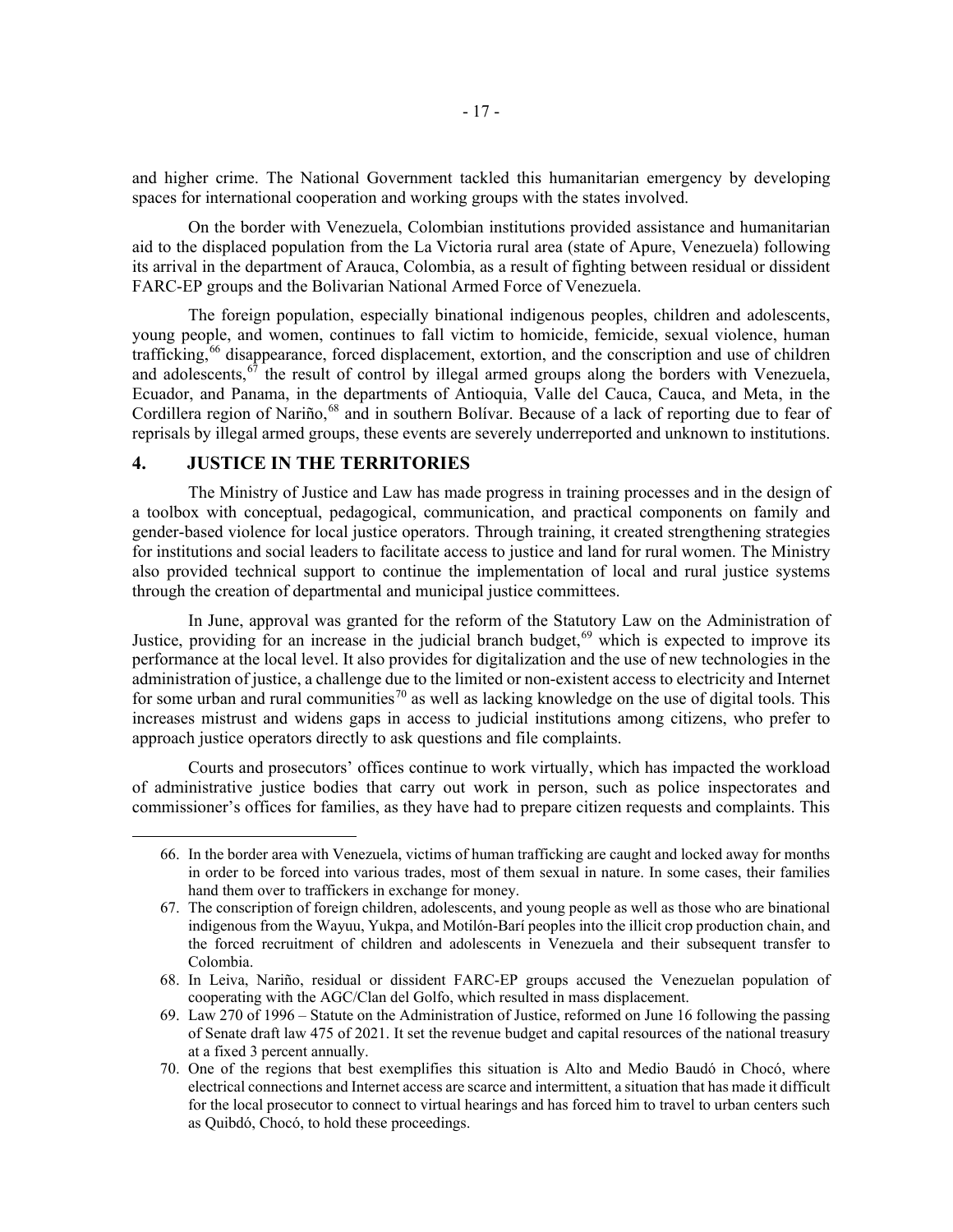and higher crime. The National Government tackled this humanitarian emergency by developing spaces for international cooperation and working groups with the states involved.

On the border with Venezuela, Colombian institutions provided assistance and humanitarian aid to the displaced population from the La Victoria rural area (state of Apure, Venezuela) following its arrival in the department of Arauca, Colombia, as a result of fighting between residual or dissident FARC-EP groups and the Bolivarian National Armed Force of Venezuela.

The foreign population, especially binational indigenous peoples, children and adolescents, young people, and women, continues to fall victim to homicide, femicide, sexual violence, human trafficking,[66] disappearance, forced displacement, extortion, and the conscription and use of children and adolescents,[67] the result of control by illegal armed groups along the borders with Venezuela, Ecuador, and Panama, in the departments of Antioquia, Valle del Cauca, Cauca, and Meta, in the Cordillera region of Nariño,[68] and in southern Bolívar. Because of a lack of reporting due to fear of reprisals by illegal armed groups, these events are severely underreported and unknown to institutions.

## 4. JUSTICE IN THE TERRITORIES

The Ministry of Justice and Law has made progress in training processes and in the design of a toolbox with conceptual, pedagogical, communication, and practical components on family and gender-based violence for local justice operators. Through training, it created strengthening strategies for institutions and social leaders to facilitate access to justice and land for rural women. The Ministry also provided technical support to continue the implementation of local and rural justice systems through the creation of departmental and municipal justice committees.

In June, approval was granted for the reform of the Statutory Law on the Administration of Justice, providing for an increase in the judicial branch budget,[69] which is expected to improve its performance at the local level. It also provides for digitalization and the use of new technologies in the administration of justice, a challenge due to the limited or non-existent access to electricity and Internet for some urban and rural communities[70] as well as lacking knowledge on the use of digital tools. This increases mistrust and widens gaps in access to judicial institutions among citizens, who prefer to approach justice operators directly to ask questions and file complaints.

Courts and prosecutors' offices continue to work virtually, which has impacted the workload of administrative justice bodies that carry out work in person, such as police inspectorates and commissioner's offices for families, as they have had to prepare citizen requests and complaints. This

---

66. In the border area with Venezuela, victims of human trafficking are caught and locked away for months in order to be forced into various trades, most of them sexual in nature. In some cases, their families hand them over to traffickers in exchange for money.
67. The conscription of foreign children, adolescents, and young people as well as those who are binational indigenous from the Wayuu, Yukpa, and Motilón-Barí peoples into the illicit crop production chain, and the forced recruitment of children and adolescents in Venezuela and their subsequent transfer to Colombia.
68. In Leiva, Nariño, residual or dissident FARC-EP groups accused the Venezuelan population of cooperating with the AGC/Clan del Golfo, which resulted in mass displacement.
69. Law 270 of 1996 – Statute on the Administration of Justice, reformed on June 16 following the passing of Senate draft law 475 of 2021. It set the revenue budget and capital resources of the national treasury at a fixed 3 percent annually.
70. One of the regions that best exemplifies this situation is Alto and Medio Baudó in Chocó, where electrical connections and Internet access are scarce and intermittent, a situation that has made it difficult for the local prosecutor to connect to virtual hearings and has forced him to travel to urban centers such as Quibdó, Chocó, to hold these proceedings.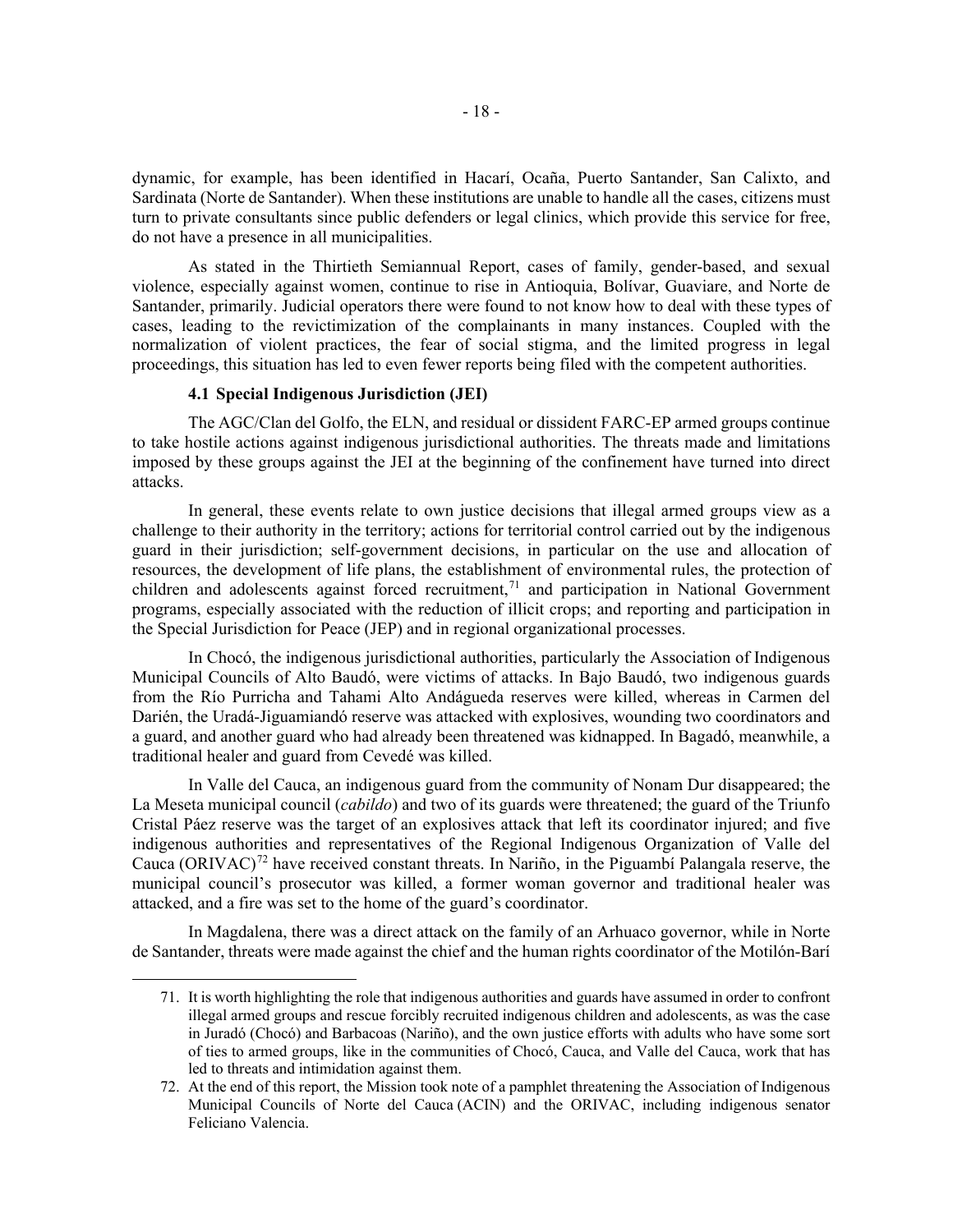dynamic, for example, has been identified in Hacarí, Ocaña, Puerto Santander, San Calixto, and Sardinata (Norte de Santander). When these institutions are unable to handle all the cases, citizens must turn to private consultants since public defenders or legal clinics, which provide this service for free, do not have a presence in all municipalities.

As stated in the Thirtieth Semiannual Report, cases of family, gender-based, and sexual violence, especially against women, continue to rise in Antioquia, Bolívar, Guaviare, and Norte de Santander, primarily. Judicial operators there were found to not know how to deal with these types of cases, leading to the revictimization of the complainants in many instances. Coupled with the normalization of violent practices, the fear of social stigma, and the limited progress in legal proceedings, this situation has led to even fewer reports being filed with the competent authorities.

### 4.1 Special Indigenous Jurisdiction (JEI)

The AGC/Clan del Golfo, the ELN, and residual or dissident FARC-EP armed groups continue to take hostile actions against indigenous jurisdictional authorities. The threats made and limitations imposed by these groups against the JEI at the beginning of the confinement have turned into direct attacks.

In general, these events relate to own justice decisions that illegal armed groups view as a challenge to their authority in the territory; actions for territorial control carried out by the indigenous guard in their jurisdiction; self-government decisions, in particular on the use and allocation of resources, the development of life plans, the establishment of environmental rules, the protection of children and adolescents against forced recruitment,[71] and participation in National Government programs, especially associated with the reduction of illicit crops; and reporting and participation in the Special Jurisdiction for Peace (JEP) and in regional organizational processes.

In Chocó, the indigenous jurisdictional authorities, particularly the Association of Indigenous Municipal Councils of Alto Baudó, were victims of attacks. In Bajo Baudó, two indigenous guards from the Río Purricha and Tahami Alto Andágueda reserves were killed, whereas in Carmen del Darién, the Uradá-Jiguamiandó reserve was attacked with explosives, wounding two coordinators and a guard, and another guard who had already been threatened was kidnapped. In Bagadó, meanwhile, a traditional healer and guard from Cevedé was killed.

In Valle del Cauca, an indigenous guard from the community of Nonam Dur disappeared; the La Meseta municipal council (*cabildo*) and two of its guards were threatened; the guard of the Triunfo Cristal Páez reserve was the target of an explosives attack that left its coordinator injured; and five indigenous authorities and representatives of the Regional Indigenous Organization of Valle del Cauca (ORIVAC)[72] have received constant threats. In Nariño, in the Piguambí Palangala reserve, the municipal council's prosecutor was killed, a former woman governor and traditional healer was attacked, and a fire was set to the home of the guard's coordinator.

In Magdalena, there was a direct attack on the family of an Arhuaco governor, while in Norte de Santander, threats were made against the chief and the human rights coordinator of the Motilón-Barí

---

71. It is worth highlighting the role that indigenous authorities and guards have assumed in order to confront illegal armed groups and rescue forcibly recruited indigenous children and adolescents, as was the case in Juradó (Chocó) and Barbacoas (Nariño), and the own justice efforts with adults who have some sort of ties to armed groups, like in the communities of Chocó, Cauca, and Valle del Cauca, work that has led to threats and intimidation against them.

72. At the end of this report, the Mission took note of a pamphlet threatening the Association of Indigenous Municipal Councils of Norte del Cauca (ACIN) and the ORIVAC, including indigenous senator Feliciano Valencia.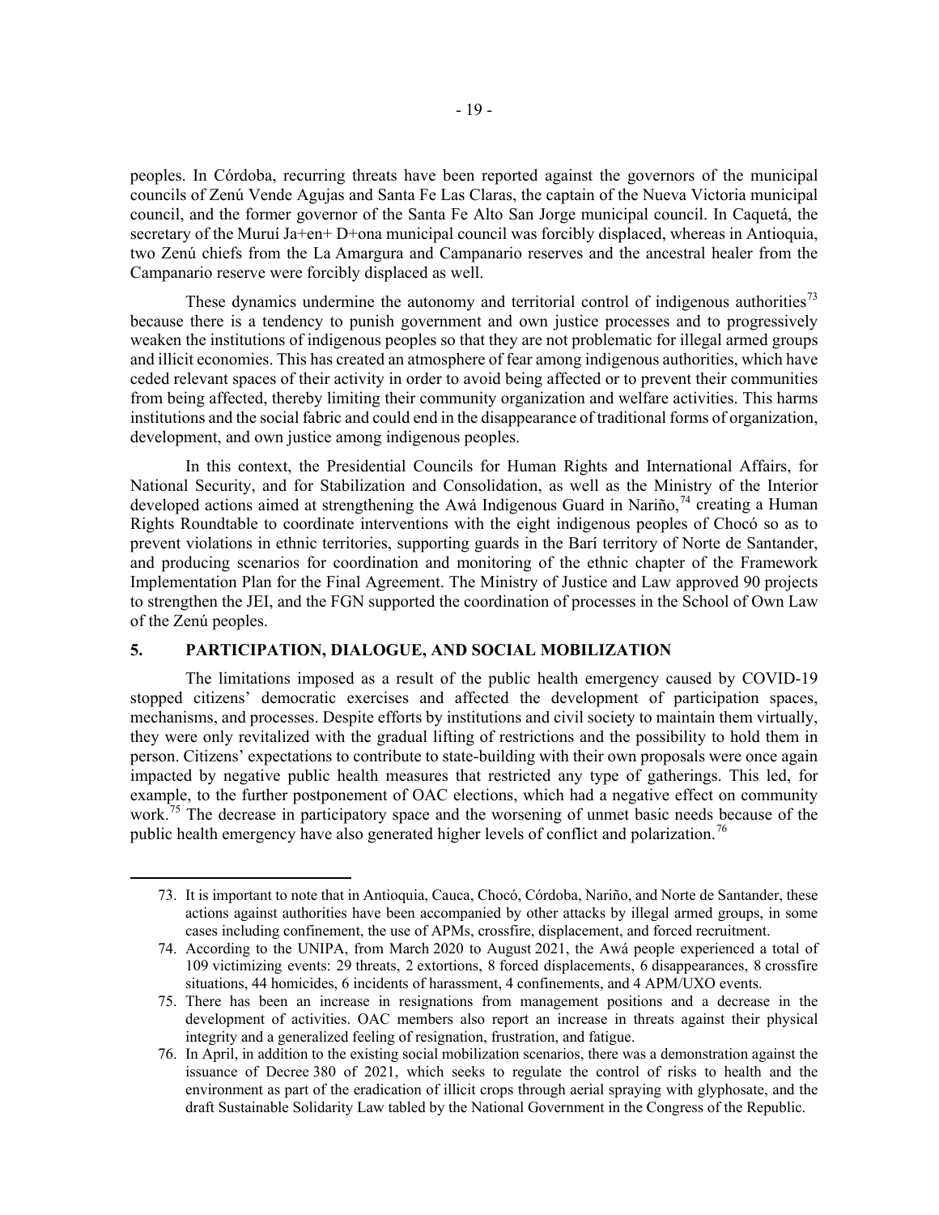peoples. In Córdoba, recurring threats have been reported against the governors of the municipal councils of Zenú Vende Agujas and Santa Fe Las Claras, the captain of the Nueva Victoria municipal council, and the former governor of the Santa Fe Alto San Jorge municipal council. In Caquetá, the secretary of the Muruí Ja+en+ D+ona municipal council was forcibly displaced, whereas in Antioquia, two Zenú chiefs from the La Amargura and Campanario reserves and the ancestral healer from the Campanario reserve were forcibly displaced as well.

These dynamics undermine the autonomy and territorial control of indigenous authorities[73] because there is a tendency to punish government and own justice processes and to progressively weaken the institutions of indigenous peoples so that they are not problematic for illegal armed groups and illicit economies. This has created an atmosphere of fear among indigenous authorities, which have ceded relevant spaces of their activity in order to avoid being affected or to prevent their communities from being affected, thereby limiting their community organization and welfare activities. This harms institutions and the social fabric and could end in the disappearance of traditional forms of organization, development, and own justice among indigenous peoples.

In this context, the Presidential Councils for Human Rights and International Affairs, for National Security, and for Stabilization and Consolidation, as well as the Ministry of the Interior developed actions aimed at strengthening the Awá Indigenous Guard in Nariño,[74] creating a Human Rights Roundtable to coordinate interventions with the eight indigenous peoples of Chocó so as to prevent violations in ethnic territories, supporting guards in the Barí territory of Norte de Santander, and producing scenarios for coordination and monitoring of the ethnic chapter of the Framework Implementation Plan for the Final Agreement. The Ministry of Justice and Law approved 90 projects to strengthen the JEI, and the FGN supported the coordination of processes in the School of Own Law of the Zenú peoples.

## 5. PARTICIPATION, DIALOGUE, AND SOCIAL MOBILIZATION

The limitations imposed as a result of the public health emergency caused by COVID-19 stopped citizens' democratic exercises and affected the development of participation spaces, mechanisms, and processes. Despite efforts by institutions and civil society to maintain them virtually, they were only revitalized with the gradual lifting of restrictions and the possibility to hold them in person. Citizens' expectations to contribute to state-building with their own proposals were once again impacted by negative public health measures that restricted any type of gatherings. This led, for example, to the further postponement of OAC elections, which had a negative effect on community work.[75] The decrease in participatory space and the worsening of unmet basic needs because of the public health emergency have also generated higher levels of conflict and polarization.[76]

---

73. It is important to note that in Antioquia, Cauca, Chocó, Córdoba, Nariño, and Norte de Santander, these actions against authorities have been accompanied by other attacks by illegal armed groups, in some cases including confinement, the use of APMs, crossfire, displacement, and forced recruitment.

74. According to the UNIPA, from March 2020 to August 2021, the Awá people experienced a total of 109 victimizing events: 29 threats, 2 extortions, 8 forced displacements, 6 disappearances, 8 crossfire situations, 44 homicides, 6 incidents of harassment, 4 confinements, and 4 APM/UXO events.

75. There has been an increase in resignations from management positions and a decrease in the development of activities. OAC members also report an increase in threats against their physical integrity and a generalized feeling of resignation, frustration, and fatigue.

76. In April, in addition to the existing social mobilization scenarios, there was a demonstration against the issuance of Decree 380 of 2021, which seeks to regulate the control of risks to health and the environment as part of the eradication of illicit crops through aerial spraying with glyphosate, and the draft Sustainable Solidarity Law tabled by the National Government in the Congress of the Republic.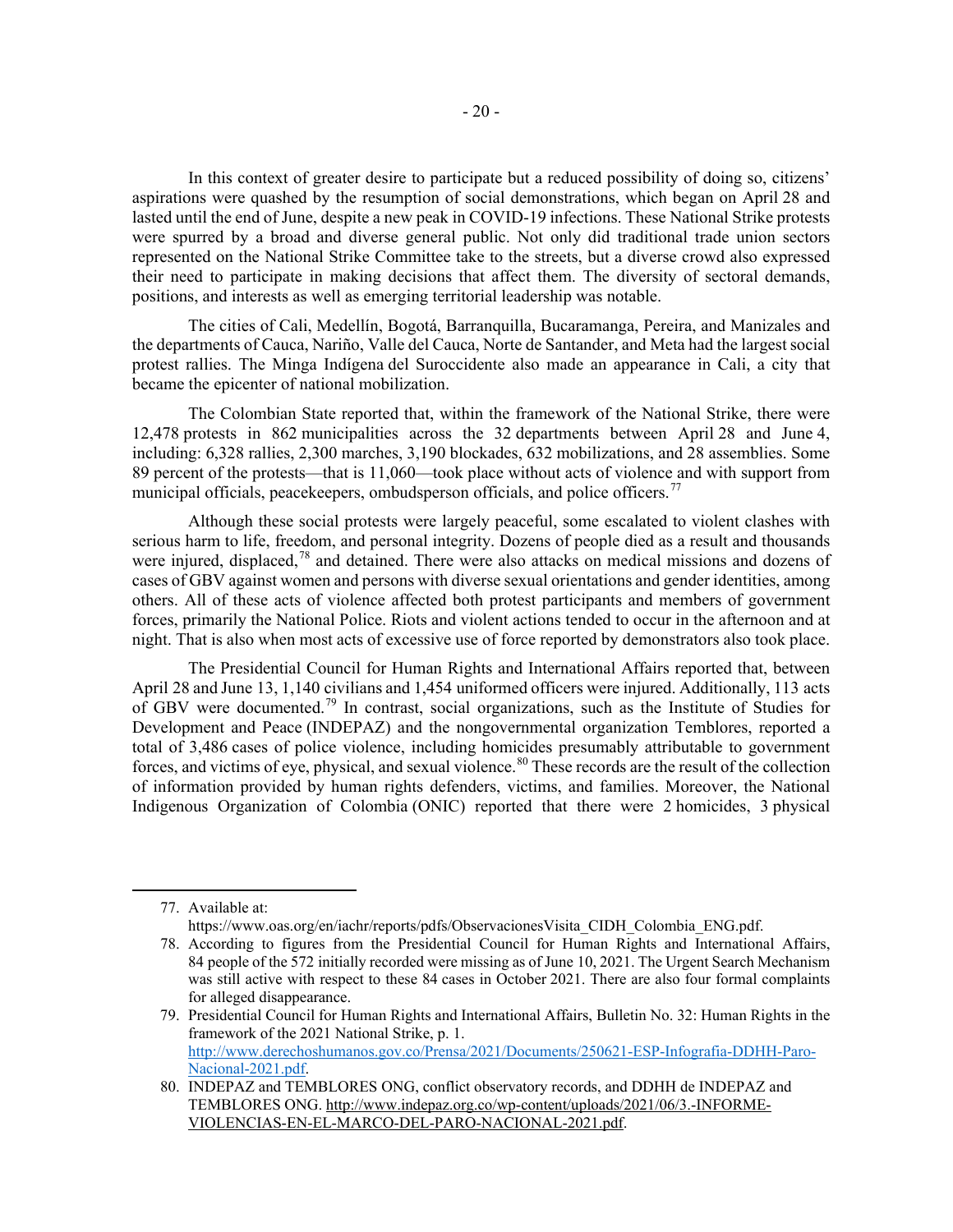In this context of greater desire to participate but a reduced possibility of doing so, citizens' aspirations were quashed by the resumption of social demonstrations, which began on April 28 and lasted until the end of June, despite a new peak in COVID-19 infections. These National Strike protests were spurred by a broad and diverse general public. Not only did traditional trade union sectors represented on the National Strike Committee take to the streets, but a diverse crowd also expressed their need to participate in making decisions that affect them. The diversity of sectoral demands, positions, and interests as well as emerging territorial leadership was notable.

The cities of Cali, Medellín, Bogotá, Barranquilla, Bucaramanga, Pereira, and Manizales and the departments of Cauca, Nariño, Valle del Cauca, Norte de Santander, and Meta had the largest social protest rallies. The Minga Indígena del Suroccidente also made an appearance in Cali, a city that became the epicenter of national mobilization.

The Colombian State reported that, within the framework of the National Strike, there were 12,478 protests in 862 municipalities across the 32 departments between April 28 and June 4, including: 6,328 rallies, 2,300 marches, 3,190 blockades, 632 mobilizations, and 28 assemblies. Some 89 percent of the protests—that is 11,060—took place without acts of violence and with support from municipal officials, peacekeepers, ombudsperson officials, and police officers.[77]

Although these social protests were largely peaceful, some escalated to violent clashes with serious harm to life, freedom, and personal integrity. Dozens of people died as a result and thousands were injured, displaced,[78] and detained. There were also attacks on medical missions and dozens of cases of GBV against women and persons with diverse sexual orientations and gender identities, among others. All of these acts of violence affected both protest participants and members of government forces, primarily the National Police. Riots and violent actions tended to occur in the afternoon and at night. That is also when most acts of excessive use of force reported by demonstrators also took place.

The Presidential Council for Human Rights and International Affairs reported that, between April 28 and June 13, 1,140 civilians and 1,454 uniformed officers were injured. Additionally, 113 acts of GBV were documented.[79] In contrast, social organizations, such as the Institute of Studies for Development and Peace (INDEPAZ) and the nongovernmental organization Temblores, reported a total of 3,486 cases of police violence, including homicides presumably attributable to government forces, and victims of eye, physical, and sexual violence.[80] These records are the result of the collection of information provided by human rights defenders, victims, and families. Moreover, the National Indigenous Organization of Colombia (ONIC) reported that there were 2 homicides, 3 physical

---

77. Available at: https://www.oas.org/en/iachr/reports/pdfs/ObservacionesVisita_CIDH_Colombia_ENG.pdf.
78. According to figures from the Presidential Council for Human Rights and International Affairs, 84 people of the 572 initially recorded were missing as of June 10, 2021. The Urgent Search Mechanism was still active with respect to these 84 cases in October 2021. There are also four formal complaints for alleged disappearance.
79. Presidential Council for Human Rights and International Affairs, Bulletin No. 32: Human Rights in the framework of the 2021 National Strike, p. 1. http://www.derechoshumanos.gov.co/Prensa/2021/Documents/250621-ESP-Infografia-DDHH-Paro-Nacional-2021.pdf.
80. INDEPAZ and TEMBLORES ONG, conflict observatory records, and DDHH de INDEPAZ and TEMBLORES ONG. http://www.indepaz.org.co/wp-content/uploads/2021/06/3.-INFORME-VIOLENCIAS-EN-EL-MARCO-DEL-PARO-NACIONAL-2021.pdf.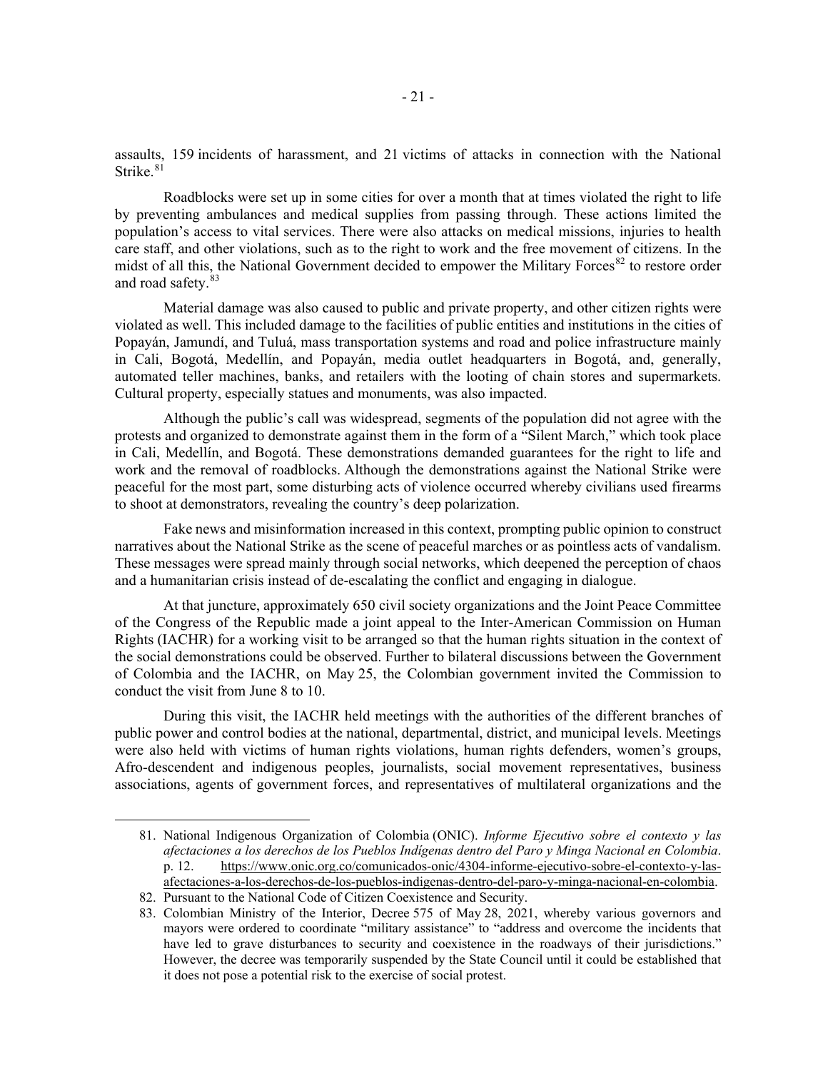assaults, 159 incidents of harassment, and 21 victims of attacks in connection with the National Strike.[81]

Roadblocks were set up in some cities for over a month that at times violated the right to life by preventing ambulances and medical supplies from passing through. These actions limited the population's access to vital services. There were also attacks on medical missions, injuries to health care staff, and other violations, such as to the right to work and the free movement of citizens. In the midst of all this, the National Government decided to empower the Military Forces[82] to restore order and road safety.[83]

Material damage was also caused to public and private property, and other citizen rights were violated as well. This included damage to the facilities of public entities and institutions in the cities of Popayán, Jamundí, and Tuluá, mass transportation systems and road and police infrastructure mainly in Cali, Bogotá, Medellín, and Popayán, media outlet headquarters in Bogotá, and, generally, automated teller machines, banks, and retailers with the looting of chain stores and supermarkets. Cultural property, especially statues and monuments, was also impacted.

Although the public's call was widespread, segments of the population did not agree with the protests and organized to demonstrate against them in the form of a "Silent March," which took place in Cali, Medellín, and Bogotá. These demonstrations demanded guarantees for the right to life and work and the removal of roadblocks. Although the demonstrations against the National Strike were peaceful for the most part, some disturbing acts of violence occurred whereby civilians used firearms to shoot at demonstrators, revealing the country's deep polarization.

Fake news and misinformation increased in this context, prompting public opinion to construct narratives about the National Strike as the scene of peaceful marches or as pointless acts of vandalism. These messages were spread mainly through social networks, which deepened the perception of chaos and a humanitarian crisis instead of de-escalating the conflict and engaging in dialogue.

At that juncture, approximately 650 civil society organizations and the Joint Peace Committee of the Congress of the Republic made a joint appeal to the Inter-American Commission on Human Rights (IACHR) for a working visit to be arranged so that the human rights situation in the context of the social demonstrations could be observed. Further to bilateral discussions between the Government of Colombia and the IACHR, on May 25, the Colombian government invited the Commission to conduct the visit from June 8 to 10.

During this visit, the IACHR held meetings with the authorities of the different branches of public power and control bodies at the national, departmental, district, and municipal levels. Meetings were also held with victims of human rights violations, human rights defenders, women's groups, Afro-descendent and indigenous peoples, journalists, social movement representatives, business associations, agents of government forces, and representatives of multilateral organizations and the

---

81. National Indigenous Organization of Colombia (ONIC). *Informe Ejecutivo sobre el contexto y las afectaciones a los derechos de los Pueblos Indígenas dentro del Paro y Minga Nacional en Colombia*. p. 12. https://www.onic.org.co/comunicados-onic/4304-informe-ejecutivo-sobre-el-contexto-y-las-afectaciones-a-los-derechos-de-los-pueblos-indigenas-dentro-del-paro-y-minga-nacional-en-colombia.

82. Pursuant to the National Code of Citizen Coexistence and Security.

83. Colombian Ministry of the Interior, Decree 575 of May 28, 2021, whereby various governors and mayors were ordered to coordinate "military assistance" to "address and overcome the incidents that have led to grave disturbances to security and coexistence in the roadways of their jurisdictions." However, the decree was temporarily suspended by the State Council until it could be established that it does not pose a potential risk to the exercise of social protest.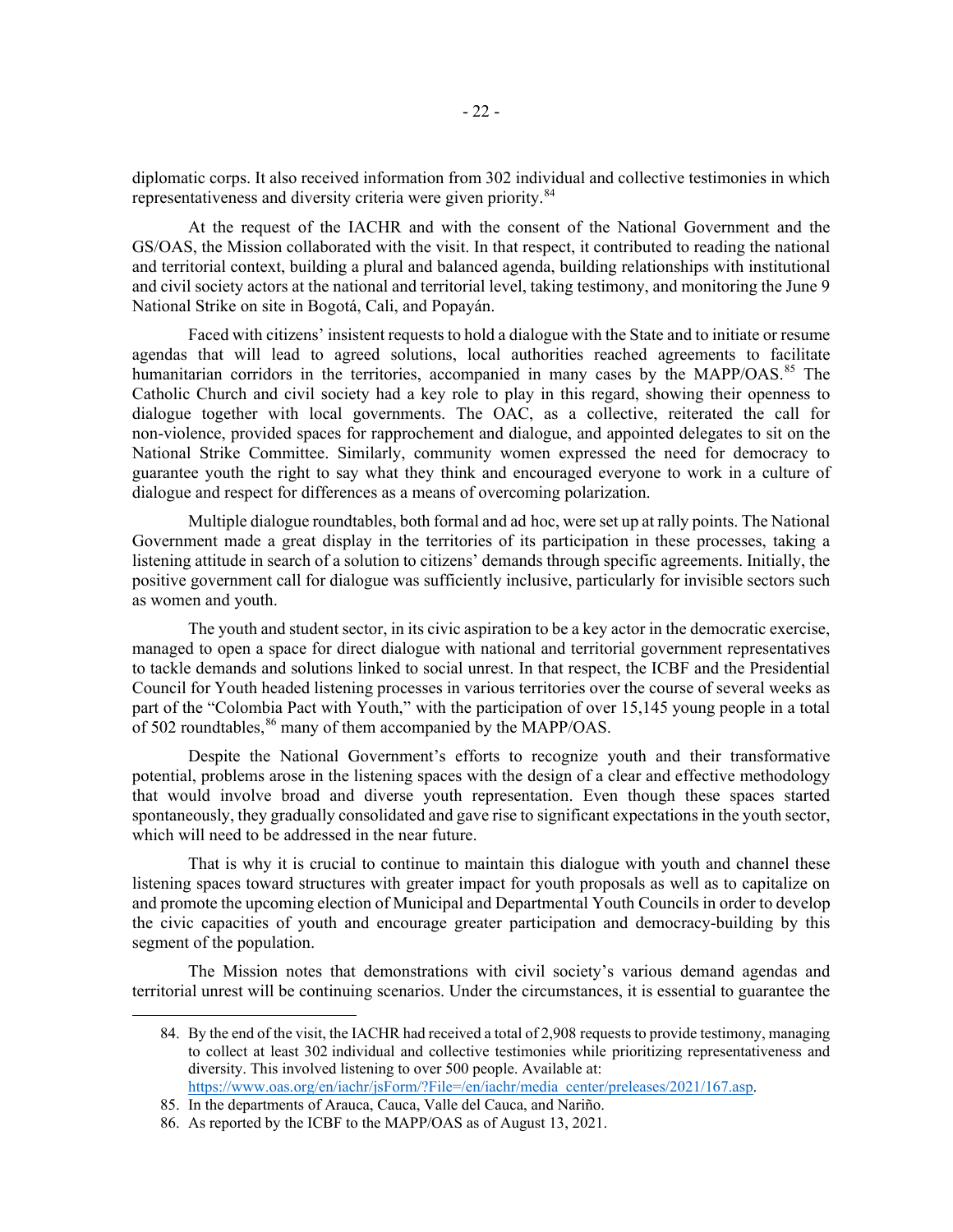diplomatic corps. It also received information from 302 individual and collective testimonies in which representativeness and diversity criteria were given priority.[84]

At the request of the IACHR and with the consent of the National Government and the GS/OAS, the Mission collaborated with the visit. In that respect, it contributed to reading the national and territorial context, building a plural and balanced agenda, building relationships with institutional and civil society actors at the national and territorial level, taking testimony, and monitoring the June 9 National Strike on site in Bogotá, Cali, and Popayán.

Faced with citizens' insistent requests to hold a dialogue with the State and to initiate or resume agendas that will lead to agreed solutions, local authorities reached agreements to facilitate humanitarian corridors in the territories, accompanied in many cases by the MAPP/OAS.[85] The Catholic Church and civil society had a key role to play in this regard, showing their openness to dialogue together with local governments. The OAC, as a collective, reiterated the call for non-violence, provided spaces for rapprochement and dialogue, and appointed delegates to sit on the National Strike Committee. Similarly, community women expressed the need for democracy to guarantee youth the right to say what they think and encouraged everyone to work in a culture of dialogue and respect for differences as a means of overcoming polarization.

Multiple dialogue roundtables, both formal and ad hoc, were set up at rally points. The National Government made a great display in the territories of its participation in these processes, taking a listening attitude in search of a solution to citizens' demands through specific agreements. Initially, the positive government call for dialogue was sufficiently inclusive, particularly for invisible sectors such as women and youth.

The youth and student sector, in its civic aspiration to be a key actor in the democratic exercise, managed to open a space for direct dialogue with national and territorial government representatives to tackle demands and solutions linked to social unrest. In that respect, the ICBF and the Presidential Council for Youth headed listening processes in various territories over the course of several weeks as part of the "Colombia Pact with Youth," with the participation of over 15,145 young people in a total of 502 roundtables,[86] many of them accompanied by the MAPP/OAS.

Despite the National Government's efforts to recognize youth and their transformative potential, problems arose in the listening spaces with the design of a clear and effective methodology that would involve broad and diverse youth representation. Even though these spaces started spontaneously, they gradually consolidated and gave rise to significant expectations in the youth sector, which will need to be addressed in the near future.

That is why it is crucial to continue to maintain this dialogue with youth and channel these listening spaces toward structures with greater impact for youth proposals as well as to capitalize on and promote the upcoming election of Municipal and Departmental Youth Councils in order to develop the civic capacities of youth and encourage greater participation and democracy-building by this segment of the population.

The Mission notes that demonstrations with civil society's various demand agendas and territorial unrest will be continuing scenarios. Under the circumstances, it is essential to guarantee the

---

84. By the end of the visit, the IACHR had received a total of 2,908 requests to provide testimony, managing to collect at least 302 individual and collective testimonies while prioritizing representativeness and diversity. This involved listening to over 500 people. Available at: https://www.oas.org/en/iachr/jsForm/?File=/en/iachr/media_center/preleases/2021/167.asp.
85. In the departments of Arauca, Cauca, Valle del Cauca, and Nariño.
86. As reported by the ICBF to the MAPP/OAS as of August 13, 2021.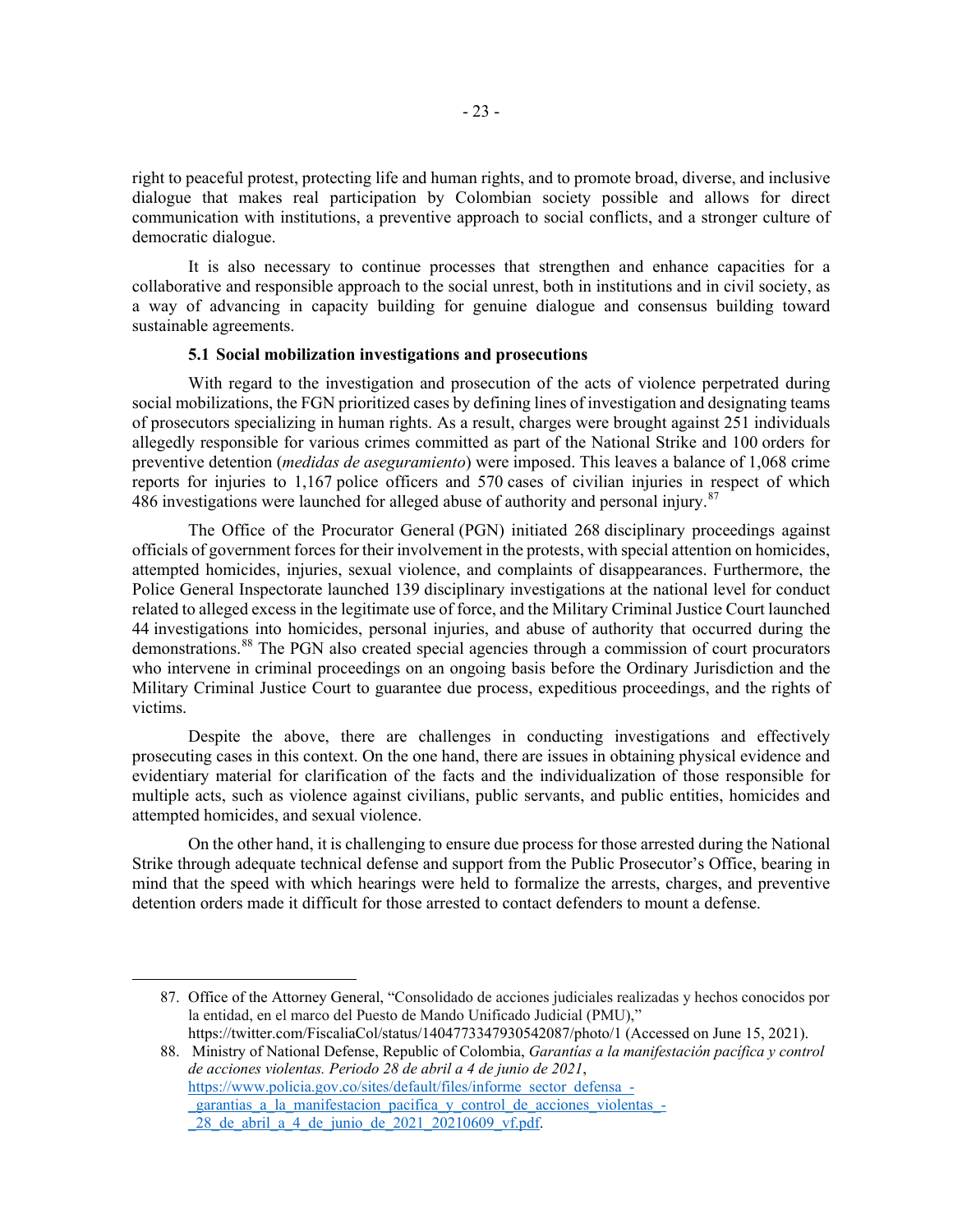right to peaceful protest, protecting life and human rights, and to promote broad, diverse, and inclusive dialogue that makes real participation by Colombian society possible and allows for direct communication with institutions, a preventive approach to social conflicts, and a stronger culture of democratic dialogue.

It is also necessary to continue processes that strengthen and enhance capacities for a collaborative and responsible approach to the social unrest, both in institutions and in civil society, as a way of advancing in capacity building for genuine dialogue and consensus building toward sustainable agreements.

### 5.1 Social mobilization investigations and prosecutions

With regard to the investigation and prosecution of the acts of violence perpetrated during social mobilizations, the FGN prioritized cases by defining lines of investigation and designating teams of prosecutors specializing in human rights. As a result, charges were brought against 251 individuals allegedly responsible for various crimes committed as part of the National Strike and 100 orders for preventive detention (*medidas de aseguramiento*) were imposed. This leaves a balance of 1,068 crime reports for injuries to 1,167 police officers and 570 cases of civilian injuries in respect of which 486 investigations were launched for alleged abuse of authority and personal injury.[87]

The Office of the Procurator General (PGN) initiated 268 disciplinary proceedings against officials of government forces for their involvement in the protests, with special attention on homicides, attempted homicides, injuries, sexual violence, and complaints of disappearances. Furthermore, the Police General Inspectorate launched 139 disciplinary investigations at the national level for conduct related to alleged excess in the legitimate use of force, and the Military Criminal Justice Court launched 44 investigations into homicides, personal injuries, and abuse of authority that occurred during the demonstrations.[88] The PGN also created special agencies through a commission of court procurators who intervene in criminal proceedings on an ongoing basis before the Ordinary Jurisdiction and the Military Criminal Justice Court to guarantee due process, expeditious proceedings, and the rights of victims.

Despite the above, there are challenges in conducting investigations and effectively prosecuting cases in this context. On the one hand, there are issues in obtaining physical evidence and evidentiary material for clarification of the facts and the individualization of those responsible for multiple acts, such as violence against civilians, public servants, and public entities, homicides and attempted homicides, and sexual violence.

On the other hand, it is challenging to ensure due process for those arrested during the National Strike through adequate technical defense and support from the Public Prosecutor's Office, bearing in mind that the speed with which hearings were held to formalize the arrests, charges, and preventive detention orders made it difficult for those arrested to contact defenders to mount a defense.

---

87. Office of the Attorney General, "Consolidado de acciones judiciales realizadas y hechos conocidos por la entidad, en el marco del Puesto de Mando Unificado Judicial (PMU)," https://twitter.com/FiscaliaCol/status/1404773347930542087/photo/1 (Accessed on June 15, 2021).

88. Ministry of National Defense, Republic of Colombia, *Garantías a la manifestación pacífica y control de acciones violentas. Periodo 28 de abril a 4 de junio de 2021*, https://www.policia.gov.co/sites/default/files/informe_sector_defensa_-_garantias_a_la_manifestacion_pacifica_y_control_de_acciones_violentas_-_28_de_abril_a_4_de_junio_de_2021_20210609_vf.pdf.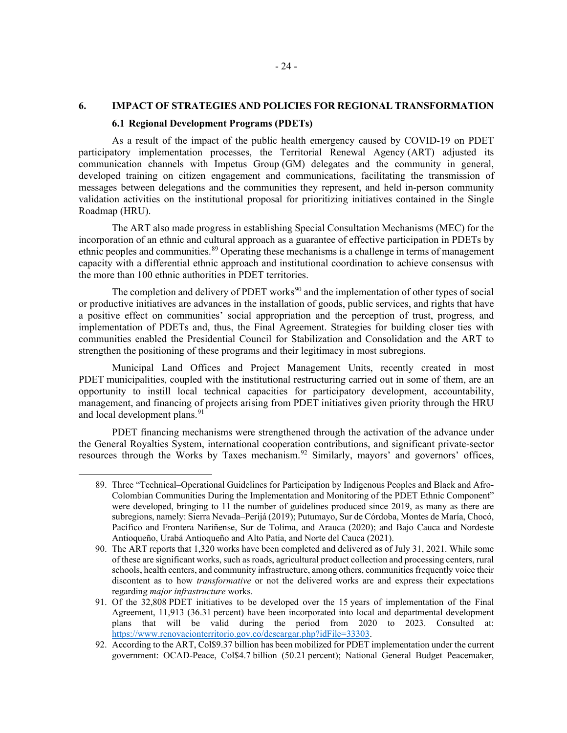## 6. IMPACT OF STRATEGIES AND POLICIES FOR REGIONAL TRANSFORMATION

### 6.1 Regional Development Programs (PDETs)

As a result of the impact of the public health emergency caused by COVID-19 on PDET participatory implementation processes, the Territorial Renewal Agency (ART) adjusted its communication channels with Impetus Group (GM) delegates and the community in general, developed training on citizen engagement and communications, facilitating the transmission of messages between delegations and the communities they represent, and held in-person community validation activities on the institutional proposal for prioritizing initiatives contained in the Single Roadmap (HRU).

The ART also made progress in establishing Special Consultation Mechanisms (MEC) for the incorporation of an ethnic and cultural approach as a guarantee of effective participation in PDETs by ethnic peoples and communities.[89] Operating these mechanisms is a challenge in terms of management capacity with a differential ethnic approach and institutional coordination to achieve consensus with the more than 100 ethnic authorities in PDET territories.

The completion and delivery of PDET works[90] and the implementation of other types of social or productive initiatives are advances in the installation of goods, public services, and rights that have a positive effect on communities' social appropriation and the perception of trust, progress, and implementation of PDETs and, thus, the Final Agreement. Strategies for building closer ties with communities enabled the Presidential Council for Stabilization and Consolidation and the ART to strengthen the positioning of these programs and their legitimacy in most subregions.

Municipal Land Offices and Project Management Units, recently created in most PDET municipalities, coupled with the institutional restructuring carried out in some of them, are an opportunity to instill local technical capacities for participatory development, accountability, management, and financing of projects arising from PDET initiatives given priority through the HRU and local development plans.[91]

PDET financing mechanisms were strengthened through the activation of the advance under the General Royalties System, international cooperation contributions, and significant private-sector resources through the Works by Taxes mechanism.[92] Similarly, mayors' and governors' offices,

---

89. Three "Technical–Operational Guidelines for Participation by Indigenous Peoples and Black and Afro-Colombian Communities During the Implementation and Monitoring of the PDET Ethnic Component" were developed, bringing to 11 the number of guidelines produced since 2019, as many as there are subregions, namely: Sierra Nevada–Perijá (2019); Putumayo, Sur de Córdoba, Montes de María, Chocó, Pacífico and Frontera Nariñense, Sur de Tolima, and Arauca (2020); and Bajo Cauca and Nordeste Antioqueño, Urabá Antioqueño and Alto Patía, and Norte del Cauca (2021).

90. The ART reports that 1,320 works have been completed and delivered as of July 31, 2021. While some of these are significant works, such as roads, agricultural product collection and processing centers, rural schools, health centers, and community infrastructure, among others, communities frequently voice their discontent as to how *transformative* or not the delivered works are and express their expectations regarding *major infrastructure* works.

91. Of the 32,808 PDET initiatives to be developed over the 15 years of implementation of the Final Agreement, 11,913 (36.31 percent) have been incorporated into local and departmental development plans that will be valid during the period from 2020 to 2023. Consulted at: https://www.renovacionterritorio.gov.co/descargar.php?idFile=33303.

92. According to the ART, Col$9.37 billion has been mobilized for PDET implementation under the current government: OCAD-Peace, Col$4.7 billion (50.21 percent); National General Budget Peacemaker,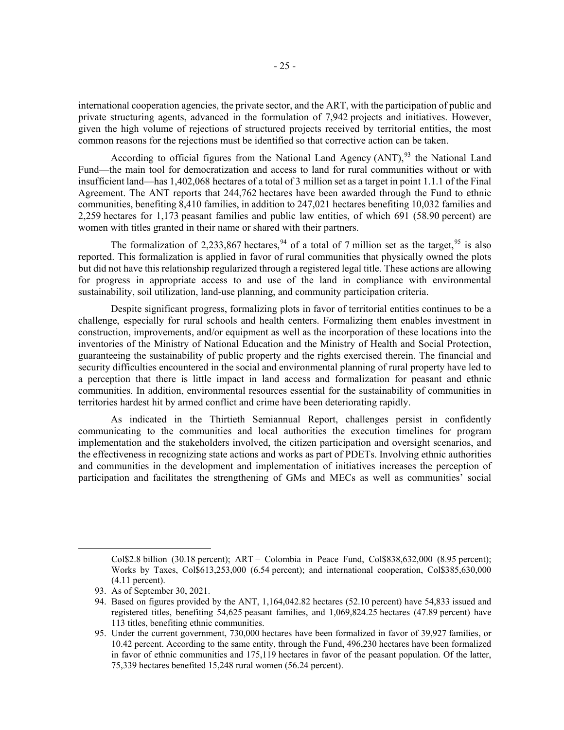international cooperation agencies, the private sector, and the ART, with the participation of public and private structuring agents, advanced in the formulation of 7,942 projects and initiatives. However, given the high volume of rejections of structured projects received by territorial entities, the most common reasons for the rejections must be identified so that corrective action can be taken.

According to official figures from the National Land Agency (ANT),[93] the National Land Fund—the main tool for democratization and access to land for rural communities without or with insufficient land—has 1,402,068 hectares of a total of 3 million set as a target in point 1.1.1 of the Final Agreement. The ANT reports that 244,762 hectares have been awarded through the Fund to ethnic communities, benefiting 8,410 families, in addition to 247,021 hectares benefiting 10,032 families and 2,259 hectares for 1,173 peasant families and public law entities, of which 691 (58.90 percent) are women with titles granted in their name or shared with their partners.

The formalization of 2,233,867 hectares,[94] of a total of 7 million set as the target,[95] is also reported. This formalization is applied in favor of rural communities that physically owned the plots but did not have this relationship regularized through a registered legal title. These actions are allowing for progress in appropriate access to and use of the land in compliance with environmental sustainability, soil utilization, land-use planning, and community participation criteria.

Despite significant progress, formalizing plots in favor of territorial entities continues to be a challenge, especially for rural schools and health centers. Formalizing them enables investment in construction, improvements, and/or equipment as well as the incorporation of these locations into the inventories of the Ministry of National Education and the Ministry of Health and Social Protection, guaranteeing the sustainability of public property and the rights exercised therein. The financial and security difficulties encountered in the social and environmental planning of rural property have led to a perception that there is little impact in land access and formalization for peasant and ethnic communities. In addition, environmental resources essential for the sustainability of communities in territories hardest hit by armed conflict and crime have been deteriorating rapidly.

As indicated in the Thirtieth Semiannual Report, challenges persist in confidently communicating to the communities and local authorities the execution timelines for program implementation and the stakeholders involved, the citizen participation and oversight scenarios, and the effectiveness in recognizing state actions and works as part of PDETs. Involving ethnic authorities and communities in the development and implementation of initiatives increases the perception of participation and facilitates the strengthening of GMs and MECs as well as communities' social

---

Col$2.8 billion (30.18 percent); ART – Colombia in Peace Fund, Col$838,632,000 (8.95 percent); Works by Taxes, Col$613,253,000 (6.54 percent); and international cooperation, Col$385,630,000 (4.11 percent).

93. As of September 30, 2021.

94. Based on figures provided by the ANT, 1,164,042.82 hectares (52.10 percent) have 54,833 issued and registered titles, benefiting 54,625 peasant families, and 1,069,824.25 hectares (47.89 percent) have 113 titles, benefiting ethnic communities.

95. Under the current government, 730,000 hectares have been formalized in favor of 39,927 families, or 10.42 percent. According to the same entity, through the Fund, 496,230 hectares have been formalized in favor of ethnic communities and 175,119 hectares in favor of the peasant population. Of the latter, 75,339 hectares benefited 15,248 rural women (56.24 percent).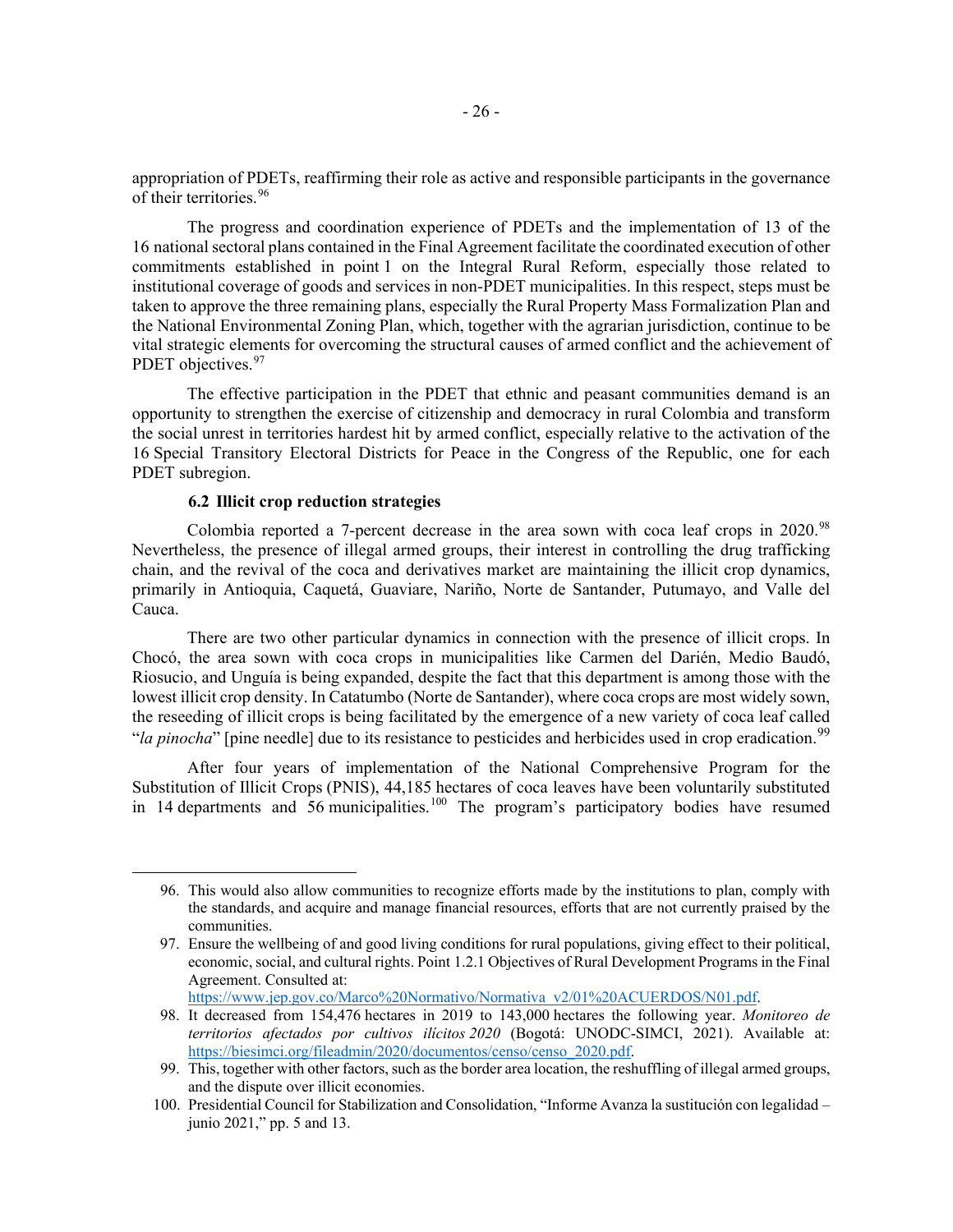appropriation of PDETs, reaffirming their role as active and responsible participants in the governance of their territories.[96]

The progress and coordination experience of PDETs and the implementation of 13 of the 16 national sectoral plans contained in the Final Agreement facilitate the coordinated execution of other commitments established in point 1 on the Integral Rural Reform, especially those related to institutional coverage of goods and services in non-PDET municipalities. In this respect, steps must be taken to approve the three remaining plans, especially the Rural Property Mass Formalization Plan and the National Environmental Zoning Plan, which, together with the agrarian jurisdiction, continue to be vital strategic elements for overcoming the structural causes of armed conflict and the achievement of PDET objectives.[97]

The effective participation in the PDET that ethnic and peasant communities demand is an opportunity to strengthen the exercise of citizenship and democracy in rural Colombia and transform the social unrest in territories hardest hit by armed conflict, especially relative to the activation of the 16 Special Transitory Electoral Districts for Peace in the Congress of the Republic, one for each PDET subregion.

### 6.2 Illicit crop reduction strategies

Colombia reported a 7-percent decrease in the area sown with coca leaf crops in 2020.[98] Nevertheless, the presence of illegal armed groups, their interest in controlling the drug trafficking chain, and the revival of the coca and derivatives market are maintaining the illicit crop dynamics, primarily in Antioquia, Caquetá, Guaviare, Nariño, Norte de Santander, Putumayo, and Valle del Cauca.

There are two other particular dynamics in connection with the presence of illicit crops. In Chocó, the area sown with coca crops in municipalities like Carmen del Darién, Medio Baudó, Riosucio, and Unguía is being expanded, despite the fact that this department is among those with the lowest illicit crop density. In Catatumbo (Norte de Santander), where coca crops are most widely sown, the reseeding of illicit crops is being facilitated by the emergence of a new variety of coca leaf called "*la pinocha*" [pine needle] due to its resistance to pesticides and herbicides used in crop eradication.[99]

After four years of implementation of the National Comprehensive Program for the Substitution of Illicit Crops (PNIS), 44,185 hectares of coca leaves have been voluntarily substituted in 14 departments and 56 municipalities.[100] The program's participatory bodies have resumed

---

96. This would also allow communities to recognize efforts made by the institutions to plan, comply with the standards, and acquire and manage financial resources, efforts that are not currently praised by the communities.

97. Ensure the wellbeing of and good living conditions for rural populations, giving effect to their political, economic, social, and cultural rights. Point 1.2.1 Objectives of Rural Development Programs in the Final Agreement. Consulted at: https://www.jep.gov.co/Marco%20Normativo/Normativa_v2/01%20ACUERDOS/N01.pdf.

98. It decreased from 154,476 hectares in 2019 to 143,000 hectares the following year. *Monitoreo de territorios afectados por cultivos ilícitos 2020* (Bogotá: UNODC-SIMCI, 2021). Available at: https://biesimci.org/fileadmin/2020/documentos/censo/censo_2020.pdf.

99. This, together with other factors, such as the border area location, the reshuffling of illegal armed groups, and the dispute over illicit economies.

100. Presidential Council for Stabilization and Consolidation, "Informe Avanza la sustitución con legalidad – junio 2021," pp. 5 and 13.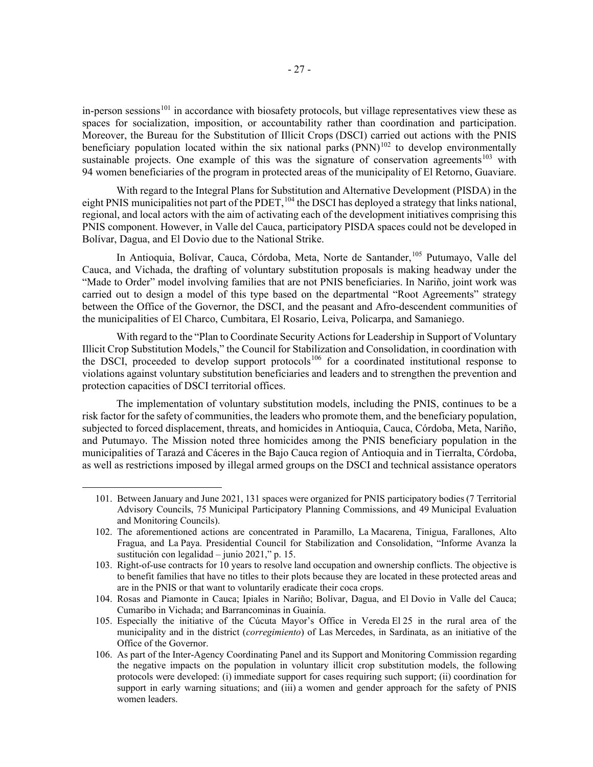in-person sessions[101] in accordance with biosafety protocols, but village representatives view these as spaces for socialization, imposition, or accountability rather than coordination and participation. Moreover, the Bureau for the Substitution of Illicit Crops (DSCI) carried out actions with the PNIS beneficiary population located within the six national parks (PNN)[102] to develop environmentally sustainable projects. One example of this was the signature of conservation agreements[103] with 94 women beneficiaries of the program in protected areas of the municipality of El Retorno, Guaviare.

With regard to the Integral Plans for Substitution and Alternative Development (PISDA) in the eight PNIS municipalities not part of the PDET,[104] the DSCI has deployed a strategy that links national, regional, and local actors with the aim of activating each of the development initiatives comprising this PNIS component. However, in Valle del Cauca, participatory PISDA spaces could not be developed in Bolívar, Dagua, and El Dovio due to the National Strike.

In Antioquia, Bolívar, Cauca, Córdoba, Meta, Norte de Santander,[105] Putumayo, Valle del Cauca, and Vichada, the drafting of voluntary substitution proposals is making headway under the "Made to Order" model involving families that are not PNIS beneficiaries. In Nariño, joint work was carried out to design a model of this type based on the departmental "Root Agreements" strategy between the Office of the Governor, the DSCI, and the peasant and Afro-descendent communities of the municipalities of El Charco, Cumbitara, El Rosario, Leiva, Policarpa, and Samaniego.

With regard to the "Plan to Coordinate Security Actions for Leadership in Support of Voluntary Illicit Crop Substitution Models," the Council for Stabilization and Consolidation, in coordination with the DSCI, proceeded to develop support protocols[106] for a coordinated institutional response to violations against voluntary substitution beneficiaries and leaders and to strengthen the prevention and protection capacities of DSCI territorial offices.

The implementation of voluntary substitution models, including the PNIS, continues to be a risk factor for the safety of communities, the leaders who promote them, and the beneficiary population, subjected to forced displacement, threats, and homicides in Antioquia, Cauca, Córdoba, Meta, Nariño, and Putumayo. The Mission noted three homicides among the PNIS beneficiary population in the municipalities of Tarazá and Cáceres in the Bajo Cauca region of Antioquia and in Tierralta, Córdoba, as well as restrictions imposed by illegal armed groups on the DSCI and technical assistance operators

---

101. Between January and June 2021, 131 spaces were organized for PNIS participatory bodies (7 Territorial Advisory Councils, 75 Municipal Participatory Planning Commissions, and 49 Municipal Evaluation and Monitoring Councils).

102. The aforementioned actions are concentrated in Paramillo, La Macarena, Tinigua, Farallones, Alto Fragua, and La Paya. Presidential Council for Stabilization and Consolidation, "Informe Avanza la sustitución con legalidad – junio 2021," p. 15.

103. Right-of-use contracts for 10 years to resolve land occupation and ownership conflicts. The objective is to benefit families that have no titles to their plots because they are located in these protected areas and are in the PNIS or that want to voluntarily eradicate their coca crops.

104. Rosas and Piamonte in Cauca; Ipiales in Nariño; Bolívar, Dagua, and El Dovio in Valle del Cauca; Cumaribo in Vichada; and Barrancominas in Guainía.

105. Especially the initiative of the Cúcuta Mayor's Office in Vereda El 25 in the rural area of the municipality and in the district (*corregimiento*) of Las Mercedes, in Sardinata, as an initiative of the Office of the Governor.

106. As part of the Inter-Agency Coordinating Panel and its Support and Monitoring Commission regarding the negative impacts on the population in voluntary illicit crop substitution models, the following protocols were developed: (i) immediate support for cases requiring such support; (ii) coordination for support in early warning situations; and (iii) a women and gender approach for the safety of PNIS women leaders.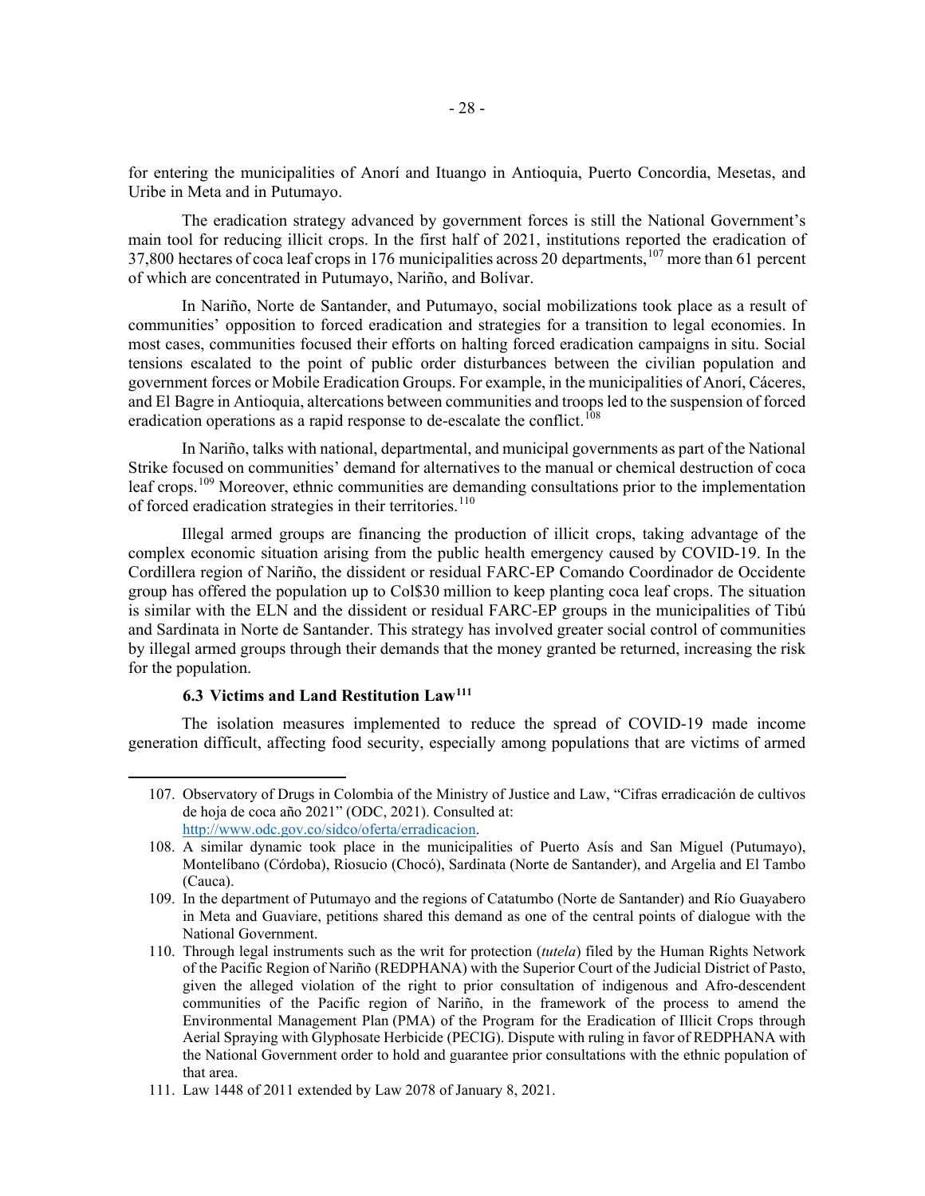for entering the municipalities of Anorí and Ituango in Antioquia, Puerto Concordia, Mesetas, and Uribe in Meta and in Putumayo.

The eradication strategy advanced by government forces is still the National Government's main tool for reducing illicit crops. In the first half of 2021, institutions reported the eradication of 37,800 hectares of coca leaf crops in 176 municipalities across 20 departments,[107] more than 61 percent of which are concentrated in Putumayo, Nariño, and Bolívar.

In Nariño, Norte de Santander, and Putumayo, social mobilizations took place as a result of communities' opposition to forced eradication and strategies for a transition to legal economies. In most cases, communities focused their efforts on halting forced eradication campaigns in situ. Social tensions escalated to the point of public order disturbances between the civilian population and government forces or Mobile Eradication Groups. For example, in the municipalities of Anorí, Cáceres, and El Bagre in Antioquia, altercations between communities and troops led to the suspension of forced eradication operations as a rapid response to de-escalate the conflict.[108]

In Nariño, talks with national, departmental, and municipal governments as part of the National Strike focused on communities' demand for alternatives to the manual or chemical destruction of coca leaf crops.[109] Moreover, ethnic communities are demanding consultations prior to the implementation of forced eradication strategies in their territories.[110]

Illegal armed groups are financing the production of illicit crops, taking advantage of the complex economic situation arising from the public health emergency caused by COVID-19. In the Cordillera region of Nariño, the dissident or residual FARC-EP Comando Coordinador de Occidente group has offered the population up to Col$30 million to keep planting coca leaf crops. The situation is similar with the ELN and the dissident or residual FARC-EP groups in the municipalities of Tibú and Sardinata in Norte de Santander. This strategy has involved greater social control of communities by illegal armed groups through their demands that the money granted be returned, increasing the risk for the population.

### 6.3 Victims and Land Restitution Law[111]

The isolation measures implemented to reduce the spread of COVID-19 made income generation difficult, affecting food security, especially among populations that are victims of armed

---

107. Observatory of Drugs in Colombia of the Ministry of Justice and Law, "Cifras erradicación de cultivos de hoja de coca año 2021" (ODC, 2021). Consulted at: http://www.odc.gov.co/sidco/oferta/erradicacion.

108. A similar dynamic took place in the municipalities of Puerto Asís and San Miguel (Putumayo), Montelíbano (Córdoba), Riosucio (Chocó), Sardinata (Norte de Santander), and Argelia and El Tambo (Cauca).

109. In the department of Putumayo and the regions of Catatumbo (Norte de Santander) and Río Guayabero in Meta and Guaviare, petitions shared this demand as one of the central points of dialogue with the National Government.

110. Through legal instruments such as the writ for protection (*tutela*) filed by the Human Rights Network of the Pacific Region of Nariño (REDPHANA) with the Superior Court of the Judicial District of Pasto, given the alleged violation of the right to prior consultation of indigenous and Afro-descendent communities of the Pacific region of Nariño, in the framework of the process to amend the Environmental Management Plan (PMA) of the Program for the Eradication of Illicit Crops through Aerial Spraying with Glyphosate Herbicide (PECIG). Dispute with ruling in favor of REDPHANA with the National Government order to hold and guarantee prior consultations with the ethnic population of that area.

111. Law 1448 of 2011 extended by Law 2078 of January 8, 2021.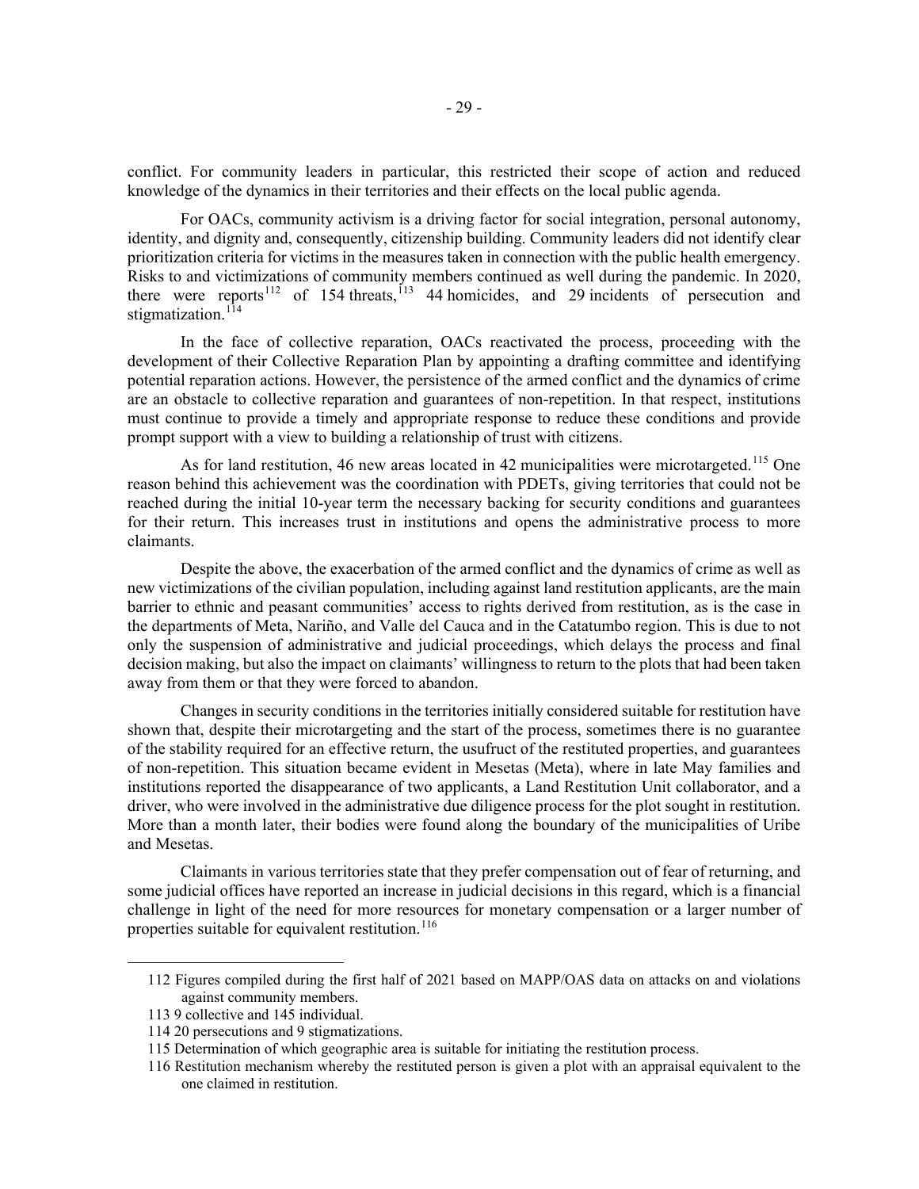conflict. For community leaders in particular, this restricted their scope of action and reduced knowledge of the dynamics in their territories and their effects on the local public agenda.

For OACs, community activism is a driving factor for social integration, personal autonomy, identity, and dignity and, consequently, citizenship building. Community leaders did not identify clear prioritization criteria for victims in the measures taken in connection with the public health emergency. Risks to and victimizations of community members continued as well during the pandemic. In 2020, there were reports[112] of 154 threats,[113] 44 homicides, and 29 incidents of persecution and stigmatization.[114]

In the face of collective reparation, OACs reactivated the process, proceeding with the development of their Collective Reparation Plan by appointing a drafting committee and identifying potential reparation actions. However, the persistence of the armed conflict and the dynamics of crime are an obstacle to collective reparation and guarantees of non-repetition. In that respect, institutions must continue to provide a timely and appropriate response to reduce these conditions and provide prompt support with a view to building a relationship of trust with citizens.

As for land restitution, 46 new areas located in 42 municipalities were microtargeted.[115] One reason behind this achievement was the coordination with PDETs, giving territories that could not be reached during the initial 10-year term the necessary backing for security conditions and guarantees for their return. This increases trust in institutions and opens the administrative process to more claimants.

Despite the above, the exacerbation of the armed conflict and the dynamics of crime as well as new victimizations of the civilian population, including against land restitution applicants, are the main barrier to ethnic and peasant communities' access to rights derived from restitution, as is the case in the departments of Meta, Nariño, and Valle del Cauca and in the Catatumbo region. This is due to not only the suspension of administrative and judicial proceedings, which delays the process and final decision making, but also the impact on claimants' willingness to return to the plots that had been taken away from them or that they were forced to abandon.

Changes in security conditions in the territories initially considered suitable for restitution have shown that, despite their microtargeting and the start of the process, sometimes there is no guarantee of the stability required for an effective return, the usufruct of the restituted properties, and guarantees of non-repetition. This situation became evident in Mesetas (Meta), where in late May families and institutions reported the disappearance of two applicants, a Land Restitution Unit collaborator, and a driver, who were involved in the administrative due diligence process for the plot sought in restitution. More than a month later, their bodies were found along the boundary of the municipalities of Uribe and Mesetas.

Claimants in various territories state that they prefer compensation out of fear of returning, and some judicial offices have reported an increase in judicial decisions in this regard, which is a financial challenge in light of the need for more resources for monetary compensation or a larger number of properties suitable for equivalent restitution.[116]

---

112 Figures compiled during the first half of 2021 based on MAPP/OAS data on attacks on and violations against community members.

113 9 collective and 145 individual.

114 20 persecutions and 9 stigmatizations.

115 Determination of which geographic area is suitable for initiating the restitution process.

116 Restitution mechanism whereby the restituted person is given a plot with an appraisal equivalent to the one claimed in restitution.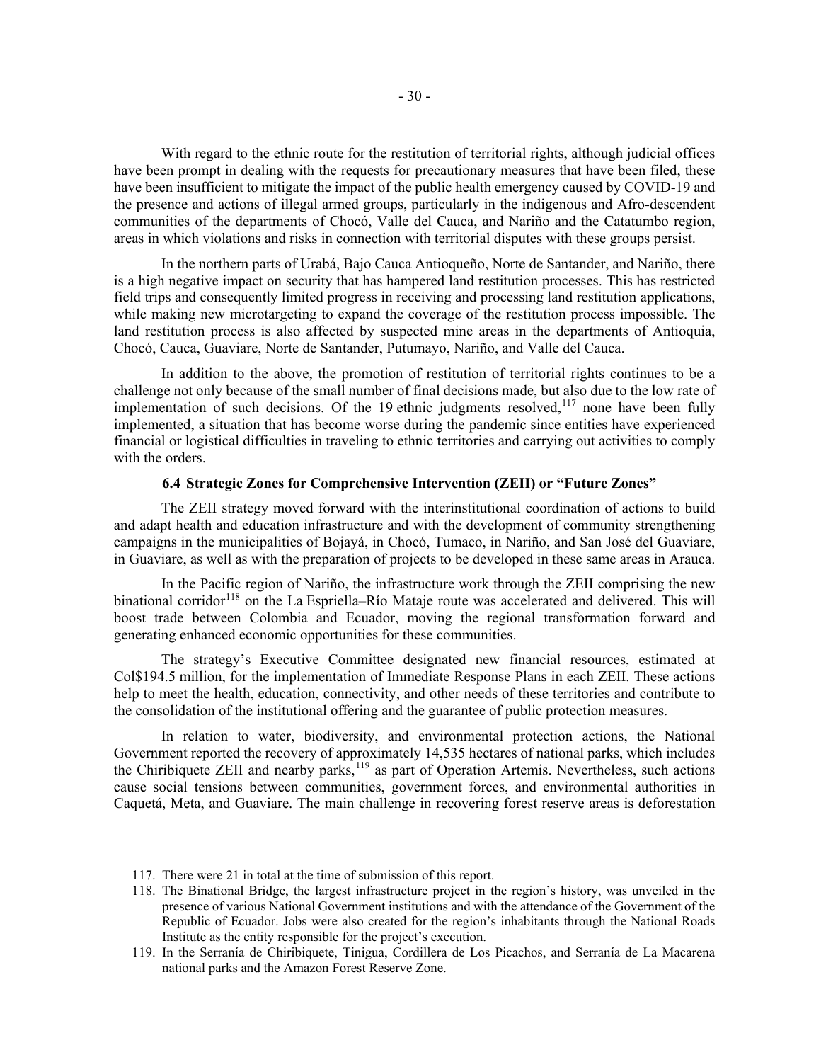With regard to the ethnic route for the restitution of territorial rights, although judicial offices have been prompt in dealing with the requests for precautionary measures that have been filed, these have been insufficient to mitigate the impact of the public health emergency caused by COVID-19 and the presence and actions of illegal armed groups, particularly in the indigenous and Afro-descendent communities of the departments of Chocó, Valle del Cauca, and Nariño and the Catatumbo region, areas in which violations and risks in connection with territorial disputes with these groups persist.

In the northern parts of Urabá, Bajo Cauca Antioqueño, Norte de Santander, and Nariño, there is a high negative impact on security that has hampered land restitution processes. This has restricted field trips and consequently limited progress in receiving and processing land restitution applications, while making new microtargeting to expand the coverage of the restitution process impossible. The land restitution process is also affected by suspected mine areas in the departments of Antioquia, Chocó, Cauca, Guaviare, Norte de Santander, Putumayo, Nariño, and Valle del Cauca.

In addition to the above, the promotion of restitution of territorial rights continues to be a challenge not only because of the small number of final decisions made, but also due to the low rate of implementation of such decisions. Of the 19 ethnic judgments resolved,[117] none have been fully implemented, a situation that has become worse during the pandemic since entities have experienced financial or logistical difficulties in traveling to ethnic territories and carrying out activities to comply with the orders.

### 6.4 Strategic Zones for Comprehensive Intervention (ZEII) or "Future Zones"

The ZEII strategy moved forward with the interinstitutional coordination of actions to build and adapt health and education infrastructure and with the development of community strengthening campaigns in the municipalities of Bojayá, in Chocó, Tumaco, in Nariño, and San José del Guaviare, in Guaviare, as well as with the preparation of projects to be developed in these same areas in Arauca.

In the Pacific region of Nariño, the infrastructure work through the ZEII comprising the new binational corridor[118] on the La Espriella–Río Mataje route was accelerated and delivered. This will boost trade between Colombia and Ecuador, moving the regional transformation forward and generating enhanced economic opportunities for these communities.

The strategy's Executive Committee designated new financial resources, estimated at Col$194.5 million, for the implementation of Immediate Response Plans in each ZEII. These actions help to meet the health, education, connectivity, and other needs of these territories and contribute to the consolidation of the institutional offering and the guarantee of public protection measures.

In relation to water, biodiversity, and environmental protection actions, the National Government reported the recovery of approximately 14,535 hectares of national parks, which includes the Chiribiquete ZEII and nearby parks,[119] as part of Operation Artemis. Nevertheless, such actions cause social tensions between communities, government forces, and environmental authorities in Caquetá, Meta, and Guaviare. The main challenge in recovering forest reserve areas is deforestation

117. There were 21 in total at the time of submission of this report.

118. The Binational Bridge, the largest infrastructure project in the region's history, was unveiled in the presence of various National Government institutions and with the attendance of the Government of the Republic of Ecuador. Jobs were also created for the region's inhabitants through the National Roads Institute as the entity responsible for the project's execution.

119. In the Serranía de Chiribiquete, Tinigua, Cordillera de Los Picachos, and Serranía de La Macarena national parks and the Amazon Forest Reserve Zone.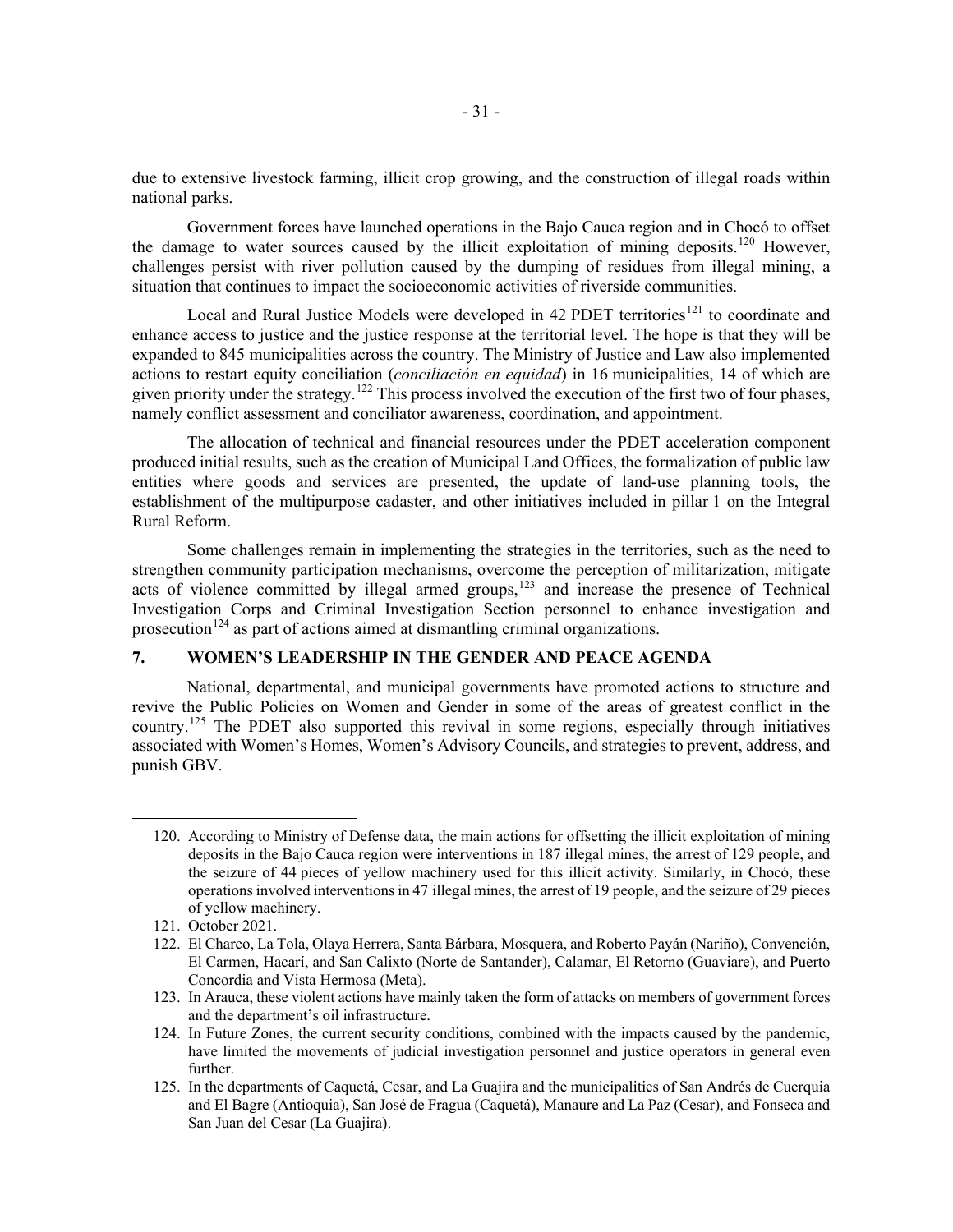due to extensive livestock farming, illicit crop growing, and the construction of illegal roads within national parks.

Government forces have launched operations in the Bajo Cauca region and in Chocó to offset the damage to water sources caused by the illicit exploitation of mining deposits.[120] However, challenges persist with river pollution caused by the dumping of residues from illegal mining, a situation that continues to impact the socioeconomic activities of riverside communities.

Local and Rural Justice Models were developed in 42 PDET territories[121] to coordinate and enhance access to justice and the justice response at the territorial level. The hope is that they will be expanded to 845 municipalities across the country. The Ministry of Justice and Law also implemented actions to restart equity conciliation (*conciliación en equidad*) in 16 municipalities, 14 of which are given priority under the strategy.[122] This process involved the execution of the first two of four phases, namely conflict assessment and conciliator awareness, coordination, and appointment.

The allocation of technical and financial resources under the PDET acceleration component produced initial results, such as the creation of Municipal Land Offices, the formalization of public law entities where goods and services are presented, the update of land-use planning tools, the establishment of the multipurpose cadaster, and other initiatives included in pillar 1 on the Integral Rural Reform.

Some challenges remain in implementing the strategies in the territories, such as the need to strengthen community participation mechanisms, overcome the perception of militarization, mitigate acts of violence committed by illegal armed groups,[123] and increase the presence of Technical Investigation Corps and Criminal Investigation Section personnel to enhance investigation and prosecution[124] as part of actions aimed at dismantling criminal organizations.

## 7. WOMEN'S LEADERSHIP IN THE GENDER AND PEACE AGENDA

National, departmental, and municipal governments have promoted actions to structure and revive the Public Policies on Women and Gender in some of the areas of greatest conflict in the country.[125] The PDET also supported this revival in some regions, especially through initiatives associated with Women's Homes, Women's Advisory Councils, and strategies to prevent, address, and punish GBV.

---

120. According to Ministry of Defense data, the main actions for offsetting the illicit exploitation of mining deposits in the Bajo Cauca region were interventions in 187 illegal mines, the arrest of 129 people, and the seizure of 44 pieces of yellow machinery used for this illicit activity. Similarly, in Chocó, these operations involved interventions in 47 illegal mines, the arrest of 19 people, and the seizure of 29 pieces of yellow machinery.
121. October 2021.
122. El Charco, La Tola, Olaya Herrera, Santa Bárbara, Mosquera, and Roberto Payán (Nariño), Convención, El Carmen, Hacarí, and San Calixto (Norte de Santander), Calamar, El Retorno (Guaviare), and Puerto Concordia and Vista Hermosa (Meta).
123. In Arauca, these violent actions have mainly taken the form of attacks on members of government forces and the department's oil infrastructure.
124. In Future Zones, the current security conditions, combined with the impacts caused by the pandemic, have limited the movements of judicial investigation personnel and justice operators in general even further.
125. In the departments of Caquetá, Cesar, and La Guajira and the municipalities of San Andrés de Cuerquia and El Bagre (Antioquia), San José de Fragua (Caquetá), Manaure and La Paz (Cesar), and Fonseca and San Juan del Cesar (La Guajira).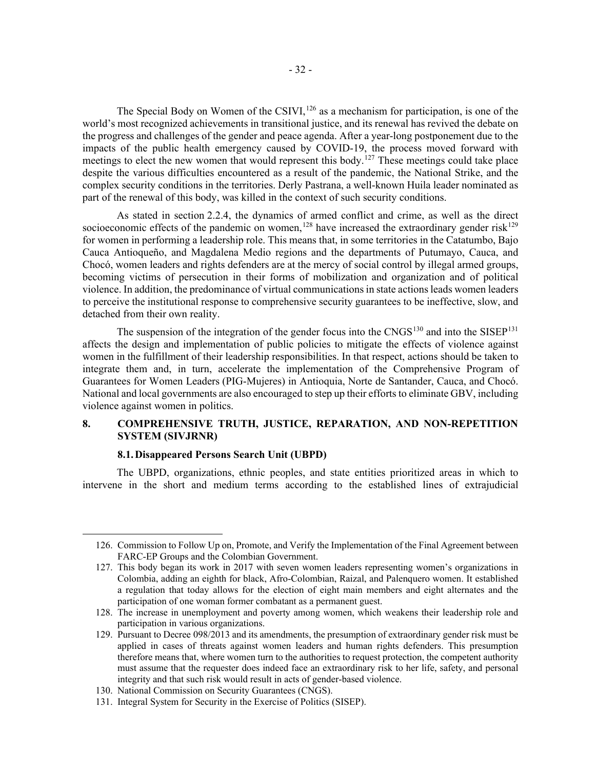The Special Body on Women of the CSIVI,[126] as a mechanism for participation, is one of the world's most recognized achievements in transitional justice, and its renewal has revived the debate on the progress and challenges of the gender and peace agenda. After a year-long postponement due to the impacts of the public health emergency caused by COVID-19, the process moved forward with meetings to elect the new women that would represent this body.[127] These meetings could take place despite the various difficulties encountered as a result of the pandemic, the National Strike, and the complex security conditions in the territories. Derly Pastrana, a well-known Huila leader nominated as part of the renewal of this body, was killed in the context of such security conditions.

As stated in section 2.2.4, the dynamics of armed conflict and crime, as well as the direct socioeconomic effects of the pandemic on women,[128] have increased the extraordinary gender risk[129] for women in performing a leadership role. This means that, in some territories in the Catatumbo, Bajo Cauca Antioqueño, and Magdalena Medio regions and the departments of Putumayo, Cauca, and Chocó, women leaders and rights defenders are at the mercy of social control by illegal armed groups, becoming victims of persecution in their forms of mobilization and organization and of political violence. In addition, the predominance of virtual communications in state actions leads women leaders to perceive the institutional response to comprehensive security guarantees to be ineffective, slow, and detached from their own reality.

The suspension of the integration of the gender focus into the CNGS[130] and into the SISEP[131] affects the design and implementation of public policies to mitigate the effects of violence against women in the fulfillment of their leadership responsibilities. In that respect, actions should be taken to integrate them and, in turn, accelerate the implementation of the Comprehensive Program of Guarantees for Women Leaders (PIG-Mujeres) in Antioquia, Norte de Santander, Cauca, and Chocó. National and local governments are also encouraged to step up their efforts to eliminate GBV, including violence against women in politics.

## 8. COMPREHENSIVE TRUTH, JUSTICE, REPARATION, AND NON-REPETITION SYSTEM (SIVJRNR)

### 8.1. Disappeared Persons Search Unit (UBPD)

The UBPD, organizations, ethnic peoples, and state entities prioritized areas in which to intervene in the short and medium terms according to the established lines of extrajudicial

---

126. Commission to Follow Up on, Promote, and Verify the Implementation of the Final Agreement between FARC-EP Groups and the Colombian Government.
127. This body began its work in 2017 with seven women leaders representing women's organizations in Colombia, adding an eighth for black, Afro-Colombian, Raizal, and Palenquero women. It established a regulation that today allows for the election of eight main members and eight alternates and the participation of one woman former combatant as a permanent guest.
128. The increase in unemployment and poverty among women, which weakens their leadership role and participation in various organizations.
129. Pursuant to Decree 098/2013 and its amendments, the presumption of extraordinary gender risk must be applied in cases of threats against women leaders and human rights defenders. This presumption therefore means that, where women turn to the authorities to request protection, the competent authority must assume that the requester does indeed face an extraordinary risk to her life, safety, and personal integrity and that such risk would result in acts of gender-based violence.
130. National Commission on Security Guarantees (CNGS).
131. Integral System for Security in the Exercise of Politics (SISEP).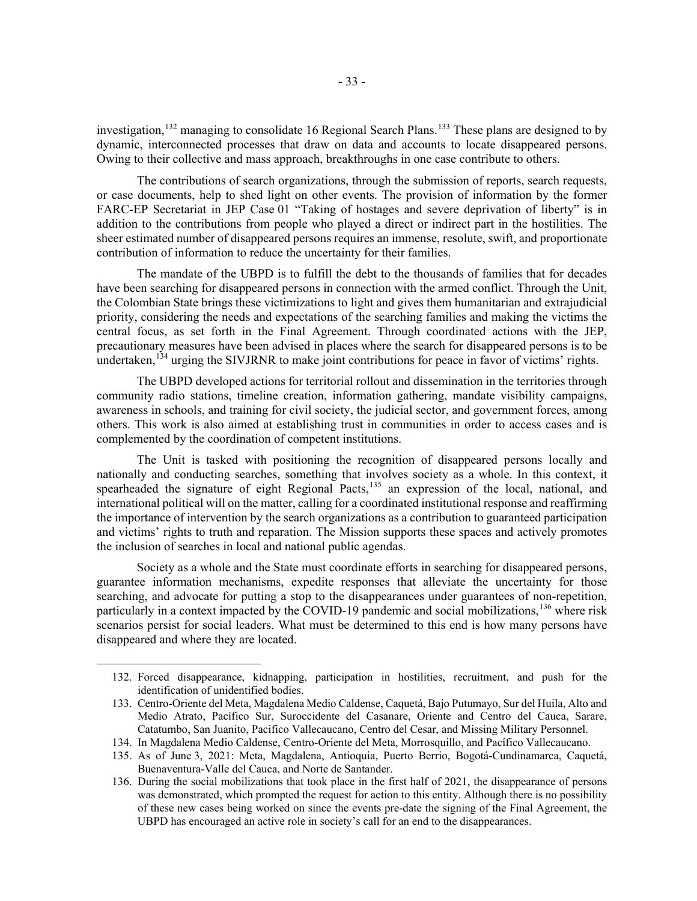investigation,[132] managing to consolidate 16 Regional Search Plans.[133] These plans are designed to by dynamic, interconnected processes that draw on data and accounts to locate disappeared persons. Owing to their collective and mass approach, breakthroughs in one case contribute to others.

The contributions of search organizations, through the submission of reports, search requests, or case documents, help to shed light on other events. The provision of information by the former FARC-EP Secretariat in JEP Case 01 "Taking of hostages and severe deprivation of liberty" is in addition to the contributions from people who played a direct or indirect part in the hostilities. The sheer estimated number of disappeared persons requires an immense, resolute, swift, and proportionate contribution of information to reduce the uncertainty for their families.

The mandate of the UBPD is to fulfill the debt to the thousands of families that for decades have been searching for disappeared persons in connection with the armed conflict. Through the Unit, the Colombian State brings these victimizations to light and gives them humanitarian and extrajudicial priority, considering the needs and expectations of the searching families and making the victims the central focus, as set forth in the Final Agreement. Through coordinated actions with the JEP, precautionary measures have been advised in places where the search for disappeared persons is to be undertaken,[134] urging the SIVJRNR to make joint contributions for peace in favor of victims' rights.

The UBPD developed actions for territorial rollout and dissemination in the territories through community radio stations, timeline creation, information gathering, mandate visibility campaigns, awareness in schools, and training for civil society, the judicial sector, and government forces, among others. This work is also aimed at establishing trust in communities in order to access cases and is complemented by the coordination of competent institutions.

The Unit is tasked with positioning the recognition of disappeared persons locally and nationally and conducting searches, something that involves society as a whole. In this context, it spearheaded the signature of eight Regional Pacts,[135] an expression of the local, national, and international political will on the matter, calling for a coordinated institutional response and reaffirming the importance of intervention by the search organizations as a contribution to guaranteed participation and victims' rights to truth and reparation. The Mission supports these spaces and actively promotes the inclusion of searches in local and national public agendas.

Society as a whole and the State must coordinate efforts in searching for disappeared persons, guarantee information mechanisms, expedite responses that alleviate the uncertainty for those searching, and advocate for putting a stop to the disappearances under guarantees of non-repetition, particularly in a context impacted by the COVID-19 pandemic and social mobilizations,[136] where risk scenarios persist for social leaders. What must be determined to this end is how many persons have disappeared and where they are located.

---

132. Forced disappearance, kidnapping, participation in hostilities, recruitment, and push for the identification of unidentified bodies.
133. Centro-Oriente del Meta, Magdalena Medio Caldense, Caquetá, Bajo Putumayo, Sur del Huila, Alto and Medio Atrato, Pacífico Sur, Suroccidente del Casanare, Oriente and Centro del Cauca, Sarare, Catatumbo, San Juanito, Pacifico Vallecaucano, Centro del Cesar, and Missing Military Personnel.
134. In Magdalena Medio Caldense, Centro-Oriente del Meta, Morrosquillo, and Pacífico Vallecaucano.
135. As of June 3, 2021: Meta, Magdalena, Antioquia, Puerto Berrio, Bogotá-Cundinamarca, Caquetá, Buenaventura-Valle del Cauca, and Norte de Santander.
136. During the social mobilizations that took place in the first half of 2021, the disappearance of persons was demonstrated, which prompted the request for action to this entity. Although there is no possibility of these new cases being worked on since the events pre-date the signing of the Final Agreement, the UBPD has encouraged an active role in society's call for an end to the disappearances.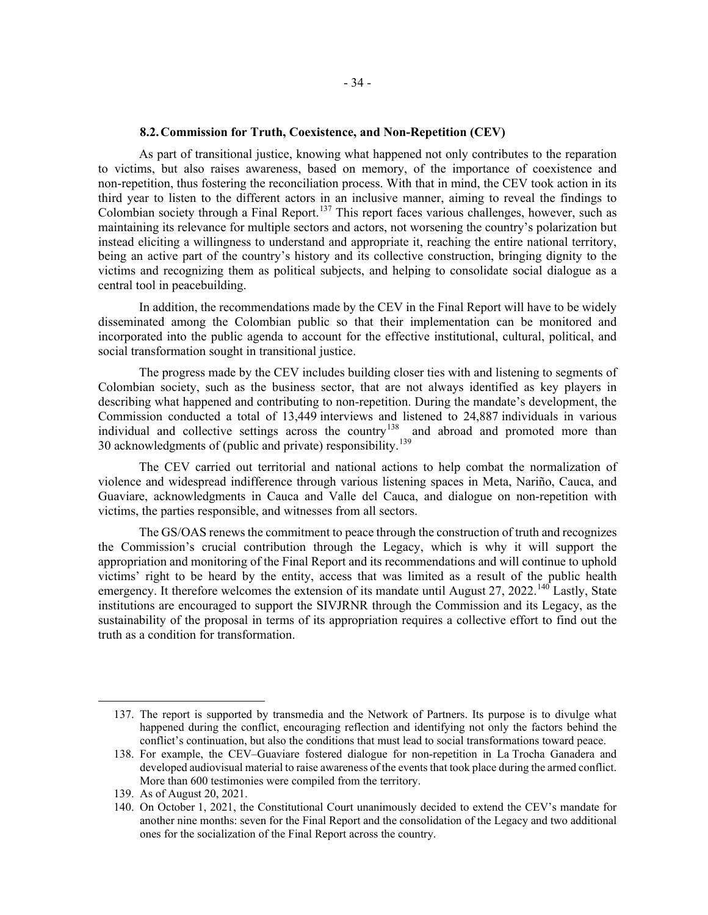### 8.2. Commission for Truth, Coexistence, and Non-Repetition (CEV)

As part of transitional justice, knowing what happened not only contributes to the reparation to victims, but also raises awareness, based on memory, of the importance of coexistence and non-repetition, thus fostering the reconciliation process. With that in mind, the CEV took action in its third year to listen to the different actors in an inclusive manner, aiming to reveal the findings to Colombian society through a Final Report.[137] This report faces various challenges, however, such as maintaining its relevance for multiple sectors and actors, not worsening the country's polarization but instead eliciting a willingness to understand and appropriate it, reaching the entire national territory, being an active part of the country's history and its collective construction, bringing dignity to the victims and recognizing them as political subjects, and helping to consolidate social dialogue as a central tool in peacebuilding.

In addition, the recommendations made by the CEV in the Final Report will have to be widely disseminated among the Colombian public so that their implementation can be monitored and incorporated into the public agenda to account for the effective institutional, cultural, political, and social transformation sought in transitional justice.

The progress made by the CEV includes building closer ties with and listening to segments of Colombian society, such as the business sector, that are not always identified as key players in describing what happened and contributing to non-repetition. During the mandate's development, the Commission conducted a total of 13,449 interviews and listened to 24,887 individuals in various individual and collective settings across the country[138] and abroad and promoted more than 30 acknowledgments of (public and private) responsibility.[139]

The CEV carried out territorial and national actions to help combat the normalization of violence and widespread indifference through various listening spaces in Meta, Nariño, Cauca, and Guaviare, acknowledgments in Cauca and Valle del Cauca, and dialogue on non-repetition with victims, the parties responsible, and witnesses from all sectors.

The GS/OAS renews the commitment to peace through the construction of truth and recognizes the Commission's crucial contribution through the Legacy, which is why it will support the appropriation and monitoring of the Final Report and its recommendations and will continue to uphold victims' right to be heard by the entity, access that was limited as a result of the public health emergency. It therefore welcomes the extension of its mandate until August 27, 2022.[140] Lastly, State institutions are encouraged to support the SIVJRNR through the Commission and its Legacy, as the sustainability of the proposal in terms of its appropriation requires a collective effort to find out the truth as a condition for transformation.

---

137. The report is supported by transmedia and the Network of Partners. Its purpose is to divulge what happened during the conflict, encouraging reflection and identifying not only the factors behind the conflict's continuation, but also the conditions that must lead to social transformations toward peace.
138. For example, the CEV–Guaviare fostered dialogue for non-repetition in La Trocha Ganadera and developed audiovisual material to raise awareness of the events that took place during the armed conflict. More than 600 testimonies were compiled from the territory.
139. As of August 20, 2021.
140. On October 1, 2021, the Constitutional Court unanimously decided to extend the CEV's mandate for another nine months: seven for the Final Report and the consolidation of the Legacy and two additional ones for the socialization of the Final Report across the country.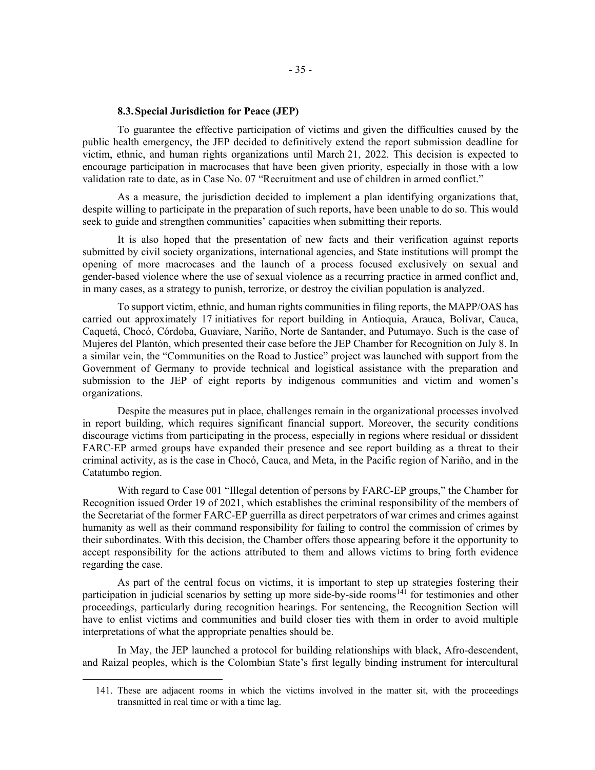### 8.3. Special Jurisdiction for Peace (JEP)

To guarantee the effective participation of victims and given the difficulties caused by the public health emergency, the JEP decided to definitively extend the report submission deadline for victim, ethnic, and human rights organizations until March 21, 2022. This decision is expected to encourage participation in macrocases that have been given priority, especially in those with a low validation rate to date, as in Case No. 07 "Recruitment and use of children in armed conflict."

As a measure, the jurisdiction decided to implement a plan identifying organizations that, despite willing to participate in the preparation of such reports, have been unable to do so. This would seek to guide and strengthen communities' capacities when submitting their reports.

It is also hoped that the presentation of new facts and their verification against reports submitted by civil society organizations, international agencies, and State institutions will prompt the opening of more macrocases and the launch of a process focused exclusively on sexual and gender-based violence where the use of sexual violence as a recurring practice in armed conflict and, in many cases, as a strategy to punish, terrorize, or destroy the civilian population is analyzed.

To support victim, ethnic, and human rights communities in filing reports, the MAPP/OAS has carried out approximately 17 initiatives for report building in Antioquia, Arauca, Bolívar, Cauca, Caquetá, Chocó, Córdoba, Guaviare, Nariño, Norte de Santander, and Putumayo. Such is the case of Mujeres del Plantón, which presented their case before the JEP Chamber for Recognition on July 8. In a similar vein, the "Communities on the Road to Justice" project was launched with support from the Government of Germany to provide technical and logistical assistance with the preparation and submission to the JEP of eight reports by indigenous communities and victim and women's organizations.

Despite the measures put in place, challenges remain in the organizational processes involved in report building, which requires significant financial support. Moreover, the security conditions discourage victims from participating in the process, especially in regions where residual or dissident FARC-EP armed groups have expanded their presence and see report building as a threat to their criminal activity, as is the case in Chocó, Cauca, and Meta, in the Pacific region of Nariño, and in the Catatumbo region.

With regard to Case 001 "Illegal detention of persons by FARC-EP groups," the Chamber for Recognition issued Order 19 of 2021, which establishes the criminal responsibility of the members of the Secretariat of the former FARC-EP guerrilla as direct perpetrators of war crimes and crimes against humanity as well as their command responsibility for failing to control the commission of crimes by their subordinates. With this decision, the Chamber offers those appearing before it the opportunity to accept responsibility for the actions attributed to them and allows victims to bring forth evidence regarding the case.

As part of the central focus on victims, it is important to step up strategies fostering their participation in judicial scenarios by setting up more side-by-side rooms[141] for testimonies and other proceedings, particularly during recognition hearings. For sentencing, the Recognition Section will have to enlist victims and communities and build closer ties with them in order to avoid multiple interpretations of what the appropriate penalties should be.

In May, the JEP launched a protocol for building relationships with black, Afro-descendent, and Raizal peoples, which is the Colombian State's first legally binding instrument for intercultural

141. These are adjacent rooms in which the victims involved in the matter sit, with the proceedings transmitted in real time or with a time lag.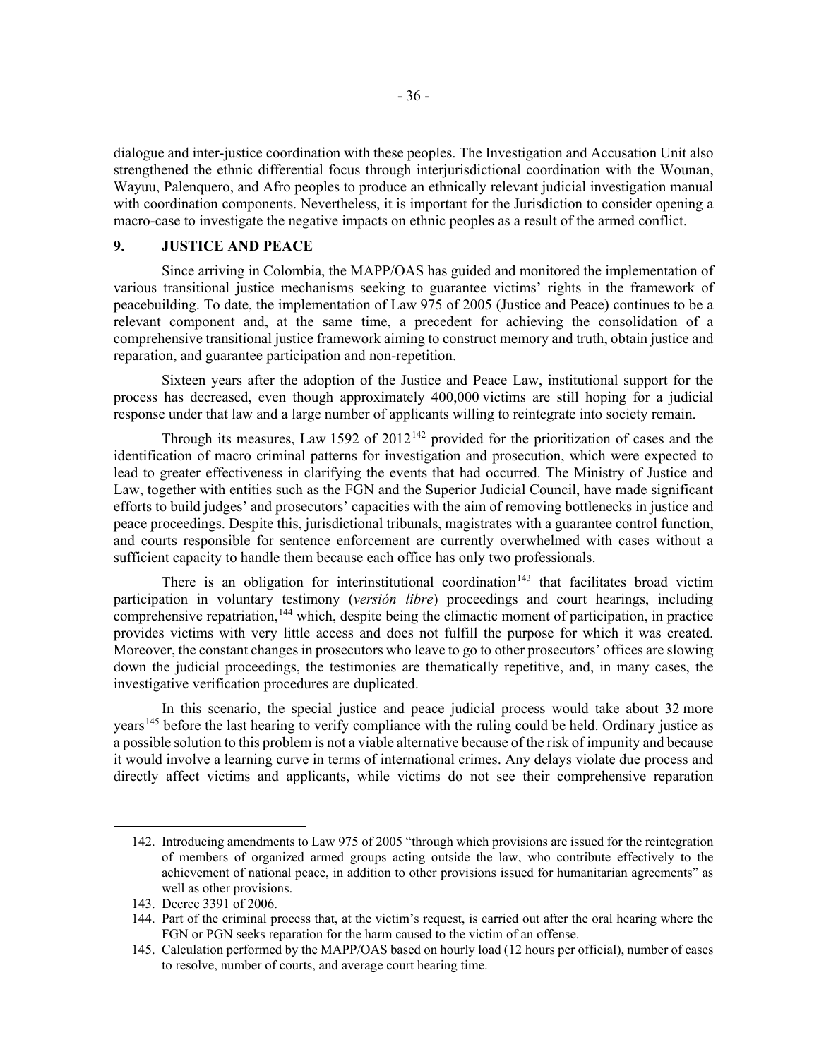dialogue and inter-justice coordination with these peoples. The Investigation and Accusation Unit also strengthened the ethnic differential focus through interjurisdictional coordination with the Wounan, Wayuu, Palenquero, and Afro peoples to produce an ethnically relevant judicial investigation manual with coordination components. Nevertheless, it is important for the Jurisdiction to consider opening a macro-case to investigate the negative impacts on ethnic peoples as a result of the armed conflict.

## 9. JUSTICE AND PEACE

Since arriving in Colombia, the MAPP/OAS has guided and monitored the implementation of various transitional justice mechanisms seeking to guarantee victims' rights in the framework of peacebuilding. To date, the implementation of Law 975 of 2005 (Justice and Peace) continues to be a relevant component and, at the same time, a precedent for achieving the consolidation of a comprehensive transitional justice framework aiming to construct memory and truth, obtain justice and reparation, and guarantee participation and non-repetition.

Sixteen years after the adoption of the Justice and Peace Law, institutional support for the process has decreased, even though approximately 400,000 victims are still hoping for a judicial response under that law and a large number of applicants willing to reintegrate into society remain.

Through its measures, Law 1592 of 2012[142] provided for the prioritization of cases and the identification of macro criminal patterns for investigation and prosecution, which were expected to lead to greater effectiveness in clarifying the events that had occurred. The Ministry of Justice and Law, together with entities such as the FGN and the Superior Judicial Council, have made significant efforts to build judges' and prosecutors' capacities with the aim of removing bottlenecks in justice and peace proceedings. Despite this, jurisdictional tribunals, magistrates with a guarantee control function, and courts responsible for sentence enforcement are currently overwhelmed with cases without a sufficient capacity to handle them because each office has only two professionals.

There is an obligation for interinstitutional coordination[143] that facilitates broad victim participation in voluntary testimony (*versión libre*) proceedings and court hearings, including comprehensive repatriation,[144] which, despite being the climactic moment of participation, in practice provides victims with very little access and does not fulfill the purpose for which it was created. Moreover, the constant changes in prosecutors who leave to go to other prosecutors' offices are slowing down the judicial proceedings, the testimonies are thematically repetitive, and, in many cases, the investigative verification procedures are duplicated.

In this scenario, the special justice and peace judicial process would take about 32 more years[145] before the last hearing to verify compliance with the ruling could be held. Ordinary justice as a possible solution to this problem is not a viable alternative because of the risk of impunity and because it would involve a learning curve in terms of international crimes. Any delays violate due process and directly affect victims and applicants, while victims do not see their comprehensive reparation

142. Introducing amendments to Law 975 of 2005 "through which provisions are issued for the reintegration of members of organized armed groups acting outside the law, who contribute effectively to the achievement of national peace, in addition to other provisions issued for humanitarian agreements" as well as other provisions.

143. Decree 3391 of 2006.

144. Part of the criminal process that, at the victim's request, is carried out after the oral hearing where the FGN or PGN seeks reparation for the harm caused to the victim of an offense.

145. Calculation performed by the MAPP/OAS based on hourly load (12 hours per official), number of cases to resolve, number of courts, and average court hearing time.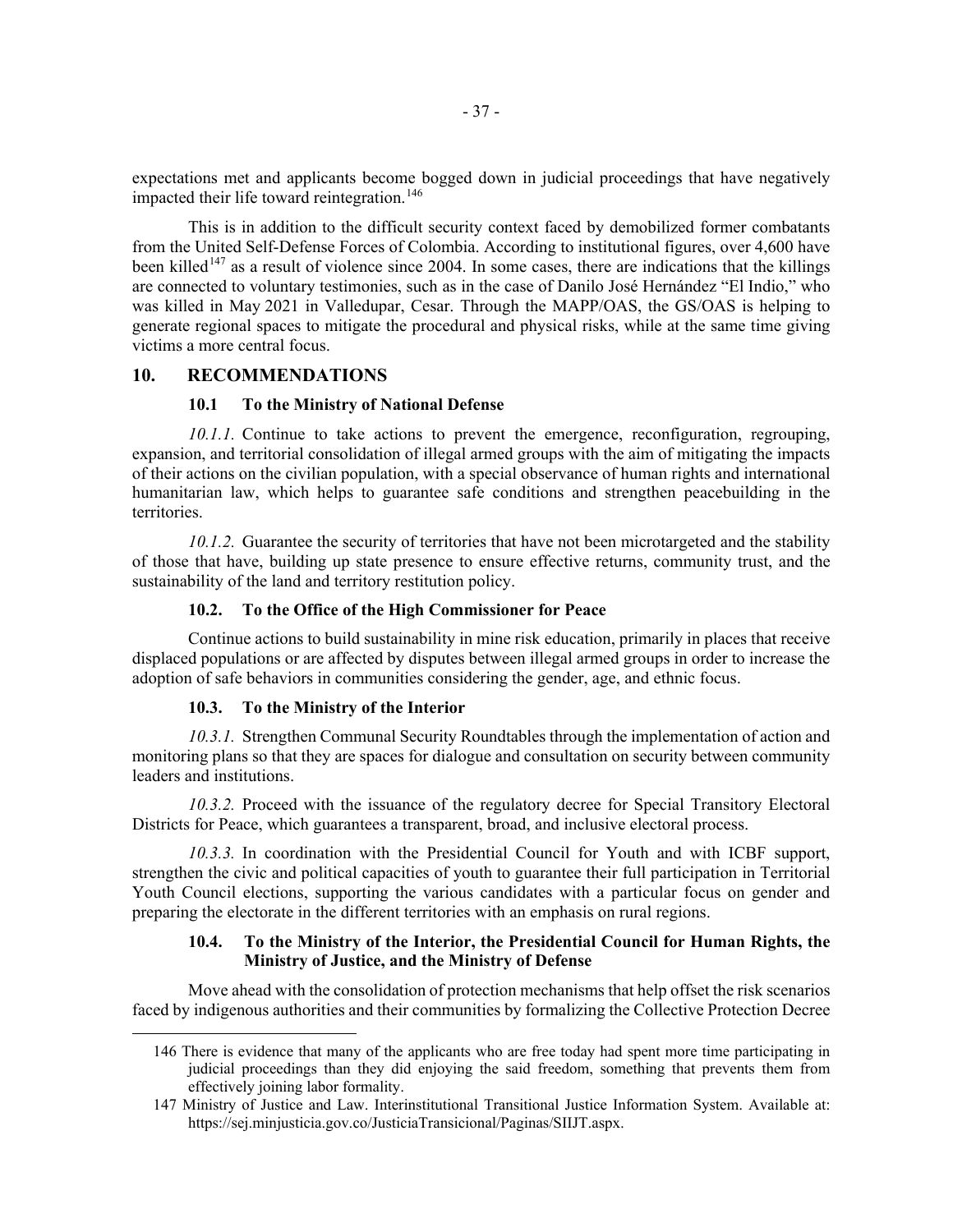expectations met and applicants become bogged down in judicial proceedings that have negatively impacted their life toward reintegration.[146]

This is in addition to the difficult security context faced by demobilized former combatants from the United Self-Defense Forces of Colombia. According to institutional figures, over 4,600 have been killed[147] as a result of violence since 2004. In some cases, there are indications that the killings are connected to voluntary testimonies, such as in the case of Danilo José Hernández "El Indio," who was killed in May 2021 in Valledupar, Cesar. Through the MAPP/OAS, the GS/OAS is helping to generate regional spaces to mitigate the procedural and physical risks, while at the same time giving victims a more central focus.

## 10. RECOMMENDATIONS

### 10.1 To the Ministry of National Defense

*10.1.1.* Continue to take actions to prevent the emergence, reconfiguration, regrouping, expansion, and territorial consolidation of illegal armed groups with the aim of mitigating the impacts of their actions on the civilian population, with a special observance of human rights and international humanitarian law, which helps to guarantee safe conditions and strengthen peacebuilding in the territories.

*10.1.2.* Guarantee the security of territories that have not been microtargeted and the stability of those that have, building up state presence to ensure effective returns, community trust, and the sustainability of the land and territory restitution policy.

### 10.2. To the Office of the High Commissioner for Peace

Continue actions to build sustainability in mine risk education, primarily in places that receive displaced populations or are affected by disputes between illegal armed groups in order to increase the adoption of safe behaviors in communities considering the gender, age, and ethnic focus.

### 10.3. To the Ministry of the Interior

*10.3.1.* Strengthen Communal Security Roundtables through the implementation of action and monitoring plans so that they are spaces for dialogue and consultation on security between community leaders and institutions.

*10.3.2.* Proceed with the issuance of the regulatory decree for Special Transitory Electoral Districts for Peace, which guarantees a transparent, broad, and inclusive electoral process.

*10.3.3.* In coordination with the Presidential Council for Youth and with ICBF support, strengthen the civic and political capacities of youth to guarantee their full participation in Territorial Youth Council elections, supporting the various candidates with a particular focus on gender and preparing the electorate in the different territories with an emphasis on rural regions.

### 10.4. To the Ministry of the Interior, the Presidential Council for Human Rights, the Ministry of Justice, and the Ministry of Defense

Move ahead with the consolidation of protection mechanisms that help offset the risk scenarios faced by indigenous authorities and their communities by formalizing the Collective Protection Decree

---

146 There is evidence that many of the applicants who are free today had spent more time participating in judicial proceedings than they did enjoying the said freedom, something that prevents them from effectively joining labor formality.

147 Ministry of Justice and Law. Interinstitutional Transitional Justice Information System. Available at: https://sej.minjusticia.gov.co/JusticiaTransicional/Paginas/SIIJT.aspx.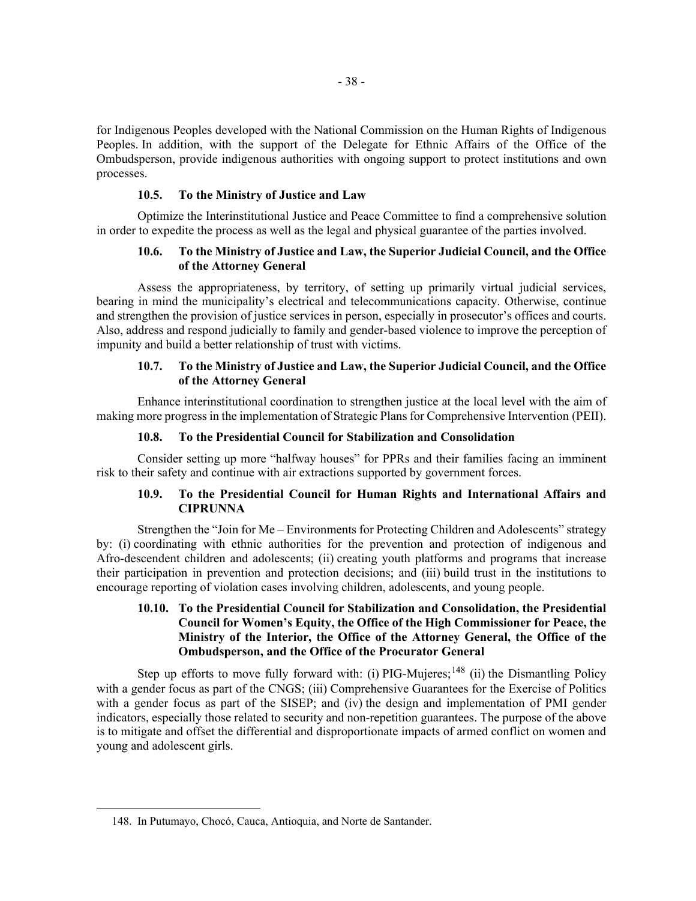for Indigenous Peoples developed with the National Commission on the Human Rights of Indigenous Peoples. In addition, with the support of the Delegate for Ethnic Affairs of the Office of the Ombudsperson, provide indigenous authorities with ongoing support to protect institutions and own processes.

### 10.5. To the Ministry of Justice and Law

Optimize the Interinstitutional Justice and Peace Committee to find a comprehensive solution in order to expedite the process as well as the legal and physical guarantee of the parties involved.

### 10.6. To the Ministry of Justice and Law, the Superior Judicial Council, and the Office of the Attorney General

Assess the appropriateness, by territory, of setting up primarily virtual judicial services, bearing in mind the municipality's electrical and telecommunications capacity. Otherwise, continue and strengthen the provision of justice services in person, especially in prosecutor's offices and courts. Also, address and respond judicially to family and gender-based violence to improve the perception of impunity and build a better relationship of trust with victims.

### 10.7. To the Ministry of Justice and Law, the Superior Judicial Council, and the Office of the Attorney General

Enhance interinstitutional coordination to strengthen justice at the local level with the aim of making more progress in the implementation of Strategic Plans for Comprehensive Intervention (PEII).

### 10.8. To the Presidential Council for Stabilization and Consolidation

Consider setting up more "halfway houses" for PPRs and their families facing an imminent risk to their safety and continue with air extractions supported by government forces.

### 10.9. To the Presidential Council for Human Rights and International Affairs and CIPRUNNA

Strengthen the "Join for Me – Environments for Protecting Children and Adolescents" strategy by: (i) coordinating with ethnic authorities for the prevention and protection of indigenous and Afro-descendent children and adolescents; (ii) creating youth platforms and programs that increase their participation in prevention and protection decisions; and (iii) build trust in the institutions to encourage reporting of violation cases involving children, adolescents, and young people.

### 10.10. To the Presidential Council for Stabilization and Consolidation, the Presidential Council for Women's Equity, the Office of the High Commissioner for Peace, the Ministry of the Interior, the Office of the Attorney General, the Office of the Ombudsperson, and the Office of the Procurator General

Step up efforts to move fully forward with: (i) PIG-Mujeres;[148] (ii) the Dismantling Policy with a gender focus as part of the CNGS; (iii) Comprehensive Guarantees for the Exercise of Politics with a gender focus as part of the SISEP; and (iv) the design and implementation of PMI gender indicators, especially those related to security and non-repetition guarantees. The purpose of the above is to mitigate and offset the differential and disproportionate impacts of armed conflict on women and young and adolescent girls.

---

148. In Putumayo, Chocó, Cauca, Antioquia, and Norte de Santander.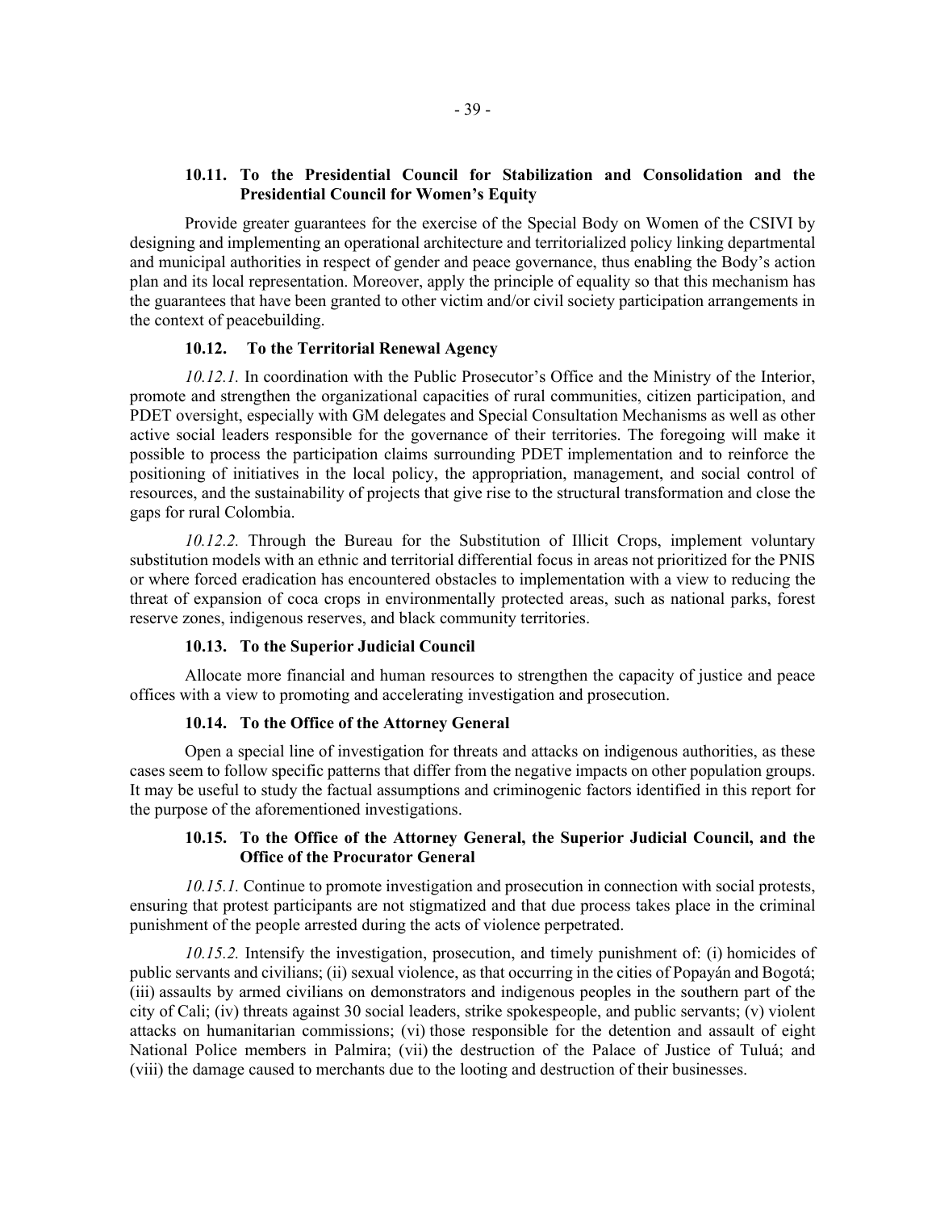### 10.11. To the Presidential Council for Stabilization and Consolidation and the Presidential Council for Women's Equity

Provide greater guarantees for the exercise of the Special Body on Women of the CSIVI by designing and implementing an operational architecture and territorialized policy linking departmental and municipal authorities in respect of gender and peace governance, thus enabling the Body's action plan and its local representation. Moreover, apply the principle of equality so that this mechanism has the guarantees that have been granted to other victim and/or civil society participation arrangements in the context of peacebuilding.

### 10.12. To the Territorial Renewal Agency

*10.12.1.* In coordination with the Public Prosecutor's Office and the Ministry of the Interior, promote and strengthen the organizational capacities of rural communities, citizen participation, and PDET oversight, especially with GM delegates and Special Consultation Mechanisms as well as other active social leaders responsible for the governance of their territories. The foregoing will make it possible to process the participation claims surrounding PDET implementation and to reinforce the positioning of initiatives in the local policy, the appropriation, management, and social control of resources, and the sustainability of projects that give rise to the structural transformation and close the gaps for rural Colombia.

*10.12.2.* Through the Bureau for the Substitution of Illicit Crops, implement voluntary substitution models with an ethnic and territorial differential focus in areas not prioritized for the PNIS or where forced eradication has encountered obstacles to implementation with a view to reducing the threat of expansion of coca crops in environmentally protected areas, such as national parks, forest reserve zones, indigenous reserves, and black community territories.

### 10.13. To the Superior Judicial Council

Allocate more financial and human resources to strengthen the capacity of justice and peace offices with a view to promoting and accelerating investigation and prosecution.

### 10.14. To the Office of the Attorney General

Open a special line of investigation for threats and attacks on indigenous authorities, as these cases seem to follow specific patterns that differ from the negative impacts on other population groups. It may be useful to study the factual assumptions and criminogenic factors identified in this report for the purpose of the aforementioned investigations.

### 10.15. To the Office of the Attorney General, the Superior Judicial Council, and the Office of the Procurator General

*10.15.1.* Continue to promote investigation and prosecution in connection with social protests, ensuring that protest participants are not stigmatized and that due process takes place in the criminal punishment of the people arrested during the acts of violence perpetrated.

*10.15.2.* Intensify the investigation, prosecution, and timely punishment of: (i) homicides of public servants and civilians; (ii) sexual violence, as that occurring in the cities of Popayán and Bogotá; (iii) assaults by armed civilians on demonstrators and indigenous peoples in the southern part of the city of Cali; (iv) threats against 30 social leaders, strike spokespeople, and public servants; (v) violent attacks on humanitarian commissions; (vi) those responsible for the detention and assault of eight National Police members in Palmira; (vii) the destruction of the Palace of Justice of Tuluá; and (viii) the damage caused to merchants due to the looting and destruction of their businesses.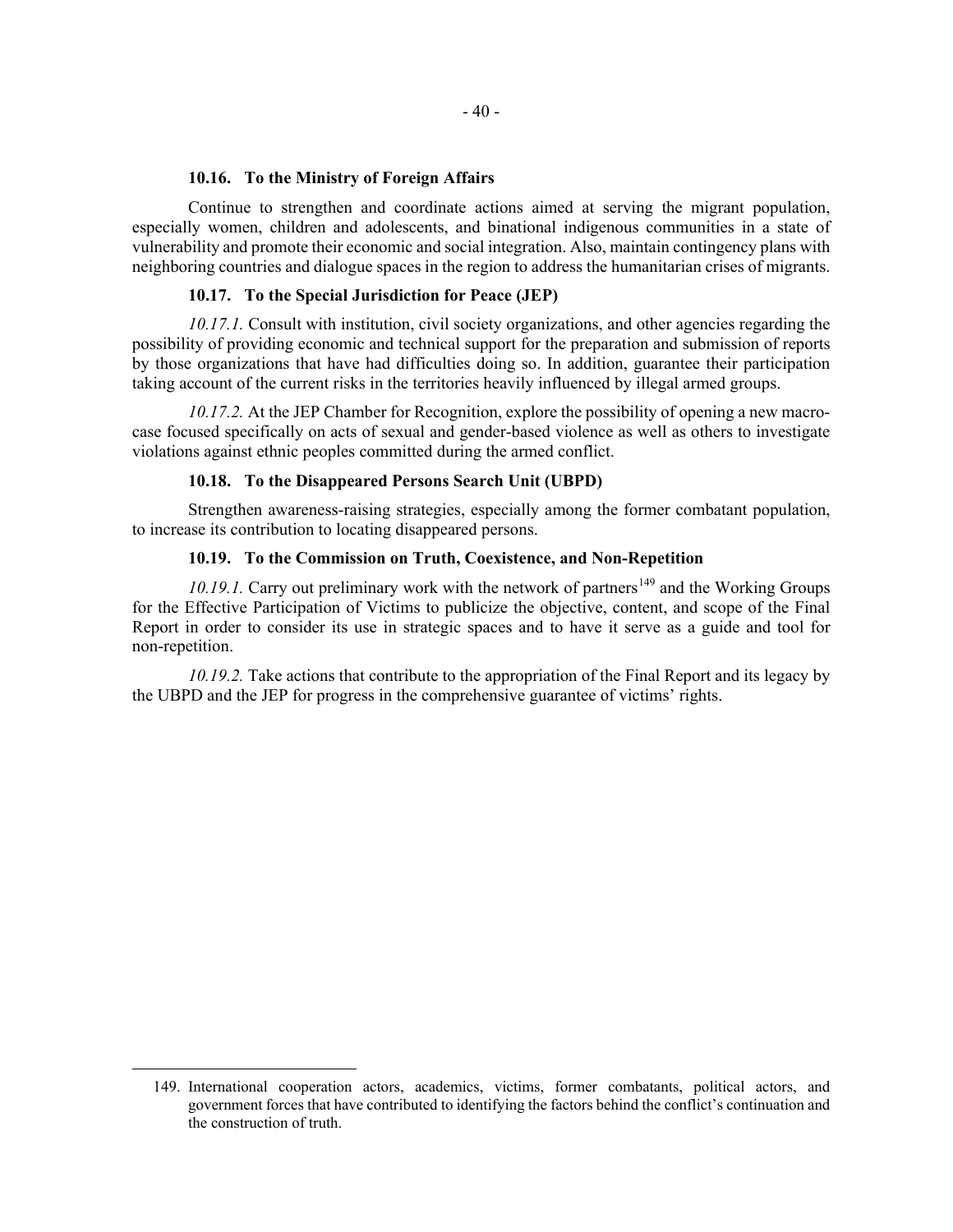### 10.16. To the Ministry of Foreign Affairs

Continue to strengthen and coordinate actions aimed at serving the migrant population, especially women, children and adolescents, and binational indigenous communities in a state of vulnerability and promote their economic and social integration. Also, maintain contingency plans with neighboring countries and dialogue spaces in the region to address the humanitarian crises of migrants.

### 10.17. To the Special Jurisdiction for Peace (JEP)

*10.17.1.* Consult with institution, civil society organizations, and other agencies regarding the possibility of providing economic and technical support for the preparation and submission of reports by those organizations that have had difficulties doing so. In addition, guarantee their participation taking account of the current risks in the territories heavily influenced by illegal armed groups.

*10.17.2.* At the JEP Chamber for Recognition, explore the possibility of opening a new macro-case focused specifically on acts of sexual and gender-based violence as well as others to investigate violations against ethnic peoples committed during the armed conflict.

### 10.18. To the Disappeared Persons Search Unit (UBPD)

Strengthen awareness-raising strategies, especially among the former combatant population, to increase its contribution to locating disappeared persons.

### 10.19. To the Commission on Truth, Coexistence, and Non-Repetition

*10.19.1.* Carry out preliminary work with the network of partners[149] and the Working Groups for the Effective Participation of Victims to publicize the objective, content, and scope of the Final Report in order to consider its use in strategic spaces and to have it serve as a guide and tool for non-repetition.

*10.19.2.* Take actions that contribute to the appropriation of the Final Report and its legacy by the UBPD and the JEP for progress in the comprehensive guarantee of victims' rights.

---

149. International cooperation actors, academics, victims, former combatants, political actors, and government forces that have contributed to identifying the factors behind the conflict's continuation and the construction of truth.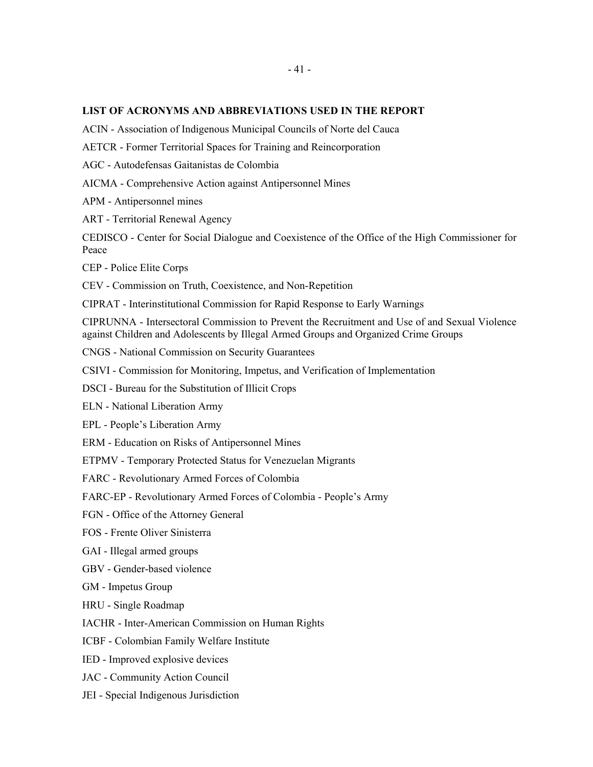**LIST OF ACRONYMS AND ABBREVIATIONS USED IN THE REPORT**

ACIN - Association of Indigenous Municipal Councils of Norte del Cauca

AETCR - Former Territorial Spaces for Training and Reincorporation

AGC - Autodefensas Gaitanistas de Colombia

AICMA - Comprehensive Action against Antipersonnel Mines

APM - Antipersonnel mines

ART - Territorial Renewal Agency

CEDISCO - Center for Social Dialogue and Coexistence of the Office of the High Commissioner for Peace

CEP - Police Elite Corps

CEV - Commission on Truth, Coexistence, and Non-Repetition

CIPRAT - Interinstitutional Commission for Rapid Response to Early Warnings

CIPRUNNA - Intersectoral Commission to Prevent the Recruitment and Use of and Sexual Violence against Children and Adolescents by Illegal Armed Groups and Organized Crime Groups

CNGS - National Commission on Security Guarantees

CSIVI - Commission for Monitoring, Impetus, and Verification of Implementation

DSCI - Bureau for the Substitution of Illicit Crops

ELN - National Liberation Army

EPL - People's Liberation Army

ERM - Education on Risks of Antipersonnel Mines

ETPMV - Temporary Protected Status for Venezuelan Migrants

FARC - Revolutionary Armed Forces of Colombia

FARC-EP - Revolutionary Armed Forces of Colombia - People's Army

FGN - Office of the Attorney General

FOS - Frente Oliver Sinisterra

GAI - Illegal armed groups

GBV - Gender-based violence

GM - Impetus Group

HRU - Single Roadmap

IACHR - Inter-American Commission on Human Rights

ICBF - Colombian Family Welfare Institute

IED - Improved explosive devices

JAC - Community Action Council

JEI - Special Indigenous Jurisdiction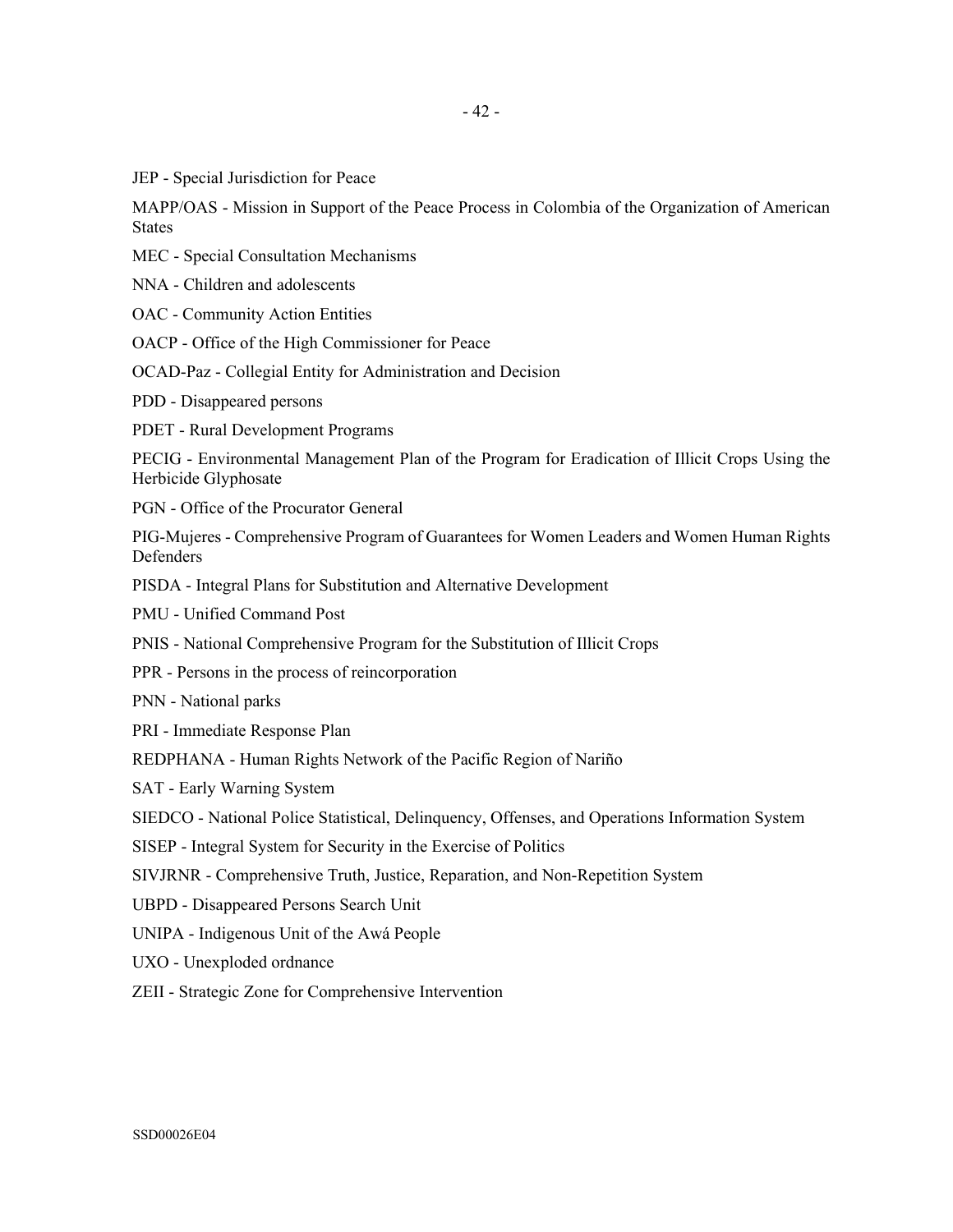JEP - Special Jurisdiction for Peace

MAPP/OAS - Mission in Support of the Peace Process in Colombia of the Organization of American States

MEC - Special Consultation Mechanisms

NNA - Children and adolescents

OAC - Community Action Entities

OACP - Office of the High Commissioner for Peace

OCAD-Paz - Collegial Entity for Administration and Decision

PDD - Disappeared persons

PDET - Rural Development Programs

PECIG - Environmental Management Plan of the Program for Eradication of Illicit Crops Using the Herbicide Glyphosate

PGN - Office of the Procurator General

PIG-Mujeres - Comprehensive Program of Guarantees for Women Leaders and Women Human Rights Defenders

PISDA - Integral Plans for Substitution and Alternative Development

PMU - Unified Command Post

PNIS - National Comprehensive Program for the Substitution of Illicit Crops

PPR - Persons in the process of reincorporation

PNN - National parks

PRI - Immediate Response Plan

REDPHANA - Human Rights Network of the Pacific Region of Nariño

SAT - Early Warning System

SIEDCO - National Police Statistical, Delinquency, Offenses, and Operations Information System

SISEP - Integral System for Security in the Exercise of Politics

SIVJRNR - Comprehensive Truth, Justice, Reparation, and Non-Repetition System

UBPD - Disappeared Persons Search Unit

UNIPA - Indigenous Unit of the Awá People

UXO - Unexploded ordnance

ZEII - Strategic Zone for Comprehensive Intervention